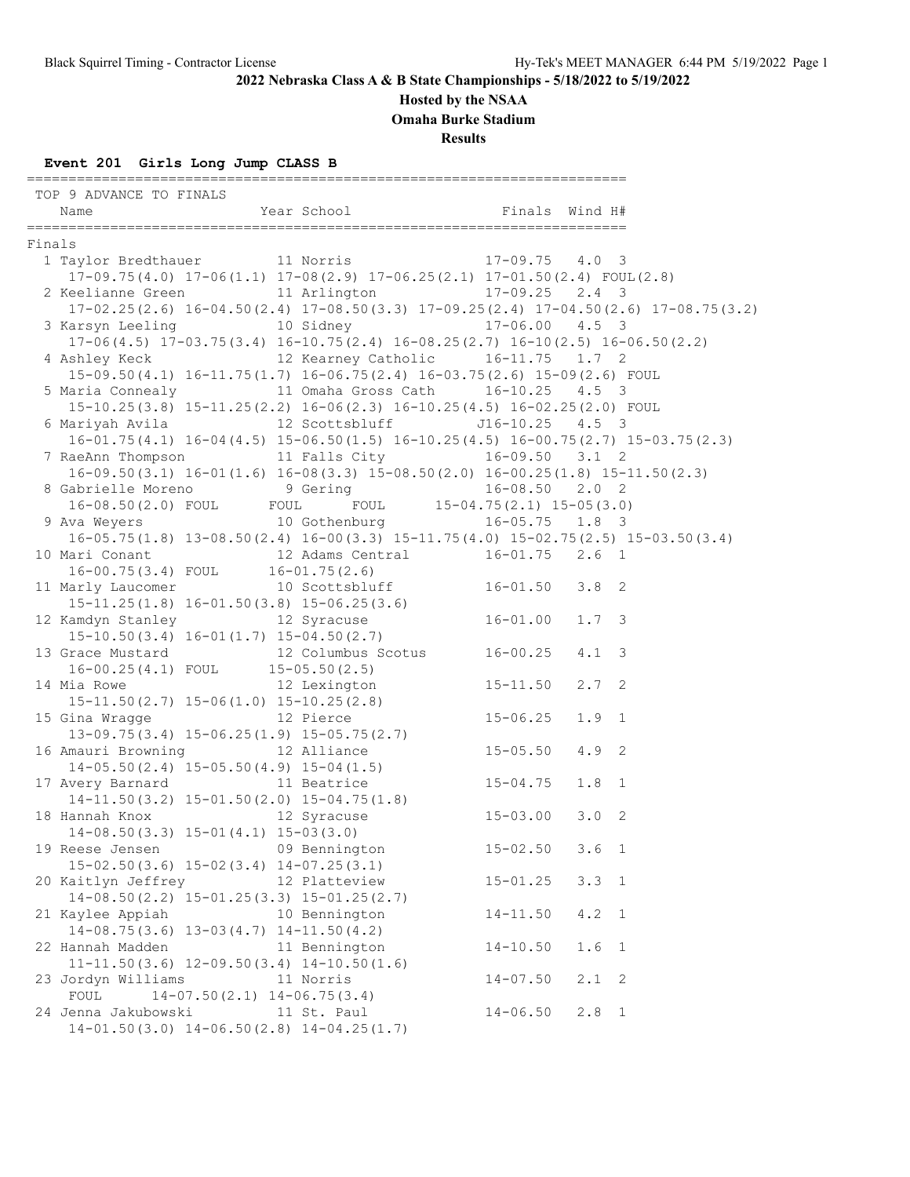# 2022 Nebraska Class A & B State Championships - 5/18/2022 to 5/19/2022

## Hosted by the NSAA

## Omaha Burke Stadium

## Results

### Event 201 Girls Long Jump CLASS B

TOP 9 ADVANCE TO FINALS

| Place | Name | Year | School | Finals | Wind | H# |
|---|---|---|---|---|---|---|
| **Finals** | | | | | | |
| 1 | Taylor Bredthauer | 11 | Norris | 17-09.75 | 4.0 | 3 |
| | 17-09.75(4.0) 17-06(1.1) 17-08(2.9) 17-06.25(2.1) 17-01.50(2.4) FOUL(2.8) | | | | | |
| 2 | Keelianne Green | 11 | Arlington | 17-09.25 | 2.4 | 3 |
| | 17-02.25(2.6) 16-04.50(2.4) 17-08.50(3.3) 17-09.25(2.4) 17-04.50(2.6) 17-08.75(3.2) | | | | | |
| 3 | Karsyn Leeling | 10 | Sidney | 17-06.00 | 4.5 | 3 |
| | 17-06(4.5) 17-03.75(3.4) 16-10.75(2.4) 16-08.25(2.7) 16-10(2.5) 16-06.50(2.2) | | | | | |
| 4 | Ashley Keck | 12 | Kearney Catholic | 16-11.75 | 1.7 | 2 |
| | 15-09.50(4.1) 16-11.75(1.7) 16-06.75(2.4) 16-03.75(2.6) 15-09(2.6) FOUL | | | | | |
| 5 | Maria Connealy | 11 | Omaha Gross Cath | 16-10.25 | 4.5 | 3 |
| | 15-10.25(3.8) 15-11.25(2.2) 16-06(2.3) 16-10.25(4.5) 16-02.25(2.0) FOUL | | | | | |
| 6 | Mariyah Avila | 12 | Scottsbluff | J16-10.25 | 4.5 | 3 |
| | 16-01.75(4.1) 16-04(4.5) 15-06.50(1.5) 16-10.25(4.5) 16-00.75(2.7) 15-03.75(2.3) | | | | | |
| 7 | RaeAnn Thompson | 11 | Falls City | 16-09.50 | 3.1 | 2 |
| | 16-09.50(3.1) 16-01(1.6) 16-08(3.3) 15-08.50(2.0) 16-00.25(1.8) 15-11.50(2.3) | | | | | |
| 8 | Gabrielle Moreno | 9 | Gering | 16-08.50 | 2.0 | 2 |
| | 16-08.50(2.0) FOUL FOUL FOUL 15-04.75(2.1) 15-05(3.0) | | | | | |
| 9 | Ava Weyers | 10 | Gothenburg | 16-05.75 | 1.8 | 3 |
| | 16-05.75(1.8) 13-08.50(2.4) 16-00(3.3) 15-11.75(4.0) 15-02.75(2.5) 15-03.50(3.4) | | | | | |
| 10 | Mari Conant | 12 | Adams Central | 16-01.75 | 2.6 | 1 |
| | 16-00.75(3.4) FOUL 16-01.75(2.6) | | | | | |
| 11 | Marly Laucomer | 10 | Scottsbluff | 16-01.50 | 3.8 | 2 |
| | 15-11.25(1.8) 16-01.50(3.8) 15-06.25(3.6) | | | | | |
| 12 | Kamdyn Stanley | 12 | Syracuse | 16-01.00 | 1.7 | 3 |
| | 15-10.50(3.4) 16-01(1.7) 15-04.50(2.7) | | | | | |
| 13 | Grace Mustard | 12 | Columbus Scotus | 16-00.25 | 4.1 | 3 |
| | 16-00.25(4.1) FOUL 15-05.50(2.5) | | | | | |
| 14 | Mia Rowe | 12 | Lexington | 15-11.50 | 2.7 | 2 |
| | 15-11.50(2.7) 15-06(1.0) 15-10.25(2.8) | | | | | |
| 15 | Gina Wragge | 12 | Pierce | 15-06.25 | 1.9 | 1 |
| | 13-09.75(3.4) 15-06.25(1.9) 15-05.75(2.7) | | | | | |
| 16 | Amauri Browning | 12 | Alliance | 15-05.50 | 4.9 | 2 |
| | 14-05.50(2.4) 15-05.50(4.9) 15-04(1.5) | | | | | |
| 17 | Avery Barnard | 11 | Beatrice | 15-04.75 | 1.8 | 1 |
| | 14-11.50(3.2) 15-01.50(2.0) 15-04.75(1.8) | | | | | |
| 18 | Hannah Knox | 12 | Syracuse | 15-03.00 | 3.0 | 2 |
| | 14-08.50(3.3) 15-01(4.1) 15-03(3.0) | | | | | |
| 19 | Reese Jensen | 09 | Bennington | 15-02.50 | 3.6 | 1 |
| | 15-02.50(3.6) 15-02(3.4) 14-07.25(3.1) | | | | | |
| 20 | Kaitlyn Jeffrey | 12 | Platteview | 15-01.25 | 3.3 | 1 |
| | 14-08.50(2.2) 15-01.25(3.3) 15-01.25(2.7) | | | | | |
| 21 | Kaylee Appiah | 10 | Bennington | 14-11.50 | 4.2 | 1 |
| | 14-08.75(3.6) 13-03(4.7) 14-11.50(4.2) | | | | | |
| 22 | Hannah Madden | 11 | Bennington | 14-10.50 | 1.6 | 1 |
| | 11-11.50(3.6) 12-09.50(3.4) 14-10.50(1.6) | | | | | |
| 23 | Jordyn Williams | 11 | Norris | 14-07.50 | 2.1 | 2 |
| | FOUL 14-07.50(2.1) 14-06.75(3.4) | | | | | |
| 24 | Jenna Jakubowski | 11 | St. Paul | 14-06.50 | 2.8 | 1 |
| | 14-01.50(3.0) 14-06.50(2.8) 14-04.25(1.7) | | | | | |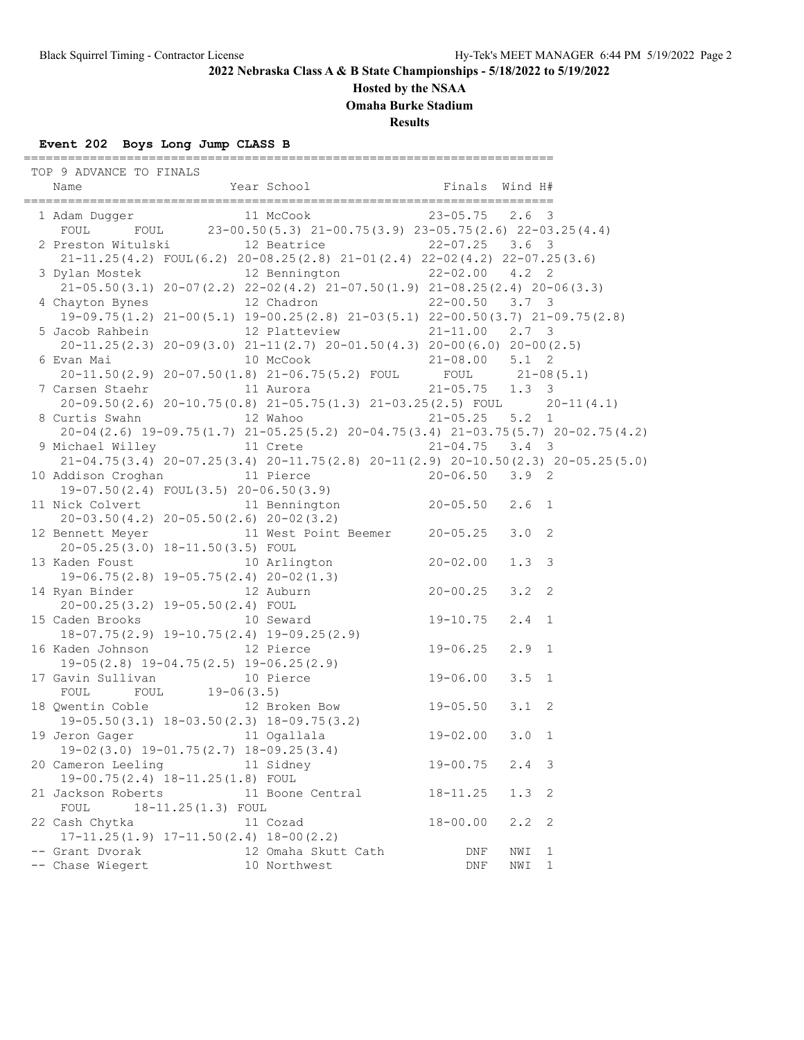**2022 Nebraska Class A & B State Championships - 5/18/2022 to 5/19/2022**

**Hosted by the NSAA**

**Omaha Burke Stadium**

**Results**

### Event 202 Boys Long Jump CLASS B

```
=========================================================================
 TOP 9 ADVANCE TO FINALS
    Name                    Year School                Finals  Wind H#
=========================================================================
  1 Adam Dugger              11 McCook               23-05.75   2.6  3
     FOUL      FOUL      23-00.50(5.3) 21-00.75(3.9) 23-05.75(2.6) 22-03.25(4.4)
  2 Preston Witulski         12 Beatrice             22-07.25   3.6  3
     21-11.25(4.2) FOUL(6.2) 20-08.25(2.8) 21-01(2.4) 22-02(4.2) 22-07.25(3.6)
  3 Dylan Mostek             12 Bennington           22-02.00   4.2  2
     21-05.50(3.1) 20-07(2.2) 22-02(4.2) 21-07.50(1.9) 21-08.25(2.4) 20-06(3.3)
  4 Chayton Bynes            12 Chadron              22-00.50   3.7  3
     19-09.75(1.2) 21-00(5.1) 19-00.25(2.8) 21-03(5.1) 22-00.50(3.7) 21-09.75(2.8)
  5 Jacob Rahbein            12 Platteview           21-11.00   2.7  3
     20-11.25(2.3) 20-09(3.0) 21-11(2.7) 20-01.50(4.3) 20-00(6.0) 20-00(2.5)
  6 Evan Mai                 10 McCook               21-08.00   5.1  2
     20-11.50(2.9) 20-07.50(1.8) 21-06.75(5.2) FOUL      FOUL      21-08(5.1)
  7 Carsen Staehr            11 Aurora               21-05.75   1.3  3
     20-09.50(2.6) 20-10.75(0.8) 21-05.75(1.3) 21-03.25(2.5) FOUL      20-11(4.1)
  8 Curtis Swahn             12 Wahoo                21-05.25   5.2  1
     20-04(2.6) 19-09.75(1.7) 21-05.25(5.2) 20-04.75(3.4) 21-03.75(5.7) 20-02.75(4.2)
  9 Michael Willey           11 Crete                21-04.75   3.4  3
     21-04.75(3.4) 20-07.25(3.4) 20-11.75(2.8) 20-11(2.9) 20-10.50(2.3) 20-05.25(5.0)
 10 Addison Croghan          11 Pierce               20-06.50   3.9  2
     19-07.50(2.4) FOUL(3.5) 20-06.50(3.9)
 11 Nick Colvert             11 Bennington           20-05.50   2.6  1
     20-03.50(4.2) 20-05.50(2.6) 20-02(3.2)
 12 Bennett Meyer            11 West Point Beemer    20-05.25   3.0  2
     20-05.25(3.0) 18-11.50(3.5) FOUL
 13 Kaden Foust              10 Arlington            20-02.00   1.3  3
     19-06.75(2.8) 19-05.75(2.4) 20-02(1.3)
 14 Ryan Binder              12 Auburn               20-00.25   3.2  2
     20-00.25(3.2) 19-05.50(2.4) FOUL
 15 Caden Brooks             10 Seward               19-10.75   2.4  1
     18-07.75(2.9) 19-10.75(2.4) 19-09.25(2.9)
 16 Kaden Johnson            12 Pierce               19-06.25   2.9  1
     19-05(2.8) 19-04.75(2.5) 19-06.25(2.9)
 17 Gavin Sullivan           10 Pierce               19-06.00   3.5  1
     FOUL      FOUL      19-06(3.5)
 18 Qwentin Coble            12 Broken Bow           19-05.50   3.1  2
     19-05.50(3.1) 18-03.50(2.3) 18-09.75(3.2)
 19 Jeron Gager              11 Ogallala             19-02.00   3.0  1
     19-02(3.0) 19-01.75(2.7) 18-09.25(3.4)
 20 Cameron Leeling          11 Sidney               19-00.75   2.4  3
     19-00.75(2.4) 18-11.25(1.8) FOUL
 21 Jackson Roberts          11 Boone Central        18-11.25   1.3  2
     FOUL      18-11.25(1.3) FOUL
 22 Cash Chytka              11 Cozad                18-00.00   2.2  2
     17-11.25(1.9) 17-11.50(2.4) 18-00(2.2)
 -- Grant Dvorak             12 Omaha Skutt Cath          DNF   NWI  1
 -- Chase Wiegert            10 Northwest                 DNF   NWI  1
```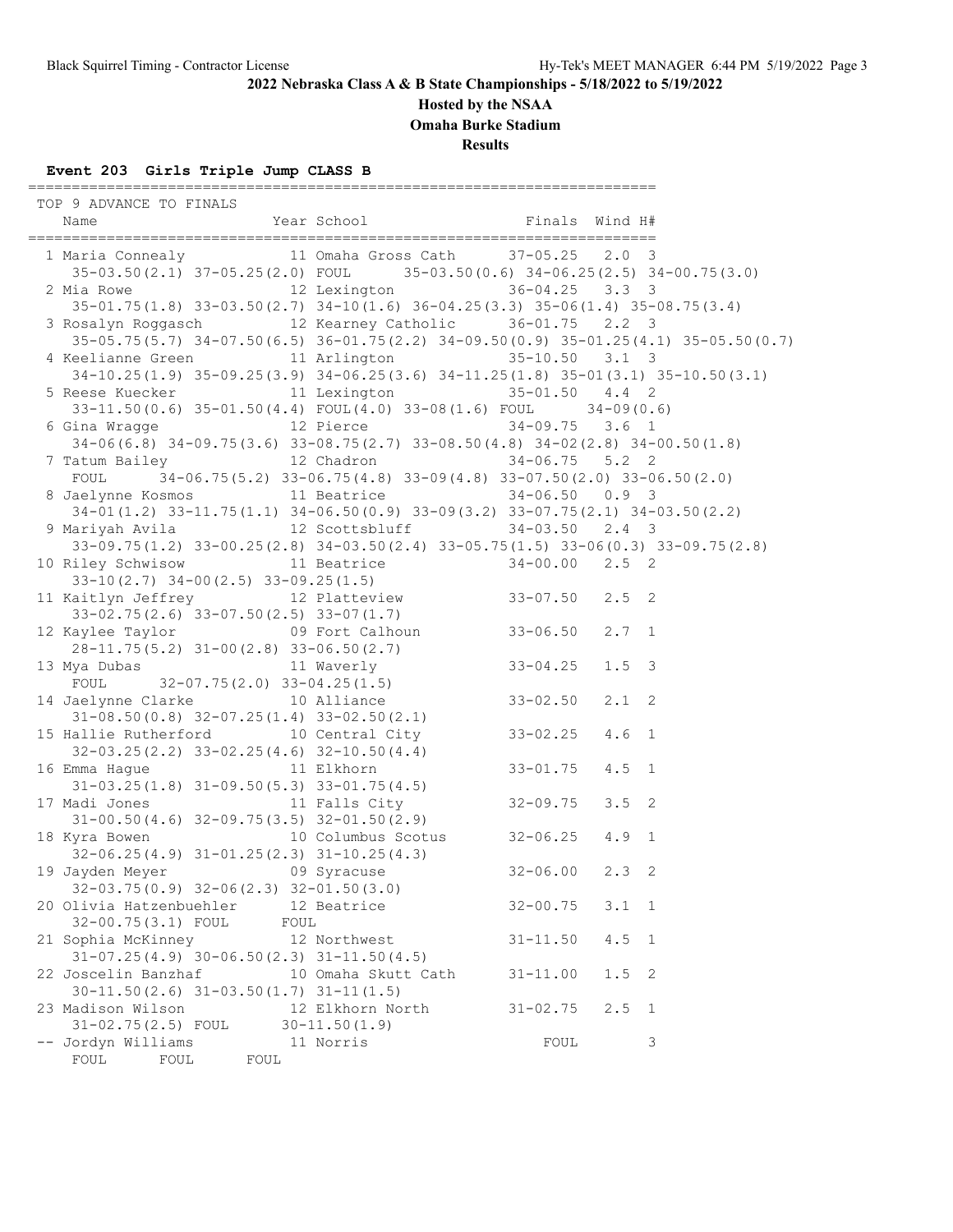**2022 Nebraska Class A & B State Championships - 5/18/2022 to 5/19/2022**

**Hosted by the NSAA**

**Omaha Burke Stadium**

**Results**

### Event 203 Girls Triple Jump CLASS B

TOP 9 ADVANCE TO FINALS

| Place | Name | Year | School | Finals | Wind | H# |
|---|---|---|---|---|---|---|
| 1 | Maria Connealy | 11 | Omaha Gross Cath | 37-05.25 | 2.0 | 3 |
| | 35-03.50(2.1) 37-05.25(2.0) FOUL 35-03.50(0.6) 34-06.25(2.5) 34-00.75(3.0) | | | | | |
| 2 | Mia Rowe | 12 | Lexington | 36-04.25 | 3.3 | 3 |
| | 35-01.75(1.8) 33-03.50(2.7) 34-10(1.6) 36-04.25(3.3) 35-06(1.4) 35-08.75(3.4) | | | | | |
| 3 | Rosalyn Roggasch | 12 | Kearney Catholic | 36-01.75 | 2.2 | 3 |
| | 35-05.75(5.7) 34-07.50(6.5) 36-01.75(2.2) 34-09.50(0.9) 35-01.25(4.1) 35-05.50(0.7) | | | | | |
| 4 | Keelianne Green | 11 | Arlington | 35-10.50 | 3.1 | 3 |
| | 34-10.25(1.9) 35-09.25(3.9) 34-06.25(3.6) 34-11.25(1.8) 35-01(3.1) 35-10.50(3.1) | | | | | |
| 5 | Reese Kuecker | 11 | Lexington | 35-01.50 | 4.4 | 2 |
| | 33-11.50(0.6) 35-01.50(4.4) FOUL(4.0) 33-08(1.6) FOUL 34-09(0.6) | | | | | |
| 6 | Gina Wragge | 12 | Pierce | 34-09.75 | 3.6 | 1 |
| | 34-06(6.8) 34-09.75(3.6) 33-08.75(2.7) 33-08.50(4.8) 34-02(2.8) 34-00.50(1.8) | | | | | |
| 7 | Tatum Bailey | 12 | Chadron | 34-06.75 | 5.2 | 2 |
| | FOUL 34-06.75(5.2) 33-06.75(4.8) 33-09(4.8) 33-07.50(2.0) 33-06.50(2.0) | | | | | |
| 8 | Jaelynne Kosmos | 11 | Beatrice | 34-06.50 | 0.9 | 3 |
| | 34-01(1.2) 33-11.75(1.1) 34-06.50(0.9) 33-09(3.2) 33-07.75(2.1) 34-03.50(2.2) | | | | | |
| 9 | Mariyah Avila | 12 | Scottsbluff | 34-03.50 | 2.4 | 3 |
| | 33-09.75(1.2) 33-00.25(2.8) 34-03.50(2.4) 33-05.75(1.5) 33-06(0.3) 33-09.75(2.8) | | | | | |
| 10 | Riley Schwisow | 11 | Beatrice | 34-00.00 | 2.5 | 2 |
| | 33-10(2.7) 34-00(2.5) 33-09.25(1.5) | | | | | |
| 11 | Kaitlyn Jeffrey | 12 | Platteview | 33-07.50 | 2.5 | 2 |
| | 33-02.75(2.6) 33-07.50(2.5) 33-07(1.7) | | | | | |
| 12 | Kaylee Taylor | 09 | Fort Calhoun | 33-06.50 | 2.7 | 1 |
| | 28-11.75(5.2) 31-00(2.8) 33-06.50(2.7) | | | | | |
| 13 | Mya Dubas | 11 | Waverly | 33-04.25 | 1.5 | 3 |
| | FOUL 32-07.75(2.0) 33-04.25(1.5) | | | | | |
| 14 | Jaelynne Clarke | 10 | Alliance | 33-02.50 | 2.1 | 2 |
| | 31-08.50(0.8) 32-07.25(1.4) 33-02.50(2.1) | | | | | |
| 15 | Hallie Rutherford | 10 | Central City | 33-02.25 | 4.6 | 1 |
| | 32-03.25(2.2) 33-02.25(4.6) 32-10.50(4.4) | | | | | |
| 16 | Emma Hague | 11 | Elkhorn | 33-01.75 | 4.5 | 1 |
| | 31-03.25(1.8) 31-09.50(5.3) 33-01.75(4.5) | | | | | |
| 17 | Madi Jones | 11 | Falls City | 32-09.75 | 3.5 | 2 |
| | 31-00.50(4.6) 32-09.75(3.5) 32-01.50(2.9) | | | | | |
| 18 | Kyra Bowen | 10 | Columbus Scotus | 32-06.25 | 4.9 | 1 |
| | 32-06.25(4.9) 31-01.25(2.3) 31-10.25(4.3) | | | | | |
| 19 | Jayden Meyer | 09 | Syracuse | 32-06.00 | 2.3 | 2 |
| | 32-03.75(0.9) 32-06(2.3) 32-01.50(3.0) | | | | | |
| 20 | Olivia Hatzenbuehler | 12 | Beatrice | 32-00.75 | 3.1 | 1 |
| | 32-00.75(3.1) FOUL FOUL | | | | | |
| 21 | Sophia McKinney | 12 | Northwest | 31-11.50 | 4.5 | 1 |
| | 31-07.25(4.9) 30-06.50(2.3) 31-11.50(4.5) | | | | | |
| 22 | Joscelin Banzhaf | 10 | Omaha Skutt Cath | 31-11.00 | 1.5 | 2 |
| | 30-11.50(2.6) 31-03.50(1.7) 31-11(1.5) | | | | | |
| 23 | Madison Wilson | 12 | Elkhorn North | 31-02.75 | 2.5 | 1 |
| | 31-02.75(2.5) FOUL 30-11.50(1.9) | | | | | |
| -- | Jordyn Williams | 11 | Norris | FOUL | | 3 |
| | FOUL FOUL FOUL | | | | | |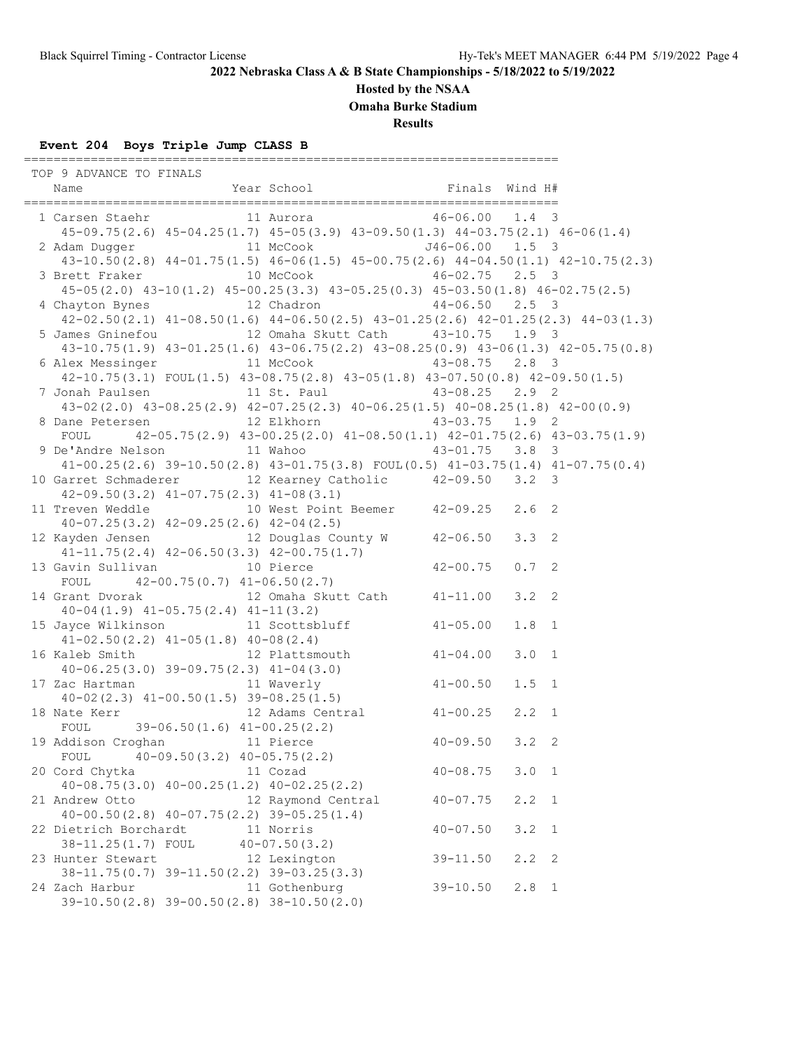# 2022 Nebraska Class A & B State Championships - 5/18/2022 to 5/19/2022

**Hosted by the NSAA**

**Omaha Burke Stadium**

**Results**

### Event 204 Boys Triple Jump CLASS B

TOP 9 ADVANCE TO FINALS

| Place | Name | Year | School | Finals | Wind | H# |
|---|---|---|---|---|---|---|
| 1 | Carsen Staehr | 11 | Aurora | 46-06.00 | 1.4 | 3 |
| | 45-09.75(2.6) 45-04.25(1.7) 45-05(3.9) 43-09.50(1.3) 44-03.75(2.1) 46-06(1.4) | | | | | |
| 2 | Adam Dugger | 11 | McCook | J46-06.00 | 1.5 | 3 |
| | 43-10.50(2.8) 44-01.75(1.5) 46-06(1.5) 45-00.75(2.6) 44-04.50(1.1) 42-10.75(2.3) | | | | | |
| 3 | Brett Fraker | 10 | McCook | 46-02.75 | 2.5 | 3 |
| | 45-05(2.0) 43-10(1.2) 45-00.25(3.3) 43-05.25(0.3) 45-03.50(1.8) 46-02.75(2.5) | | | | | |
| 4 | Chayton Bynes | 12 | Chadron | 44-06.50 | 2.5 | 3 |
| | 42-02.50(2.1) 41-08.50(1.6) 44-06.50(2.5) 43-01.25(2.6) 42-01.25(2.3) 44-03(1.3) | | | | | |
| 5 | James Gninefou | 12 | Omaha Skutt Cath | 43-10.75 | 1.9 | 3 |
| | 43-10.75(1.9) 43-01.25(1.6) 43-06.75(2.2) 43-08.25(0.9) 43-06(1.3) 42-05.75(0.8) | | | | | |
| 6 | Alex Messinger | 11 | McCook | 43-08.75 | 2.8 | 3 |
| | 42-10.75(3.1) FOUL(1.5) 43-08.75(2.8) 43-05(1.8) 43-07.50(0.8) 42-09.50(1.5) | | | | | |
| 7 | Jonah Paulsen | 11 | St. Paul | 43-08.25 | 2.9 | 2 |
| | 43-02(2.0) 43-08.25(2.9) 42-07.25(2.3) 40-06.25(1.5) 40-08.25(1.8) 42-00(0.9) | | | | | |
| 8 | Dane Petersen | 12 | Elkhorn | 43-03.75 | 1.9 | 2 |
| | FOUL 42-05.75(2.9) 43-00.25(2.0) 41-08.50(1.1) 42-01.75(2.6) 43-03.75(1.9) | | | | | |
| 9 | De'Andre Nelson | 11 | Wahoo | 43-01.75 | 3.8 | 3 |
| | 41-00.25(2.6) 39-10.50(2.8) 43-01.75(3.8) FOUL(0.5) 41-03.75(1.4) 41-07.75(0.4) | | | | | |
| 10 | Garret Schmaderer | 12 | Kearney Catholic | 42-09.50 | 3.2 | 3 |
| | 42-09.50(3.2) 41-07.75(2.3) 41-08(3.1) | | | | | |
| 11 | Treven Weddle | 10 | West Point Beemer | 42-09.25 | 2.6 | 2 |
| | 40-07.25(3.2) 42-09.25(2.6) 42-04(2.5) | | | | | |
| 12 | Kayden Jensen | 12 | Douglas County W | 42-06.50 | 3.3 | 2 |
| | 41-11.75(2.4) 42-06.50(3.3) 42-00.75(1.7) | | | | | |
| 13 | Gavin Sullivan | 10 | Pierce | 42-00.75 | 0.7 | 2 |
| | FOUL 42-00.75(0.7) 41-06.50(2.7) | | | | | |
| 14 | Grant Dvorak | 12 | Omaha Skutt Cath | 41-11.00 | 3.2 | 2 |
| | 40-04(1.9) 41-05.75(2.4) 41-11(3.2) | | | | | |
| 15 | Jayce Wilkinson | 11 | Scottsbluff | 41-05.00 | 1.8 | 1 |
| | 41-02.50(2.2) 41-05(1.8) 40-08(2.4) | | | | | |
| 16 | Kaleb Smith | 12 | Plattsmouth | 41-04.00 | 3.0 | 1 |
| | 40-06.25(3.0) 39-09.75(2.3) 41-04(3.0) | | | | | |
| 17 | Zac Hartman | 11 | Waverly | 41-00.50 | 1.5 | 1 |
| | 40-02(2.3) 41-00.50(1.5) 39-08.25(1.5) | | | | | |
| 18 | Nate Kerr | 12 | Adams Central | 41-00.25 | 2.2 | 1 |
| | FOUL 39-06.50(1.6) 41-00.25(2.2) | | | | | |
| 19 | Addison Croghan | 11 | Pierce | 40-09.50 | 3.2 | 2 |
| | FOUL 40-09.50(3.2) 40-05.75(2.2) | | | | | |
| 20 | Cord Chytka | 11 | Cozad | 40-08.75 | 3.0 | 1 |
| | 40-08.75(3.0) 40-00.25(1.2) 40-02.25(2.2) | | | | | |
| 21 | Andrew Otto | 12 | Raymond Central | 40-07.75 | 2.2 | 1 |
| | 40-00.50(2.8) 40-07.75(2.2) 39-05.25(1.4) | | | | | |
| 22 | Dietrich Borchardt | 11 | Norris | 40-07.50 | 3.2 | 1 |
| | 38-11.25(1.7) FOUL 40-07.50(3.2) | | | | | |
| 23 | Hunter Stewart | 12 | Lexington | 39-11.50 | 2.2 | 2 |
| | 38-11.75(0.7) 39-11.50(2.2) 39-03.25(3.3) | | | | | |
| 24 | Zach Harbur | 11 | Gothenburg | 39-10.50 | 2.8 | 1 |
| | 39-10.50(2.8) 39-00.50(2.8) 38-10.50(2.0) | | | | | |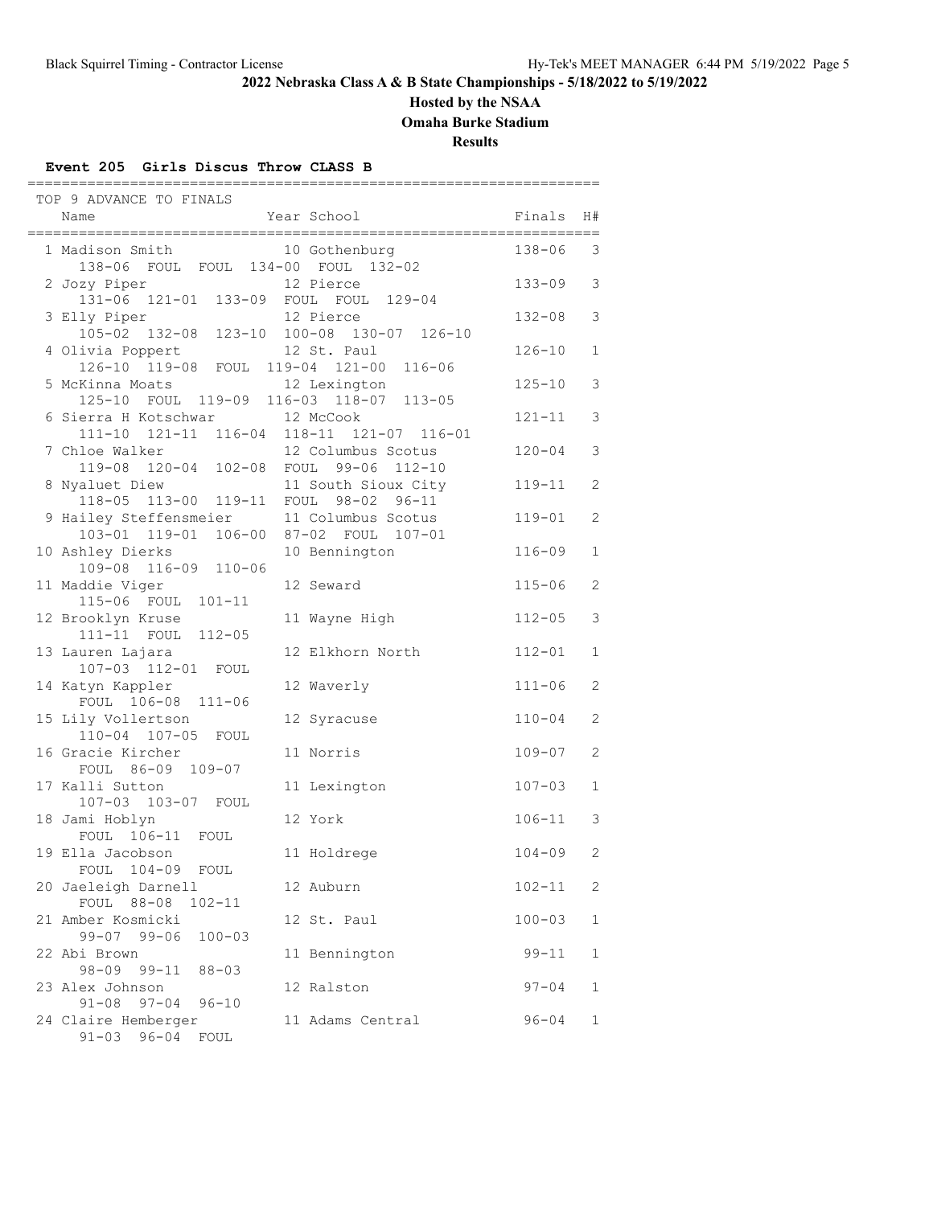# 2022 Nebraska Class A & B State Championships - 5/18/2022 to 5/19/2022

## Hosted by the NSAA

## Omaha Burke Stadium

## Results

### Event 205 Girls Discus Throw CLASS B

TOP 9 ADVANCE TO FINALS

| Place | Name | Year | School | Finals | H# |
|---|---|---|---|---|---|
| 1 | Madison Smith | 10 | Gothenburg | 138-06 | 3 |
| | 138-06 FOUL FOUL 134-00 FOUL 132-02 | | | | |
| 2 | Jozy Piper | 12 | Pierce | 133-09 | 3 |
| | 131-06 121-01 133-09 FOUL FOUL 129-04 | | | | |
| 3 | Elly Piper | 12 | Pierce | 132-08 | 3 |
| | 105-02 132-08 123-10 100-08 130-07 126-10 | | | | |
| 4 | Olivia Poppert | 12 | St. Paul | 126-10 | 1 |
| | 126-10 119-08 FOUL 119-04 121-00 116-06 | | | | |
| 5 | McKinna Moats | 12 | Lexington | 125-10 | 3 |
| | 125-10 FOUL 119-09 116-03 118-07 113-05 | | | | |
| 6 | Sierra H Kotschwar | 12 | McCook | 121-11 | 3 |
| | 111-10 121-11 116-04 118-11 121-07 116-01 | | | | |
| 7 | Chloe Walker | 12 | Columbus Scotus | 120-04 | 3 |
| | 119-08 120-04 102-08 FOUL 99-06 112-10 | | | | |
| 8 | Nyaluet Diew | 11 | South Sioux City | 119-11 | 2 |
| | 118-05 113-00 119-11 FOUL 98-02 96-11 | | | | |
| 9 | Hailey Steffensmeier | 11 | Columbus Scotus | 119-01 | 2 |
| | 103-01 119-01 106-00 87-02 FOUL 107-01 | | | | |
| 10 | Ashley Dierks | 10 | Bennington | 116-09 | 1 |
| | 109-08 116-09 110-06 | | | | |
| 11 | Maddie Viger | 12 | Seward | 115-06 | 2 |
| | 115-06 FOUL 101-11 | | | | |
| 12 | Brooklyn Kruse | 11 | Wayne High | 112-05 | 3 |
| | 111-11 FOUL 112-05 | | | | |
| 13 | Lauren Lajara | 12 | Elkhorn North | 112-01 | 1 |
| | 107-03 112-01 FOUL | | | | |
| 14 | Katyn Kappler | 12 | Waverly | 111-06 | 2 |
| | FOUL 106-08 111-06 | | | | |
| 15 | Lily Vollertson | 12 | Syracuse | 110-04 | 2 |
| | 110-04 107-05 FOUL | | | | |
| 16 | Gracie Kircher | 11 | Norris | 109-07 | 2 |
| | FOUL 86-09 109-07 | | | | |
| 17 | Kalli Sutton | 11 | Lexington | 107-03 | 1 |
| | 107-03 103-07 FOUL | | | | |
| 18 | Jami Hoblyn | 12 | York | 106-11 | 3 |
| | FOUL 106-11 FOUL | | | | |
| 19 | Ella Jacobson | 11 | Holdrege | 104-09 | 2 |
| | FOUL 104-09 FOUL | | | | |
| 20 | Jaeleigh Darnell | 12 | Auburn | 102-11 | 2 |
| | FOUL 88-08 102-11 | | | | |
| 21 | Amber Kosmicki | 12 | St. Paul | 100-03 | 1 |
| | 99-07 99-06 100-03 | | | | |
| 22 | Abi Brown | 11 | Bennington | 99-11 | 1 |
| | 98-09 99-11 88-03 | | | | |
| 23 | Alex Johnson | 12 | Ralston | 97-04 | 1 |
| | 91-08 97-04 96-10 | | | | |
| 24 | Claire Hemberger | 11 | Adams Central | 96-04 | 1 |
| | 91-03 96-04 FOUL | | | | |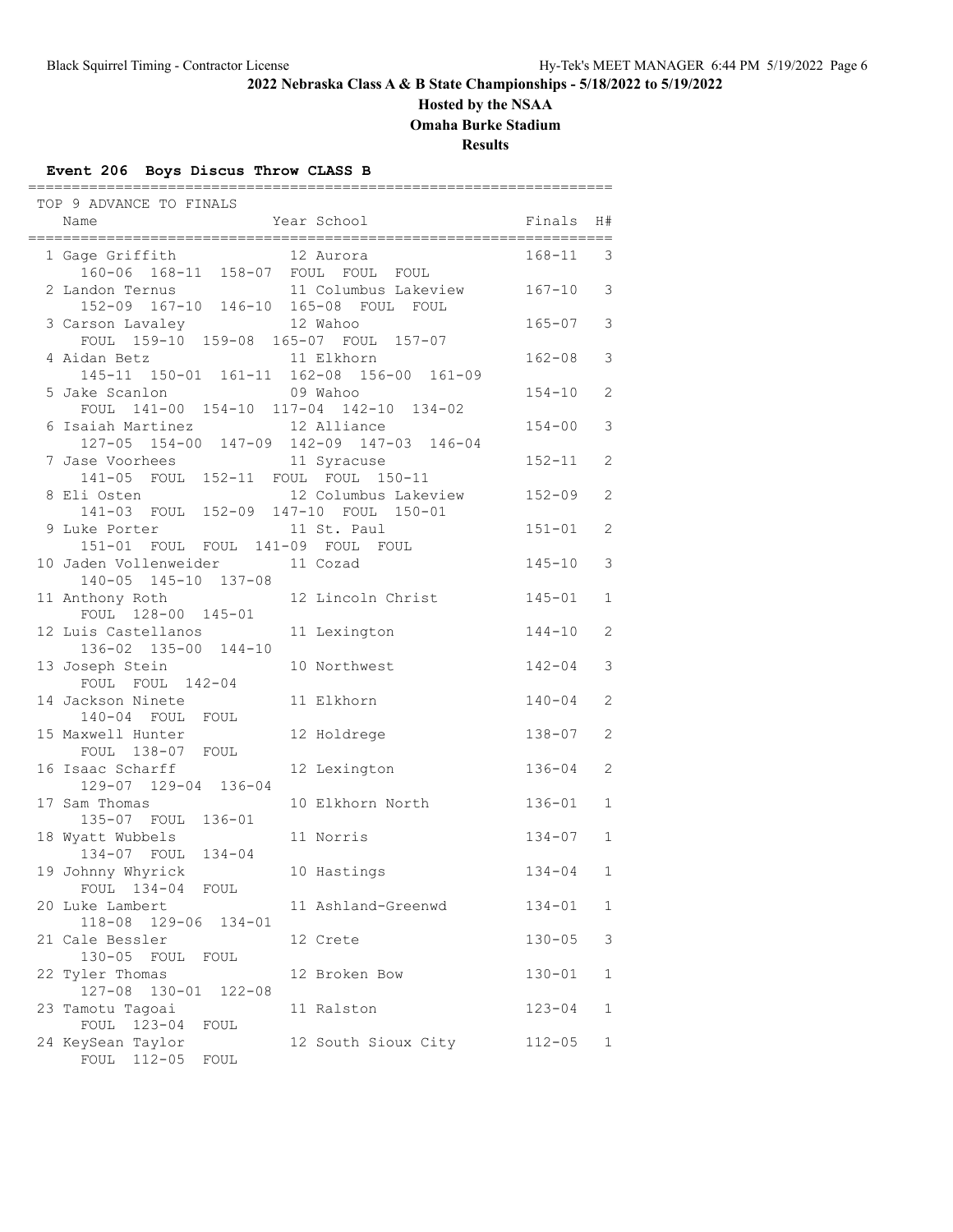**2022 Nebraska Class A & B State Championships - 5/18/2022 to 5/19/2022**

**Hosted by the NSAA**

**Omaha Burke Stadium**

**Results**

### Event 206 Boys Discus Throw CLASS B

TOP 9 ADVANCE TO FINALS

| Place | Name | Year | School | Finals | H# |
|---|---|---|---|---|---|
| 1 | Gage Griffith | 12 | Aurora | 168-11 | 3 |
| | 160-06 168-11 158-07 FOUL FOUL FOUL | | | | |
| 2 | Landon Ternus | 11 | Columbus Lakeview | 167-10 | 3 |
| | 152-09 167-10 146-10 165-08 FOUL FOUL | | | | |
| 3 | Carson Lavaley | 12 | Wahoo | 165-07 | 3 |
| | FOUL 159-10 159-08 165-07 FOUL 157-07 | | | | |
| 4 | Aidan Betz | 11 | Elkhorn | 162-08 | 3 |
| | 145-11 150-01 161-11 162-08 156-00 161-09 | | | | |
| 5 | Jake Scanlon | 09 | Wahoo | 154-10 | 2 |
| | FOUL 141-00 154-10 117-04 142-10 134-02 | | | | |
| 6 | Isaiah Martinez | 12 | Alliance | 154-00 | 3 |
| | 127-05 154-00 147-09 142-09 147-03 146-04 | | | | |
| 7 | Jase Voorhees | 11 | Syracuse | 152-11 | 2 |
| | 141-05 FOUL 152-11 FOUL FOUL 150-11 | | | | |
| 8 | Eli Osten | 12 | Columbus Lakeview | 152-09 | 2 |
| | 141-03 FOUL 152-09 147-10 FOUL 150-01 | | | | |
| 9 | Luke Porter | 11 | St. Paul | 151-01 | 2 |
| | 151-01 FOUL FOUL 141-09 FOUL FOUL | | | | |
| 10 | Jaden Vollenweider | 11 | Cozad | 145-10 | 3 |
| | 140-05 145-10 137-08 | | | | |
| 11 | Anthony Roth | 12 | Lincoln Christ | 145-01 | 1 |
| | FOUL 128-00 145-01 | | | | |
| 12 | Luis Castellanos | 11 | Lexington | 144-10 | 2 |
| | 136-02 135-00 144-10 | | | | |
| 13 | Joseph Stein | 10 | Northwest | 142-04 | 3 |
| | FOUL FOUL 142-04 | | | | |
| 14 | Jackson Ninete | 11 | Elkhorn | 140-04 | 2 |
| | 140-04 FOUL FOUL | | | | |
| 15 | Maxwell Hunter | 12 | Holdrege | 138-07 | 2 |
| | FOUL 138-07 FOUL | | | | |
| 16 | Isaac Scharff | 12 | Lexington | 136-04 | 2 |
| | 129-07 129-04 136-04 | | | | |
| 17 | Sam Thomas | 10 | Elkhorn North | 136-01 | 1 |
| | 135-07 FOUL 136-01 | | | | |
| 18 | Wyatt Wubbels | 11 | Norris | 134-07 | 1 |
| | 134-07 FOUL 134-04 | | | | |
| 19 | Johnny Whyrick | 10 | Hastings | 134-04 | 1 |
| | FOUL 134-04 FOUL | | | | |
| 20 | Luke Lambert | 11 | Ashland-Greenwd | 134-01 | 1 |
| | 118-08 129-06 134-01 | | | | |
| 21 | Cale Bessler | 12 | Crete | 130-05 | 3 |
| | 130-05 FOUL FOUL | | | | |
| 22 | Tyler Thomas | 12 | Broken Bow | 130-01 | 1 |
| | 127-08 130-01 122-08 | | | | |
| 23 | Tamotu Tagoai | 11 | Ralston | 123-04 | 1 |
| | FOUL 123-04 FOUL | | | | |
| 24 | KeySean Taylor | 12 | South Sioux City | 112-05 | 1 |
| | FOUL 112-05 FOUL | | | | |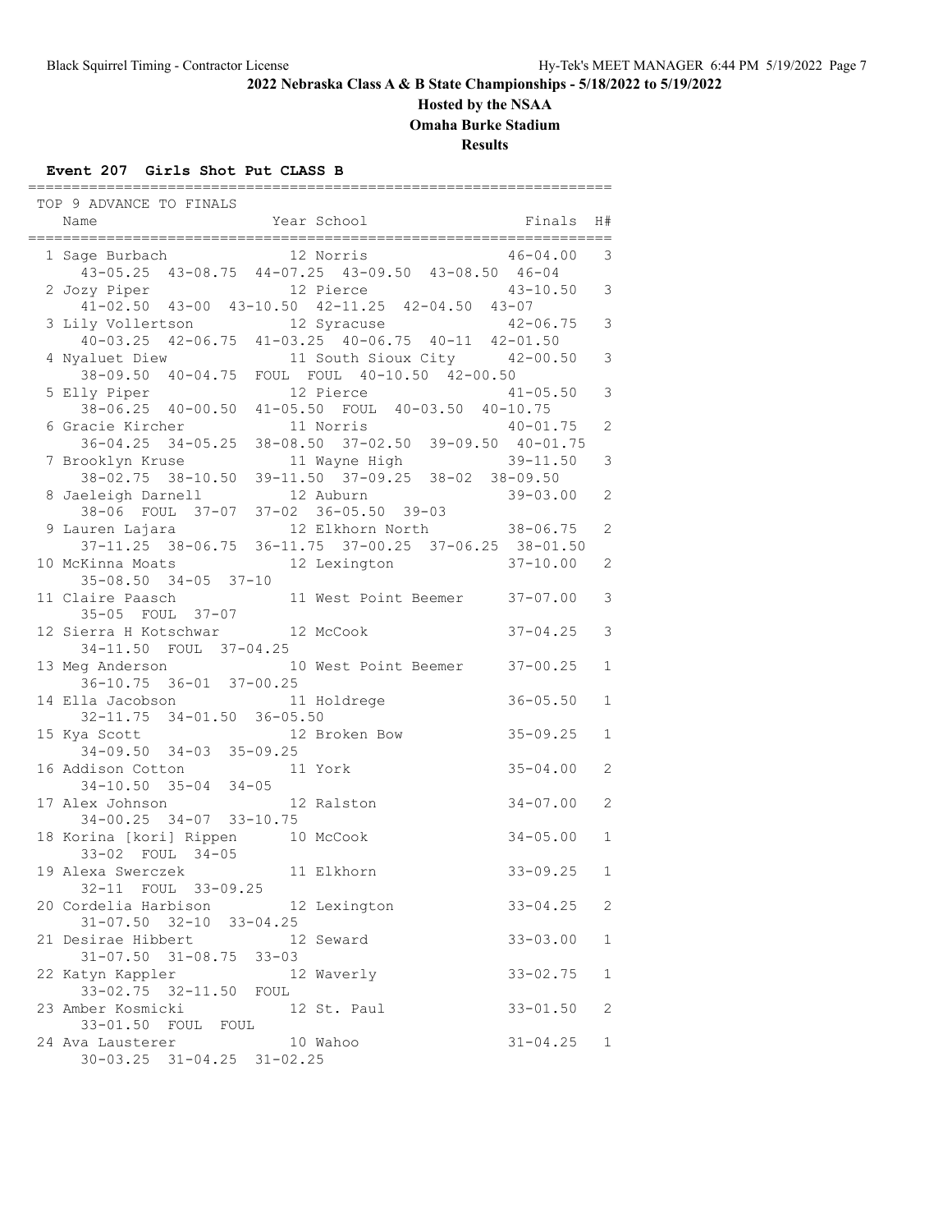**2022 Nebraska Class A & B State Championships - 5/18/2022 to 5/19/2022**

**Hosted by the NSAA**

**Omaha Burke Stadium**

**Results**

### Event 207 Girls Shot Put CLASS B

TOP 9 ADVANCE TO FINALS

| Name | Year | School | Finals | H# |
|---|---|---|---|---|
| 1 Sage Burbach | 12 | Norris | 46-04.00 | 3 |
| 43-05.25 43-08.75 44-07.25 43-09.50 43-08.50 46-04 | | | | |
| 2 Jozy Piper | 12 | Pierce | 43-10.50 | 3 |
| 41-02.50 43-00 43-10.50 42-11.25 42-04.50 43-07 | | | | |
| 3 Lily Vollertson | 12 | Syracuse | 42-06.75 | 3 |
| 40-03.25 42-06.75 41-03.25 40-06.75 40-11 42-01.50 | | | | |
| 4 Nyaluet Diew | 11 | South Sioux City | 42-00.50 | 3 |
| 38-09.50 40-04.75 FOUL FOUL 40-10.50 42-00.50 | | | | |
| 5 Elly Piper | 12 | Pierce | 41-05.50 | 3 |
| 38-06.25 40-00.50 41-05.50 FOUL 40-03.50 40-10.75 | | | | |
| 6 Gracie Kircher | 11 | Norris | 40-01.75 | 2 |
| 36-04.25 34-05.25 38-08.50 37-02.50 39-09.50 40-01.75 | | | | |
| 7 Brooklyn Kruse | 11 | Wayne High | 39-11.50 | 3 |
| 38-02.75 38-10.50 39-11.50 37-09.25 38-02 38-09.50 | | | | |
| 8 Jaeleigh Darnell | 12 | Auburn | 39-03.00 | 2 |
| 38-06 FOUL 37-07 37-02 36-05.50 39-03 | | | | |
| 9 Lauren Lajara | 12 | Elkhorn North | 38-06.75 | 2 |
| 37-11.25 38-06.75 36-11.75 37-00.25 37-06.25 38-01.50 | | | | |
| 10 McKinna Moats | 12 | Lexington | 37-10.00 | 2 |
| 35-08.50 34-05 37-10 | | | | |
| 11 Claire Paasch | 11 | West Point Beemer | 37-07.00 | 3 |
| 35-05 FOUL 37-07 | | | | |
| 12 Sierra H Kotschwar | 12 | McCook | 37-04.25 | 3 |
| 34-11.50 FOUL 37-04.25 | | | | |
| 13 Meg Anderson | 10 | West Point Beemer | 37-00.25 | 1 |
| 36-10.75 36-01 37-00.25 | | | | |
| 14 Ella Jacobson | 11 | Holdrege | 36-05.50 | 1 |
| 32-11.75 34-01.50 36-05.50 | | | | |
| 15 Kya Scott | 12 | Broken Bow | 35-09.25 | 1 |
| 34-09.50 34-03 35-09.25 | | | | |
| 16 Addison Cotton | 11 | York | 35-04.00 | 2 |
| 34-10.50 35-04 34-05 | | | | |
| 17 Alex Johnson | 12 | Ralston | 34-07.00 | 2 |
| 34-00.25 34-07 33-10.75 | | | | |
| 18 Korina [kori] Rippen | 10 | McCook | 34-05.00 | 1 |
| 33-02 FOUL 34-05 | | | | |
| 19 Alexa Swerczek | 11 | Elkhorn | 33-09.25 | 1 |
| 32-11 FOUL 33-09.25 | | | | |
| 20 Cordelia Harbison | 12 | Lexington | 33-04.25 | 2 |
| 31-07.50 32-10 33-04.25 | | | | |
| 21 Desirae Hibbert | 12 | Seward | 33-03.00 | 1 |
| 31-07.50 31-08.75 33-03 | | | | |
| 22 Katyn Kappler | 12 | Waverly | 33-02.75 | 1 |
| 33-02.75 32-11.50 FOUL | | | | |
| 23 Amber Kosmicki | 12 | St. Paul | 33-01.50 | 2 |
| 33-01.50 FOUL FOUL | | | | |
| 24 Ava Lausterer | 10 | Wahoo | 31-04.25 | 1 |
| 30-03.25 31-04.25 31-02.25 | | | | |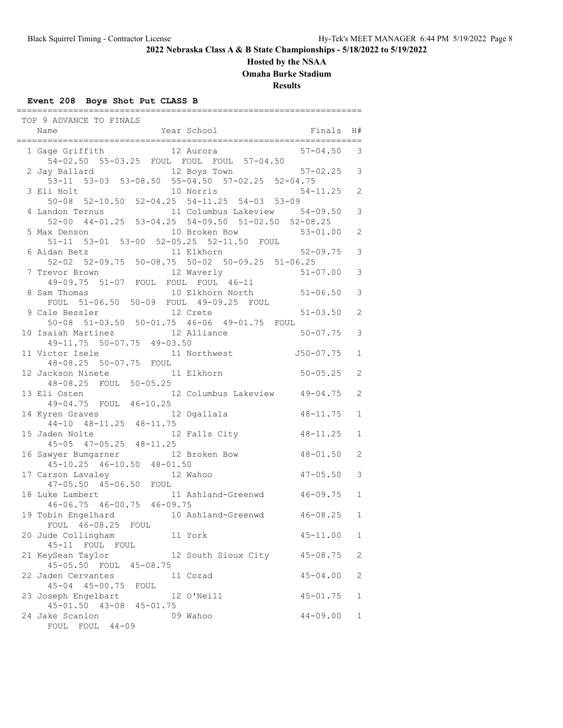## 2022 Nebraska Class A & B State Championships - 5/18/2022 to 5/19/2022

### Hosted by the NSAA

### Omaha Burke Stadium

### Results

**Event 208 Boys Shot Put CLASS B**

TOP 9 ADVANCE TO FINALS

| Place | Name | Year | School | Finals | H# |
|---|---|---|---|---|---|
| 1 | Gage Griffith | 12 | Aurora | 57-04.50 | 3 |
| | 54-02.50 55-03.25 FOUL FOUL FOUL 57-04.50 | | | | |
| 2 | Jay Ballard | 12 | Boys Town | 57-02.25 | 3 |
| | 53-11 53-03 53-08.50 55-04.50 57-02.25 52-04.75 | | | | |
| 3 | Eli Holt | 10 | Norris | 54-11.25 | 2 |
| | 50-08 52-10.50 52-04.25 54-11.25 54-03 53-09 | | | | |
| 4 | Landon Ternus | 11 | Columbus Lakeview | 54-09.50 | 3 |
| | 52-00 44-01.25 53-04.25 54-09.50 51-02.50 52-08.25 | | | | |
| 5 | Max Denson | 10 | Broken Bow | 53-01.00 | 2 |
| | 51-11 53-01 53-00 52-05.25 52-11.50 FOUL | | | | |
| 6 | Aidan Betz | 11 | Elkhorn | 52-09.75 | 3 |
| | 52-02 52-09.75 50-08.75 50-02 50-09.25 51-06.25 | | | | |
| 7 | Trevor Brown | 12 | Waverly | 51-07.00 | 3 |
| | 49-09.75 51-07 FOUL FOUL FOUL 46-11 | | | | |
| 8 | Sam Thomas | 10 | Elkhorn North | 51-06.50 | 3 |
| | FOUL 51-06.50 50-09 FOUL 49-09.25 FOUL | | | | |
| 9 | Cale Bessler | 12 | Crete | 51-03.50 | 2 |
| | 50-08 51-03.50 50-01.75 46-06 49-01.75 FOUL | | | | |
| 10 | Isaiah Martinez | 12 | Alliance | 50-07.75 | 3 |
| | 49-11.75 50-07.75 49-03.50 | | | | |
| 11 | Victor Isele | 11 | Northwest | J50-07.75 | 1 |
| | 48-08.25 50-07.75 FOUL | | | | |
| 12 | Jackson Ninete | 11 | Elkhorn | 50-05.25 | 2 |
| | 48-08.25 FOUL 50-05.25 | | | | |
| 13 | Eli Osten | 12 | Columbus Lakeview | 49-04.75 | 2 |
| | 49-04.75 FOUL 46-10.25 | | | | |
| 14 | Kyren Graves | 12 | Ogallala | 48-11.75 | 1 |
| | 44-10 48-11.25 48-11.75 | | | | |
| 15 | Jaden Nolte | 12 | Falls City | 48-11.25 | 1 |
| | 45-05 47-05.25 48-11.25 | | | | |
| 16 | Sawyer Bumgarner | 12 | Broken Bow | 48-01.50 | 2 |
| | 45-10.25 46-10.50 48-01.50 | | | | |
| 17 | Carson Lavaley | 12 | Wahoo | 47-05.50 | 3 |
| | 47-05.50 45-06.50 FOUL | | | | |
| 18 | Luke Lambert | 11 | Ashland-Greenwd | 46-09.75 | 1 |
| | 46-06.75 46-00.75 46-09.75 | | | | |
| 19 | Tobin Engelhard | 10 | Ashland-Greenwd | 46-08.25 | 1 |
| | FOUL 46-08.25 FOUL | | | | |
| 20 | Jude Collingham | 11 | York | 45-11.00 | 1 |
| | 45-11 FOUL FOUL | | | | |
| 21 | KeySean Taylor | 12 | South Sioux City | 45-08.75 | 2 |
| | 45-05.50 FOUL 45-08.75 | | | | |
| 22 | Jaden Cervantes | 11 | Cozad | 45-04.00 | 2 |
| | 45-04 45-00.75 FOUL | | | | |
| 23 | Joseph Engelbart | 12 | O'Neill | 45-01.75 | 1 |
| | 45-01.50 43-08 45-01.75 | | | | |
| 24 | Jake Scanlon | 09 | Wahoo | 44-09.00 | 1 |
| | FOUL FOUL 44-09 | | | | |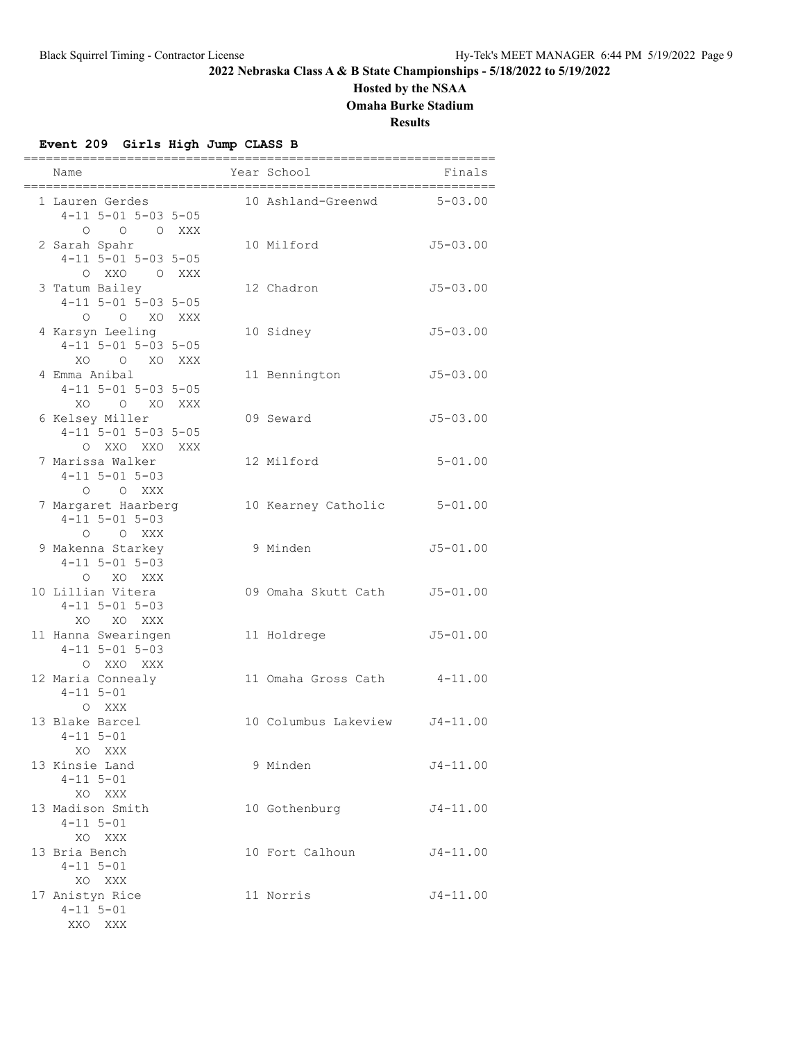## 2022 Nebraska Class A & B State Championships - 5/18/2022 to 5/19/2022

**Hosted by the NSAA**

**Omaha Burke Stadium**

**Results**

### Event 209 Girls High Jump CLASS B

| Place | Name | Year | School | Finals |
|---|---|---|---|---|
| 1 | Lauren Gerdes | 10 | Ashland-Greenwd | 5-03.00 |
| | 4-11 O, 5-01 O, 5-03 O, 5-05 XXX | | | |
| 2 | Sarah Spahr | 10 | Milford | J5-03.00 |
| | 4-11 O, 5-01 XXO, 5-03 O, 5-05 XXX | | | |
| 3 | Tatum Bailey | 12 | Chadron | J5-03.00 |
| | 4-11 O, 5-01 O, 5-03 XO, 5-05 XXX | | | |
| 4 | Karsyn Leeling | 10 | Sidney | J5-03.00 |
| | 4-11 XO, 5-01 O, 5-03 XO, 5-05 XXX | | | |
| 4 | Emma Anibal | 11 | Bennington | J5-03.00 |
| | 4-11 XO, 5-01 O, 5-03 XO, 5-05 XXX | | | |
| 6 | Kelsey Miller | 09 | Seward | J5-03.00 |
| | 4-11 O, 5-01 XXO, 5-03 XXO, 5-05 XXX | | | |
| 7 | Marissa Walker | 12 | Milford | 5-01.00 |
| | 4-11 O, 5-01 O, 5-03 XXX | | | |
| 7 | Margaret Haarberg | 10 | Kearney Catholic | 5-01.00 |
| | 4-11 O, 5-01 O, 5-03 XXX | | | |
| 9 | Makenna Starkey | 9 | Minden | J5-01.00 |
| | 4-11 O, 5-01 XO, 5-03 XXX | | | |
| 10 | Lillian Vitera | 09 | Omaha Skutt Cath | J5-01.00 |
| | 4-11 XO, 5-01 XO, 5-03 XXX | | | |
| 11 | Hanna Swearingen | 11 | Holdrege | J5-01.00 |
| | 4-11 O, 5-01 XXO, 5-03 XXX | | | |
| 12 | Maria Connealy | 11 | Omaha Gross Cath | 4-11.00 |
| | 4-11 O, 5-01 XXX | | | |
| 13 | Blake Barcel | 10 | Columbus Lakeview | J4-11.00 |
| | 4-11 XO, 5-01 XXX | | | |
| 13 | Kinsie Land | 9 | Minden | J4-11.00 |
| | 4-11 XO, 5-01 XXX | | | |
| 13 | Madison Smith | 10 | Gothenburg | J4-11.00 |
| | 4-11 XO, 5-01 XXX | | | |
| 13 | Bria Bench | 10 | Fort Calhoun | J4-11.00 |
| | 4-11 XO, 5-01 XXX | | | |
| 17 | Anistyn Rice | 11 | Norris | J4-11.00 |
| | 4-11 XXO, 5-01 XXX | | | |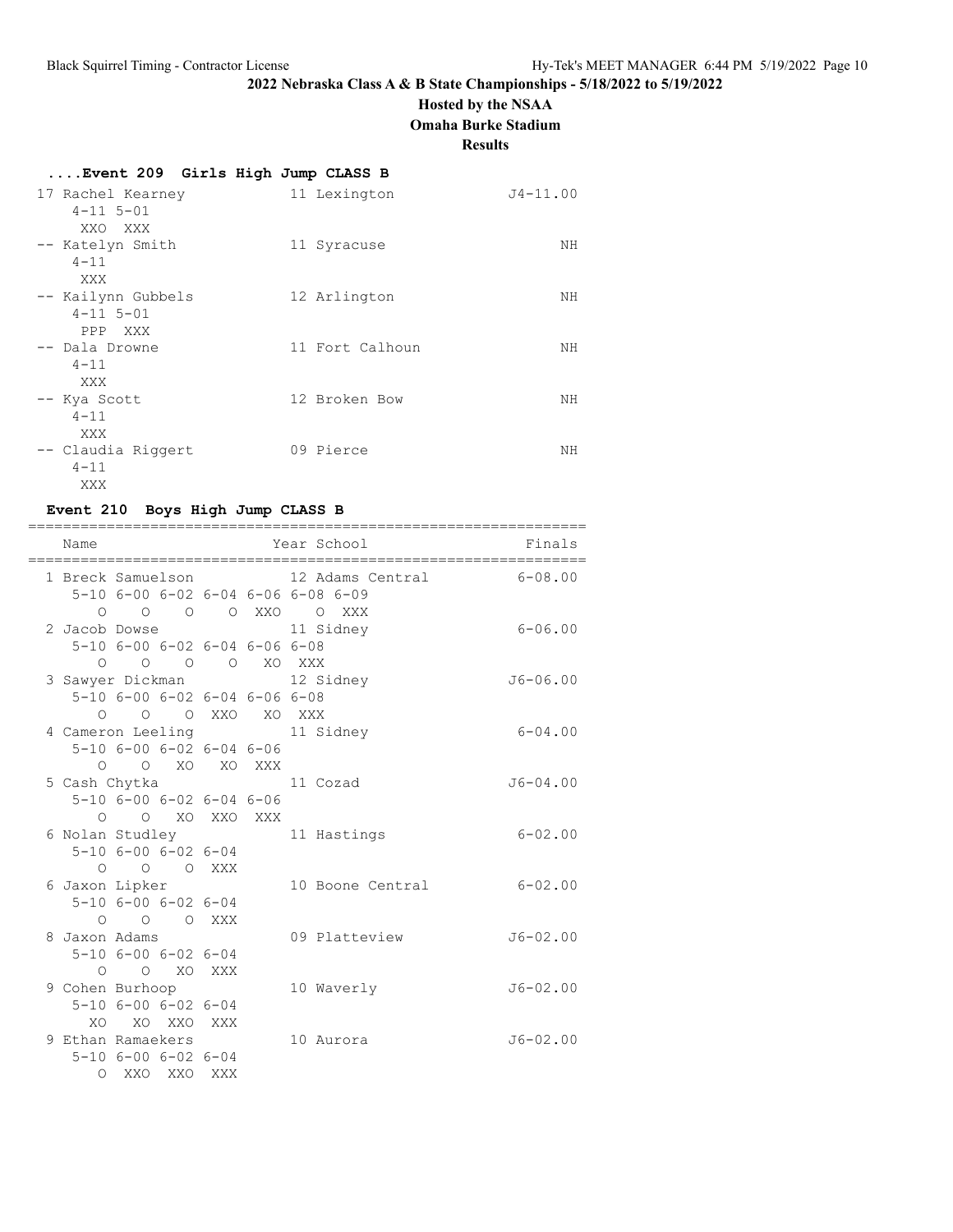## 2022 Nebraska Class A & B State Championships - 5/18/2022 to 5/19/2022

**Hosted by the NSAA**

**Omaha Burke Stadium**

**Results**

### ....Event 209 Girls High Jump CLASS B

```
 17 Rachel Kearney             11 Lexington             J4-11.00
     4-11 5-01
      XXO  XXX
 -- Katelyn Smith              11 Syracuse                    NH
     4-11
      XXX
 -- Kailynn Gubbels            12 Arlington                   NH
     4-11 5-01
      PPP  XXX
 -- Dala Drowne                11 Fort Calhoun                NH
     4-11
      XXX
 -- Kya Scott                  12 Broken Bow                  NH
     4-11
      XXX
 -- Claudia Riggert            09 Pierce                      NH
     4-11
      XXX
```

### Event 210 Boys High Jump CLASS B

```
================================================================
    Name                    Year School                 Finals
================================================================
  1 Breck Samuelson            12 Adams Central          6-08.00
     5-10 6-00 6-02 6-04 6-06 6-08 6-09
        O    O    O    O  XXO    O  XXX
  2 Jacob Dowse                11 Sidney                 6-06.00
     5-10 6-00 6-02 6-04 6-06 6-08
        O    O    O    O   XO  XXX
  3 Sawyer Dickman             12 Sidney                J6-06.00
     5-10 6-00 6-02 6-04 6-06 6-08
        O    O    O  XXO   XO  XXX
  4 Cameron Leeling            11 Sidney                 6-04.00
     5-10 6-00 6-02 6-04 6-06
        O    O   XO   XO  XXX
  5 Cash Chytka                11 Cozad                 J6-04.00
     5-10 6-00 6-02 6-04 6-06
        O    O   XO  XXO  XXX
  6 Nolan Studley              11 Hastings               6-02.00
     5-10 6-00 6-02 6-04
        O    O    O  XXX
  6 Jaxon Lipker               10 Boone Central          6-02.00
     5-10 6-00 6-02 6-04
        O    O    O  XXX
  8 Jaxon Adams                09 Platteview            J6-02.00
     5-10 6-00 6-02 6-04
        O    O   XO  XXX
  9 Cohen Burhoop              10 Waverly               J6-02.00
     5-10 6-00 6-02 6-04
       XO   XO  XXO  XXX
  9 Ethan Ramaekers            10 Aurora                J6-02.00
     5-10 6-00 6-02 6-04
        O  XXO  XXO  XXX
```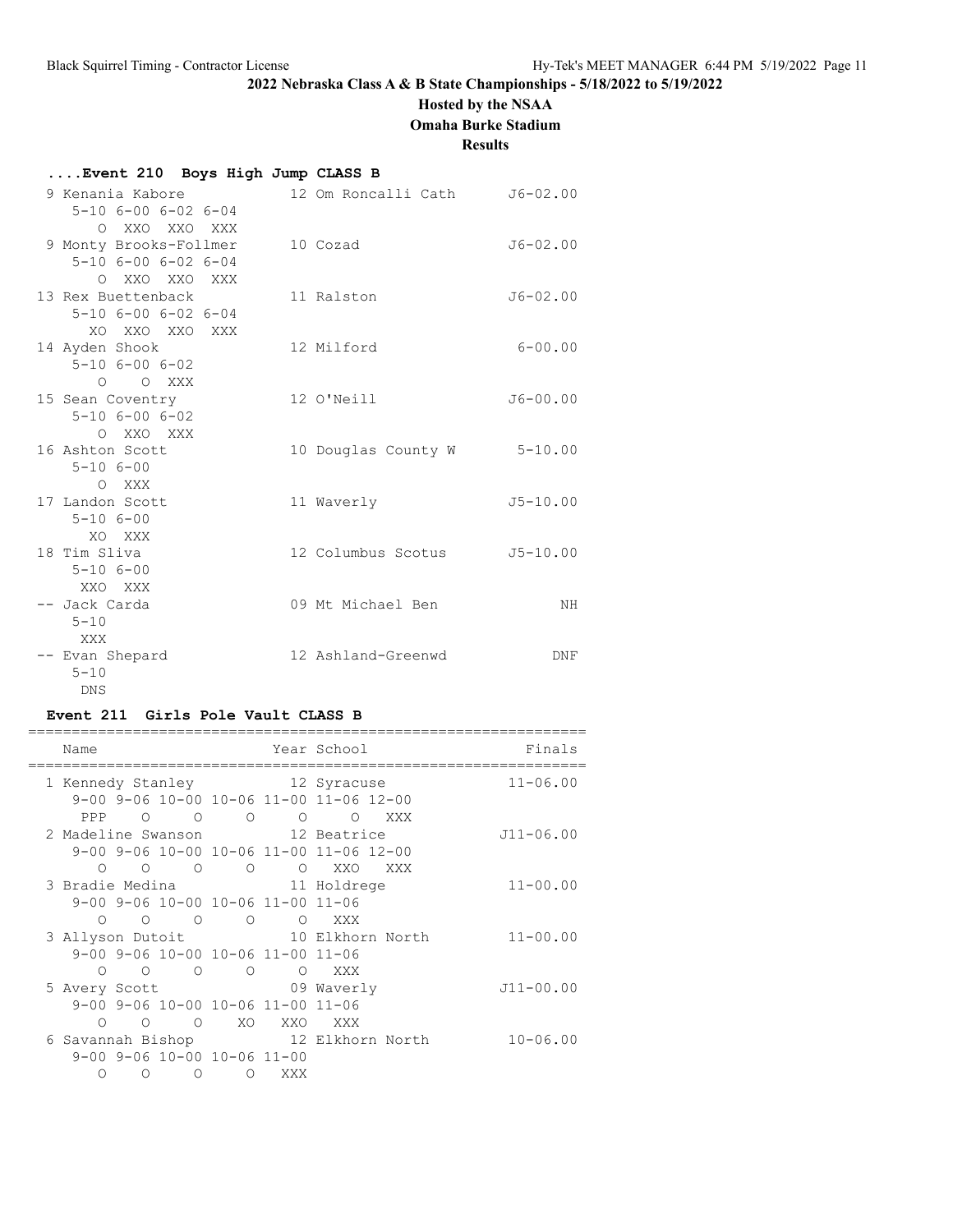**2022 Nebraska Class A & B State Championships - 5/18/2022 to 5/19/2022**

**Hosted by the NSAA**

**Omaha Burke Stadium**

**Results**

### ....Event 210 Boys High Jump CLASS B

```
 9 Kenania Kabore             12 Om Roncalli Cath      J6-02.00
     5-10 6-00 6-02 6-04
        O  XXO  XXO  XXX
 9 Monty Brooks-Follmer       10 Cozad                 J6-02.00
     5-10 6-00 6-02 6-04
        O  XXO  XXO  XXX
13 Rex Buettenback            11 Ralston               J6-02.00
     5-10 6-00 6-02 6-04
       XO  XXO  XXO  XXX
14 Ayden Shook                12 Milford                6-00.00
     5-10 6-00 6-02
        O    O  XXX
15 Sean Coventry              12 O'Neill               J6-00.00
     5-10 6-00 6-02
        O  XXO  XXX
16 Ashton Scott               10 Douglas County W       5-10.00
     5-10 6-00
        O  XXX
17 Landon Scott               11 Waverly               J5-10.00
     5-10 6-00
       XO  XXX
18 Tim Sliva                  12 Columbus Scotus       J5-10.00
     5-10 6-00
      XXO  XXX
-- Jack Carda                 09 Mt Michael Ben              NH
     5-10
      XXX
-- Evan Shepard               12 Ashland-Greenwd            DNF
     5-10
      DNS
```

### Event 211 Girls Pole Vault CLASS B

```
================================================================
    Name                    Year School                  Finals
================================================================
  1 Kennedy Stanley           12 Syracuse              11-06.00
     9-00 9-06 10-00 10-06 11-00 11-06 12-00
      PPP    O     O     O     O     O   XXX
  2 Madeline Swanson          12 Beatrice             J11-06.00
     9-00 9-06 10-00 10-06 11-00 11-06 12-00
        O    O     O     O     O   XXO   XXX
  3 Bradie Medina             11 Holdrege              11-00.00
     9-00 9-06 10-00 10-06 11-00 11-06
        O    O     O     O     O   XXX
  3 Allyson Dutoit            10 Elkhorn North         11-00.00
     9-00 9-06 10-00 10-06 11-00 11-06
        O    O     O     O     O   XXX
  5 Avery Scott               09 Waverly              J11-00.00
     9-00 9-06 10-00 10-06 11-00 11-06
        O    O     O    XO   XXO   XXX
  6 Savannah Bishop           12 Elkhorn North         10-06.00
     9-00 9-06 10-00 10-06 11-00
        O    O     O     O   XXX
```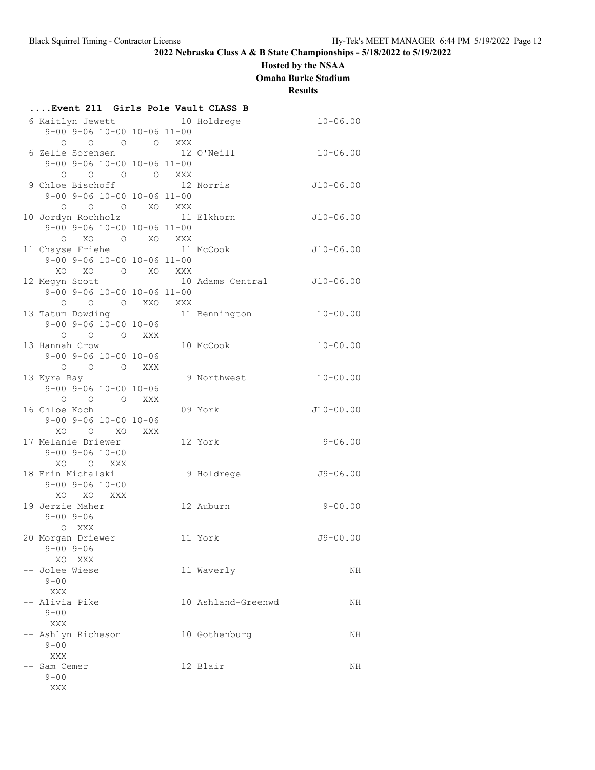**2022 Nebraska Class A & B State Championships - 5/18/2022 to 5/19/2022**

**Hosted by the NSAA**

**Omaha Burke Stadium**

**Results**

### ....Event 211 Girls Pole Vault CLASS B

```
 6 Kaitlyn Jewett           10 Holdrege             10-06.00
     9-00 9-06 10-00 10-06 11-00
       O    O     O     O   XXX
 6 Zelie Sorensen           12 O'Neill              10-06.00
     9-00 9-06 10-00 10-06 11-00
       O    O     O     O   XXX
 9 Chloe Bischoff           12 Norris              J10-06.00
     9-00 9-06 10-00 10-06 11-00
       O    O     O    XO   XXX
10 Jordyn Rochholz          11 Elkhorn             J10-06.00
     9-00 9-06 10-00 10-06 11-00
       O   XO     O    XO   XXX
11 Chayse Friehe            11 McCook              J10-06.00
     9-00 9-06 10-00 10-06 11-00
      XO   XO     O    XO   XXX
12 Megyn Scott              10 Adams Central       J10-06.00
     9-00 9-06 10-00 10-06 11-00
       O    O     O   XXO   XXX
13 Tatum Dowding            11 Bennington           10-00.00
     9-00 9-06 10-00 10-06
       O    O     O   XXX
13 Hannah Crow              10 McCook               10-00.00
     9-00 9-06 10-00 10-06
       O    O     O   XXX
13 Kyra Ray                  9 Northwest            10-00.00
     9-00 9-06 10-00 10-06
       O    O     O   XXX
16 Chloe Koch               09 York                J10-00.00
     9-00 9-06 10-00 10-06
      XO    O    XO   XXX
17 Melanie Driewer          12 York                  9-06.00
     9-00 9-06 10-00
      XO    O   XXX
18 Erin Michalski            9 Holdrege             J9-06.00
     9-00 9-06 10-00
      XO   XO   XXX
19 Jerzie Maher             12 Auburn                9-00.00
     9-00 9-06
       O  XXX
20 Morgan Driewer           11 York                 J9-00.00
     9-00 9-06
      XO  XXX
-- Jolee Wiese              11 Waverly                    NH
     9-00
      XXX
-- Alivia Pike              10 Ashland-Greenwd            NH
     9-00
      XXX
-- Ashlyn Richeson          10 Gothenburg                 NH
     9-00
      XXX
-- Sam Cemer                12 Blair                      NH
     9-00
      XXX
```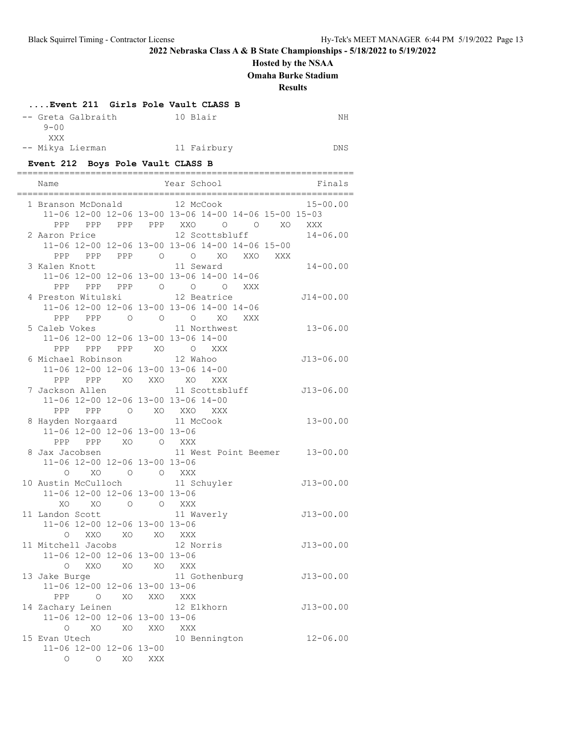**2022 Nebraska Class A & B State Championships - 5/18/2022 to 5/19/2022**

**Hosted by the NSAA**

**Omaha Burke Stadium**

**Results**

### ....Event 211 Girls Pole Vault CLASS B

```
-- Greta Galbraith           10 Blair                          NH
    9-00
     XXX
-- Mikya Lierman             11 Fairbury                      DNS
```

### Event 212 Boys Pole Vault CLASS B

```
================================================================
   Name                    Year School                   Finals
================================================================
  1 Branson McDonald         12 McCook                 15-00.00
     11-06 12-00 12-06 13-00 13-06 14-00 14-06 15-00 15-03
       PPP   PPP   PPP   PPP   XXO     O     O    XO   XXX
  2 Aaron Price              12 Scottsbluff            14-06.00
     11-06 12-00 12-06 13-00 13-06 14-00 14-06 15-00
       PPP   PPP   PPP     O     O    XO   XXO   XXX
  3 Kalen Knott              11 Seward                 14-00.00
     11-06 12-00 12-06 13-00 13-06 14-00 14-06
       PPP   PPP   PPP     O     O     O   XXX
  4 Preston Witulski         12 Beatrice              J14-00.00
     11-06 12-00 12-06 13-00 13-06 14-00 14-06
       PPP   PPP     O     O     O    XO   XXX
  5 Caleb Vokes              11 Northwest              13-06.00
     11-06 12-00 12-06 13-00 13-06 14-00
       PPP   PPP   PPP    XO     O   XXX
  6 Michael Robinson         12 Wahoo                 J13-06.00
     11-06 12-00 12-06 13-00 13-06 14-00
       PPP   PPP    XO   XXO    XO   XXX
  7 Jackson Allen            11 Scottsbluff           J13-06.00
     11-06 12-00 12-06 13-00 13-06 14-00
       PPP   PPP     O    XO   XXO   XXX
  8 Hayden Norgaard          11 McCook                 13-00.00
     11-06 12-00 12-06 13-00 13-06
       PPP   PPP    XO     O   XXX
  8 Jax Jacobsen             11 West Point Beemer      13-00.00
     11-06 12-00 12-06 13-00 13-06
         O    XO     O     O   XXX
 10 Austin McCulloch         11 Schuyler              J13-00.00
     11-06 12-00 12-06 13-00 13-06
        XO    XO     O     O   XXX
 11 Landon Scott             11 Waverly               J13-00.00
     11-06 12-00 12-06 13-00 13-06
         O   XXO    XO    XO   XXX
 11 Mitchell Jacobs          12 Norris                J13-00.00
     11-06 12-00 12-06 13-00 13-06
         O   XXO    XO    XO   XXX
 13 Jake Burge               11 Gothenburg            J13-00.00
     11-06 12-00 12-06 13-00 13-06
       PPP     O    XO   XXO   XXX
 14 Zachary Leinen           12 Elkhorn               J13-00.00
     11-06 12-00 12-06 13-00 13-06
         O    XO    XO   XXO   XXX
 15 Evan Utech               10 Bennington             12-06.00
     11-06 12-00 12-06 13-00
         O     O    XO   XXX
```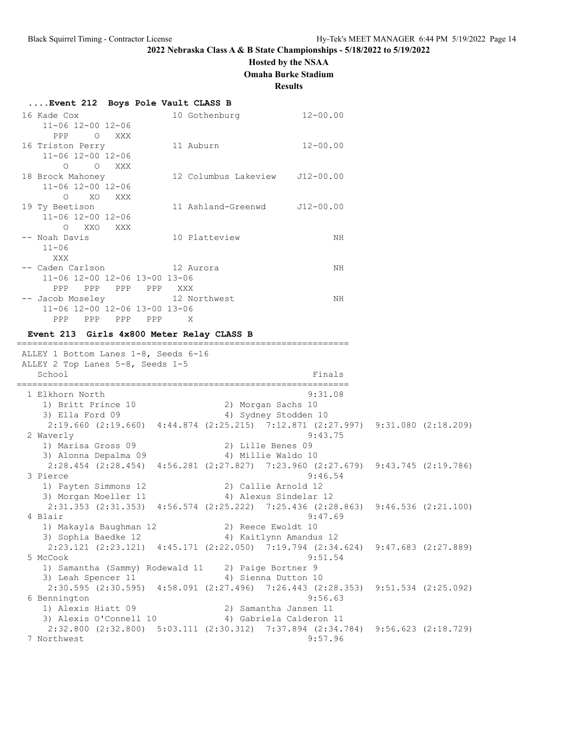## ....Event 212 Boys Pole Vault CLASS B

```
16 Kade Cox                  10 Gothenburg            12-00.00
    11-06 12-00 12-06
      PPP     O   XXX
16 Triston Perry             11 Auburn                12-00.00
    11-06 12-00 12-06
        O     O   XXX
18 Brock Mahoney             12 Columbus Lakeview    J12-00.00
    11-06 12-00 12-06
        O    XO   XXX
19 Ty Beetison               11 Ashland-Greenwd      J12-00.00
    11-06 12-00 12-06
        O   XXO   XXX
-- Noah Davis                10 Platteview                  NH
    11-06
      XXX
-- Caden Carlson             12 Aurora                      NH
    11-06 12-00 12-06 13-00 13-06
      PPP   PPP   PPP   PPP   XXX
-- Jacob Moseley             12 Northwest                   NH
    11-06 12-00 12-06 13-00 13-06
      PPP   PPP   PPP   PPP     X
```

## Event 213 Girls 4x800 Meter Relay CLASS B

```
===================================================================
ALLEY 1 Bottom Lanes 1-8, Seeds 6-16
ALLEY 2 Top Lanes 5-8, Seeds 1-5
   School                                                  Finals
===================================================================
  1 Elkhorn North                                         9:31.08
     1) Britt Prince 10                 2) Morgan Sachs 10
     3) Ella Ford 09                    4) Sydney Stodden 10
     2:19.660 (2:19.660)  4:44.874 (2:25.215)  7:12.871 (2:27.997)  9:31.080 (2:18.209)
  2 Waverly                                               9:43.75
     1) Marisa Gross 09                 2) Lille Benes 09
     3) Alonna Depalma 09               4) Millie Waldo 10
     2:28.454 (2:28.454)  4:56.281 (2:27.827)  7:23.960 (2:27.679)  9:43.745 (2:19.786)
  3 Pierce                                                9:46.54
     1) Payten Simmons 12               2) Callie Arnold 12
     3) Morgan Moeller 11               4) Alexus Sindelar 12
     2:31.353 (2:31.353)  4:56.574 (2:25.222)  7:25.436 (2:28.863)  9:46.536 (2:21.100)
  4 Blair                                                 9:47.69
     1) Makayla Baughman 12             2) Reece Ewoldt 10
     3) Sophia Baedke 12                4) Kaitlynn Amandus 12
     2:23.121 (2:23.121)  4:45.171 (2:22.050)  7:19.794 (2:34.624)  9:47.683 (2:27.889)
  5 McCook                                                9:51.54
     1) Samantha (Sammy) Rodewald 11    2) Paige Bortner 9
     3) Leah Spencer 11                 4) Sienna Dutton 10
     2:30.595 (2:30.595)  4:58.091 (2:27.496)  7:26.443 (2:28.353)  9:51.534 (2:25.092)
  6 Bennington                                            9:56.63
     1) Alexis Hiatt 09                 2) Samantha Jansen 11
     3) Alexis O'Connell 10             4) Gabriela Calderon 11
     2:32.800 (2:32.800)  5:03.111 (2:30.312)  7:37.894 (2:34.784)  9:56.623 (2:18.729)
  7 Northwest                                             9:57.96
```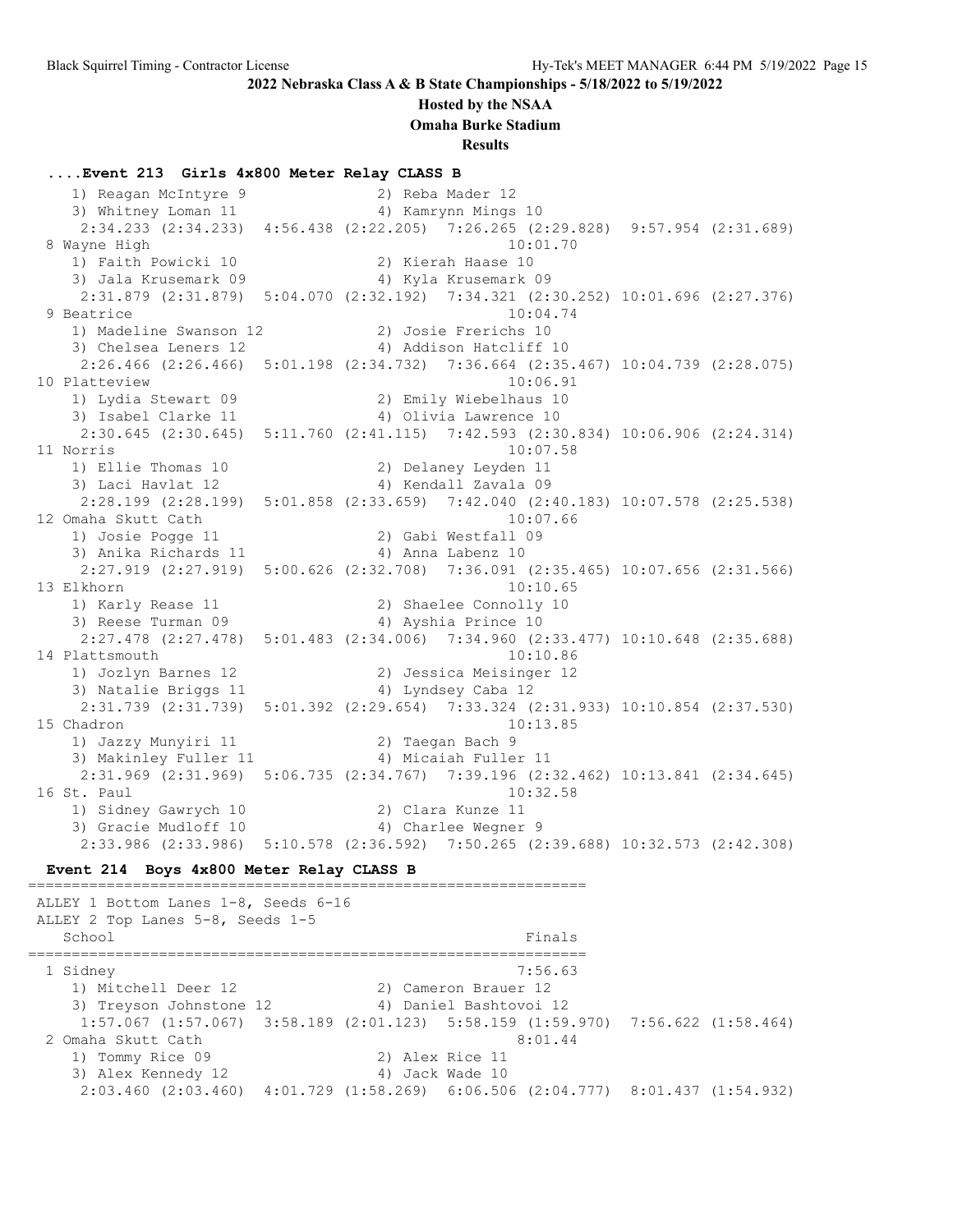**2022 Nebraska Class A & B State Championships - 5/18/2022 to 5/19/2022**

**Hosted by the NSAA**

**Omaha Burke Stadium**

**Results**

### ....Event 213 Girls 4x800 Meter Relay CLASS B

```
   1) Reagan McIntyre 9               2) Reba Mader 12
   3) Whitney Loman 11                4) Kamrynn Mings 10
    2:34.233 (2:34.233)  4:56.438 (2:22.205)  7:26.265 (2:29.828)  9:57.954 (2:31.689)
 8 Wayne High                                          10:01.70
   1) Faith Powicki 10                2) Kierah Haase 10
   3) Jala Krusemark 09               4) Kyla Krusemark 09
    2:31.879 (2:31.879)  5:04.070 (2:32.192)  7:34.321 (2:30.252) 10:01.696 (2:27.376)
 9 Beatrice                                            10:04.74
   1) Madeline Swanson 12             2) Josie Frerichs 10
   3) Chelsea Leners 12               4) Addison Hatcliff 10
    2:26.466 (2:26.466)  5:01.198 (2:34.732)  7:36.664 (2:35.467) 10:04.739 (2:28.075)
10 Platteview                                          10:06.91
   1) Lydia Stewart 09                2) Emily Wiebelhaus 10
   3) Isabel Clarke 11                4) Olivia Lawrence 10
    2:30.645 (2:30.645)  5:11.760 (2:41.115)  7:42.593 (2:30.834) 10:06.906 (2:24.314)
11 Norris                                              10:07.58
   1) Ellie Thomas 10                 2) Delaney Leyden 11
   3) Laci Havlat 12                  4) Kendall Zavala 09
    2:28.199 (2:28.199)  5:01.858 (2:33.659)  7:42.040 (2:40.183) 10:07.578 (2:25.538)
12 Omaha Skutt Cath                                    10:07.66
   1) Josie Pogge 11                  2) Gabi Westfall 09
   3) Anika Richards 11               4) Anna Labenz 10
    2:27.919 (2:27.919)  5:00.626 (2:32.708)  7:36.091 (2:35.465) 10:07.656 (2:31.566)
13 Elkhorn                                             10:10.65
   1) Karly Rease 11                  2) Shaelee Connolly 10
   3) Reese Turman 09                 4) Ayshia Prince 10
    2:27.478 (2:27.478)  5:01.483 (2:34.006)  7:34.960 (2:33.477) 10:10.648 (2:35.688)
14 Plattsmouth                                         10:10.86
   1) Jozlyn Barnes 12                2) Jessica Meisinger 12
   3) Natalie Briggs 11               4) Lyndsey Caba 12
    2:31.739 (2:31.739)  5:01.392 (2:29.654)  7:33.324 (2:31.933) 10:10.854 (2:37.530)
15 Chadron                                             10:13.85
   1) Jazzy Munyiri 11                2) Taegan Bach 9
   3) Makinley Fuller 11              4) Micaiah Fuller 11
    2:31.969 (2:31.969)  5:06.735 (2:34.767)  7:39.196 (2:32.462) 10:13.841 (2:34.645)
16 St. Paul                                            10:32.58
   1) Sidney Gawrych 10               2) Clara Kunze 11
   3) Gracie Mudloff 10               4) Charlee Wegner 9
    2:33.986 (2:33.986)  5:10.578 (2:36.592)  7:50.265 (2:39.688) 10:32.573 (2:42.308)
```

### Event 214 Boys 4x800 Meter Relay CLASS B

```
================================================================
ALLEY 1 Bottom Lanes 1-8, Seeds 6-16
ALLEY 2 Top Lanes 5-8, Seeds 1-5
   School                                               Finals
================================================================
 1 Sidney                                               7:56.63
   1) Mitchell Deer 12                2) Cameron Brauer 12
   3) Treyson Johnstone 12            4) Daniel Bashtovoi 12
    1:57.067 (1:57.067)  3:58.189 (2:01.123)  5:58.159 (1:59.970)  7:56.622 (1:58.464)
 2 Omaha Skutt Cath                                     8:01.44
   1) Tommy Rice 09                   2) Alex Rice 11
   3) Alex Kennedy 12                 4) Jack Wade 10
    2:03.460 (2:03.460)  4:01.729 (1:58.269)  6:06.506 (2:04.777)  8:01.437 (1:54.932)
```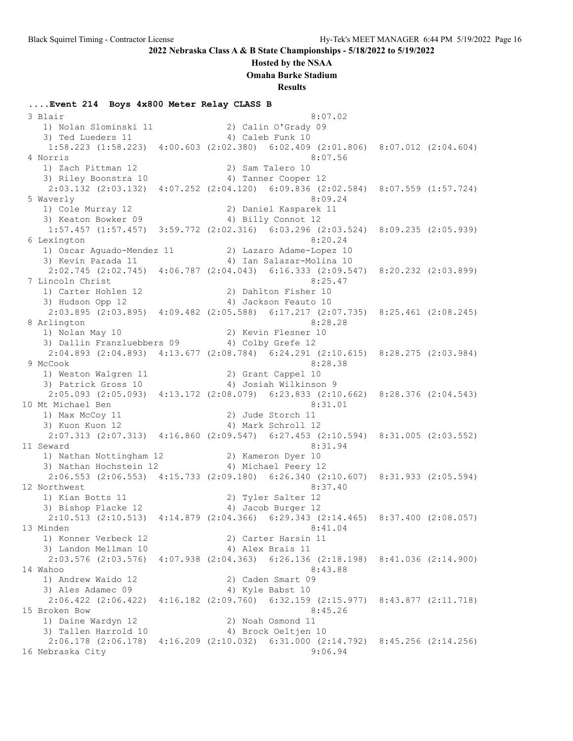**2022 Nebraska Class A & B State Championships - 5/18/2022 to 5/19/2022**

**Hosted by the NSAA**

**Omaha Burke Stadium**

**Results**

### ....Event 214 Boys 4x800 Meter Relay CLASS B

```
 3 Blair                                                 8:07.02
    1) Nolan Slominski 11             2) Calin O'Grady 09
    3) Ted Lueders 11                 4) Caleb Funk 10
     1:58.223 (1:58.223)  4:00.603 (2:02.380)  6:02.409 (2:01.806)  8:07.012 (2:04.604)
 4 Norris                                                8:07.56
    1) Zach Pittman 12                2) Sam Talero 10
    3) Riley Boonstra 10              4) Tanner Cooper 12
     2:03.132 (2:03.132)  4:07.252 (2:04.120)  6:09.836 (2:02.584)  8:07.559 (1:57.724)
 5 Waverly                                               8:09.24
    1) Cole Murray 12                 2) Daniel Kasparek 11
    3) Keaton Bowker 09               4) Billy Connot 12
     1:57.457 (1:57.457)  3:59.772 (2:02.316)  6:03.296 (2:03.524)  8:09.235 (2:05.939)
 6 Lexington                                             8:20.24
    1) Oscar Aguado-Mendez 11         2) Lazaro Adame-Lopez 10
    3) Kevin Parada 11                4) Ian Salazar-Molina 10
     2:02.745 (2:02.745)  4:06.787 (2:04.043)  6:16.333 (2:09.547)  8:20.232 (2:03.899)
 7 Lincoln Christ                                        8:25.47
    1) Carter Hohlen 12               2) Dahlton Fisher 10
    3) Hudson Opp 12                  4) Jackson Feauto 10
     2:03.895 (2:03.895)  4:09.482 (2:05.588)  6:17.217 (2:07.735)  8:25.461 (2:08.245)
 8 Arlington                                             8:28.28
    1) Nolan May 10                   2) Kevin Flesner 10
    3) Dallin Franzluebbers 09        4) Colby Grefe 12
     2:04.893 (2:04.893)  4:13.677 (2:08.784)  6:24.291 (2:10.615)  8:28.275 (2:03.984)
 9 McCook                                                8:28.38
    1) Weston Walgren 11              2) Grant Cappel 10
    3) Patrick Gross 10               4) Josiah Wilkinson 9
     2:05.093 (2:05.093)  4:13.172 (2:08.079)  6:23.833 (2:10.662)  8:28.376 (2:04.543)
10 Mt Michael Ben                                        8:31.01
    1) Max McCoy 11                   2) Jude Storch 11
    3) Kuon Kuon 12                   4) Mark Schroll 12
     2:07.313 (2:07.313)  4:16.860 (2:09.547)  6:27.453 (2:10.594)  8:31.005 (2:03.552)
11 Seward                                                8:31.94
    1) Nathan Nottingham 12           2) Kameron Dyer 10
    3) Nathan Hochstein 12            4) Michael Peery 12
     2:06.553 (2:06.553)  4:15.733 (2:09.180)  6:26.340 (2:10.607)  8:31.933 (2:05.594)
12 Northwest                                             8:37.40
    1) Kian Botts 11                  2) Tyler Salter 12
    3) Bishop Placke 12               4) Jacob Burger 12
     2:10.513 (2:10.513)  4:14.879 (2:04.366)  6:29.343 (2:14.465)  8:37.400 (2:08.057)
13 Minden                                                8:41.04
    1) Konner Verbeck 12              2) Carter Harsin 11
    3) Landon Mellman 10              4) Alex Brais 11
     2:03.576 (2:03.576)  4:07.938 (2:04.363)  6:26.136 (2:18.198)  8:41.036 (2:14.900)
14 Wahoo                                                 8:43.88
    1) Andrew Waido 12                2) Caden Smart 09
    3) Ales Adamec 09                 4) Kyle Babst 10
     2:06.422 (2:06.422)  4:16.182 (2:09.760)  6:32.159 (2:15.977)  8:43.877 (2:11.718)
15 Broken Bow                                            8:45.26
    1) Daine Wardyn 12                2) Noah Osmond 11
    3) Tallen Harrold 10              4) Brock Oeltjen 10
     2:06.178 (2:06.178)  4:16.209 (2:10.032)  6:31.000 (2:14.792)  8:45.256 (2:14.256)
16 Nebraska City                                         9:06.94
```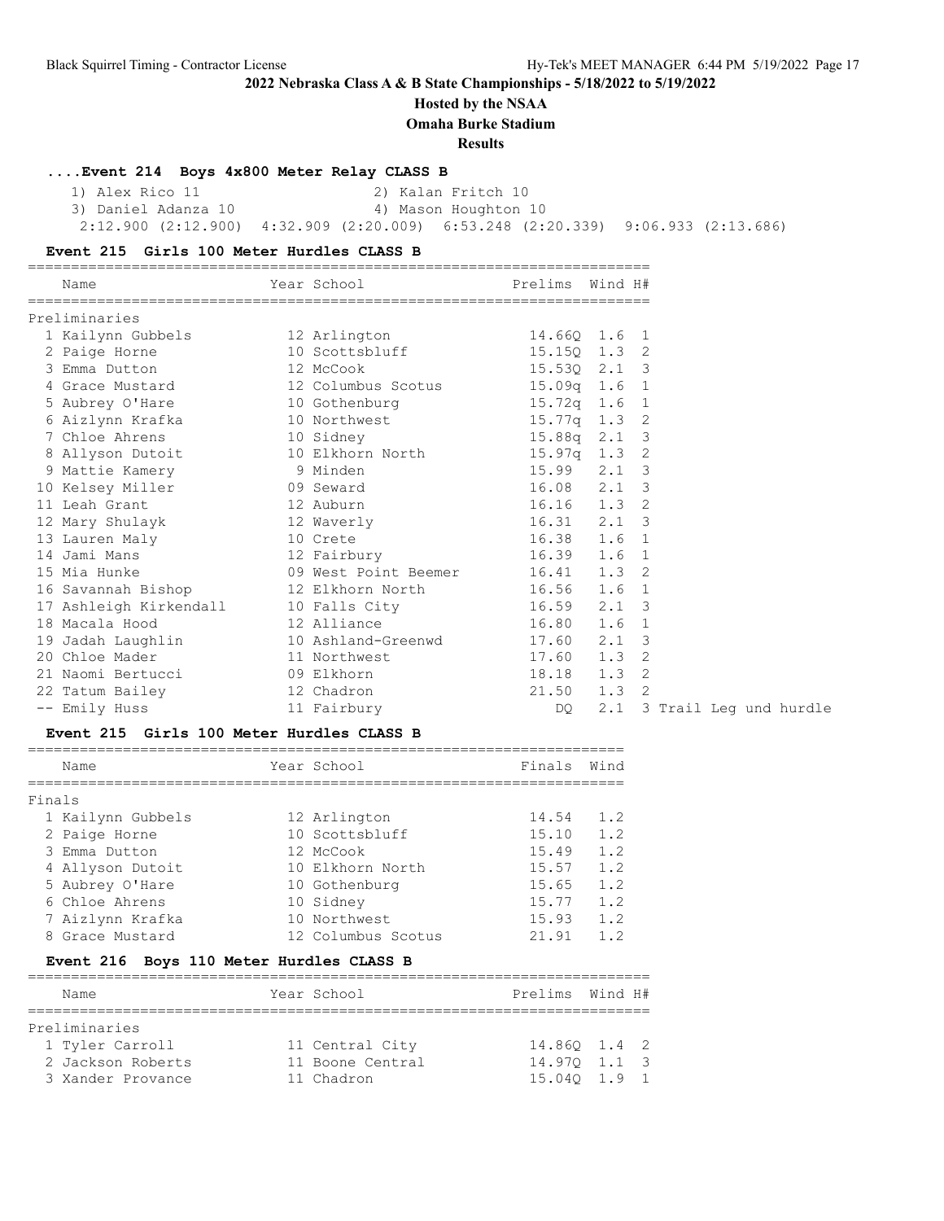## 2022 Nebraska Class A & B State Championships - 5/18/2022 to 5/19/2022

**Hosted by the NSAA**

**Omaha Burke Stadium**

**Results**

### ....Event 214 Boys 4x800 Meter Relay CLASS B

1) Alex Rico 11 2) Kalan Fritch 10
3) Daniel Adanza 10 4) Mason Houghton 10

2:12.900 (2:12.900) 4:32.909 (2:20.009) 6:53.248 (2:20.339) 9:06.933 (2:13.686)

### Event 215 Girls 100 Meter Hurdles CLASS B

**Preliminaries**

| | Name | Year | School | Prelims | Wind | H# | |
|---|---|---|---|---|---|---|---|
| 1 | Kailynn Gubbels | 12 | Arlington | 14.66Q | 1.6 | 1 | |
| 2 | Paige Horne | 10 | Scottsbluff | 15.15Q | 1.3 | 2 | |
| 3 | Emma Dutton | 12 | McCook | 15.53Q | 2.1 | 3 | |
| 4 | Grace Mustard | 12 | Columbus Scotus | 15.09q | 1.6 | 1 | |
| 5 | Aubrey O'Hare | 10 | Gothenburg | 15.72q | 1.6 | 1 | |
| 6 | Aizlynn Krafka | 10 | Northwest | 15.77q | 1.3 | 2 | |
| 7 | Chloe Ahrens | 10 | Sidney | 15.88q | 2.1 | 3 | |
| 8 | Allyson Dutoit | 10 | Elkhorn North | 15.97q | 1.3 | 2 | |
| 9 | Mattie Kamery | 9 | Minden | 15.99 | 2.1 | 3 | |
| 10 | Kelsey Miller | 09 | Seward | 16.08 | 2.1 | 3 | |
| 11 | Leah Grant | 12 | Auburn | 16.16 | 1.3 | 2 | |
| 12 | Mary Shulayk | 12 | Waverly | 16.31 | 2.1 | 3 | |
| 13 | Lauren Maly | 10 | Crete | 16.38 | 1.6 | 1 | |
| 14 | Jami Mans | 12 | Fairbury | 16.39 | 1.6 | 1 | |
| 15 | Mia Hunke | 09 | West Point Beemer | 16.41 | 1.3 | 2 | |
| 16 | Savannah Bishop | 12 | Elkhorn North | 16.56 | 1.6 | 1 | |
| 17 | Ashleigh Kirkendall | 10 | Falls City | 16.59 | 2.1 | 3 | |
| 18 | Macala Hood | 12 | Alliance | 16.80 | 1.6 | 1 | |
| 19 | Jadah Laughlin | 10 | Ashland-Greenwd | 17.60 | 2.1 | 3 | |
| 20 | Chloe Mader | 11 | Northwest | 17.60 | 1.3 | 2 | |
| 21 | Naomi Bertucci | 09 | Elkhorn | 18.18 | 1.3 | 2 | |
| 22 | Tatum Bailey | 12 | Chadron | 21.50 | 1.3 | 2 | |
| -- | Emily Huss | 11 | Fairbury | DQ | 2.1 | 3 | Trail Leg und hurdle |

### Event 215 Girls 100 Meter Hurdles CLASS B

**Finals**

| | Name | Year | School | Finals | Wind |
|---|---|---|---|---|---|
| 1 | Kailynn Gubbels | 12 | Arlington | 14.54 | 1.2 |
| 2 | Paige Horne | 10 | Scottsbluff | 15.10 | 1.2 |
| 3 | Emma Dutton | 12 | McCook | 15.49 | 1.2 |
| 4 | Allyson Dutoit | 10 | Elkhorn North | 15.57 | 1.2 |
| 5 | Aubrey O'Hare | 10 | Gothenburg | 15.65 | 1.2 |
| 6 | Chloe Ahrens | 10 | Sidney | 15.77 | 1.2 |
| 7 | Aizlynn Krafka | 10 | Northwest | 15.93 | 1.2 |
| 8 | Grace Mustard | 12 | Columbus Scotus | 21.91 | 1.2 |

### Event 216 Boys 110 Meter Hurdles CLASS B

**Preliminaries**

| | Name | Year | School | Prelims | Wind | H# |
|---|---|---|---|---|---|---|
| 1 | Tyler Carroll | 11 | Central City | 14.86Q | 1.4 | 2 |
| 2 | Jackson Roberts | 11 | Boone Central | 14.97Q | 1.1 | 3 |
| 3 | Xander Provance | 11 | Chadron | 15.04Q | 1.9 | 1 |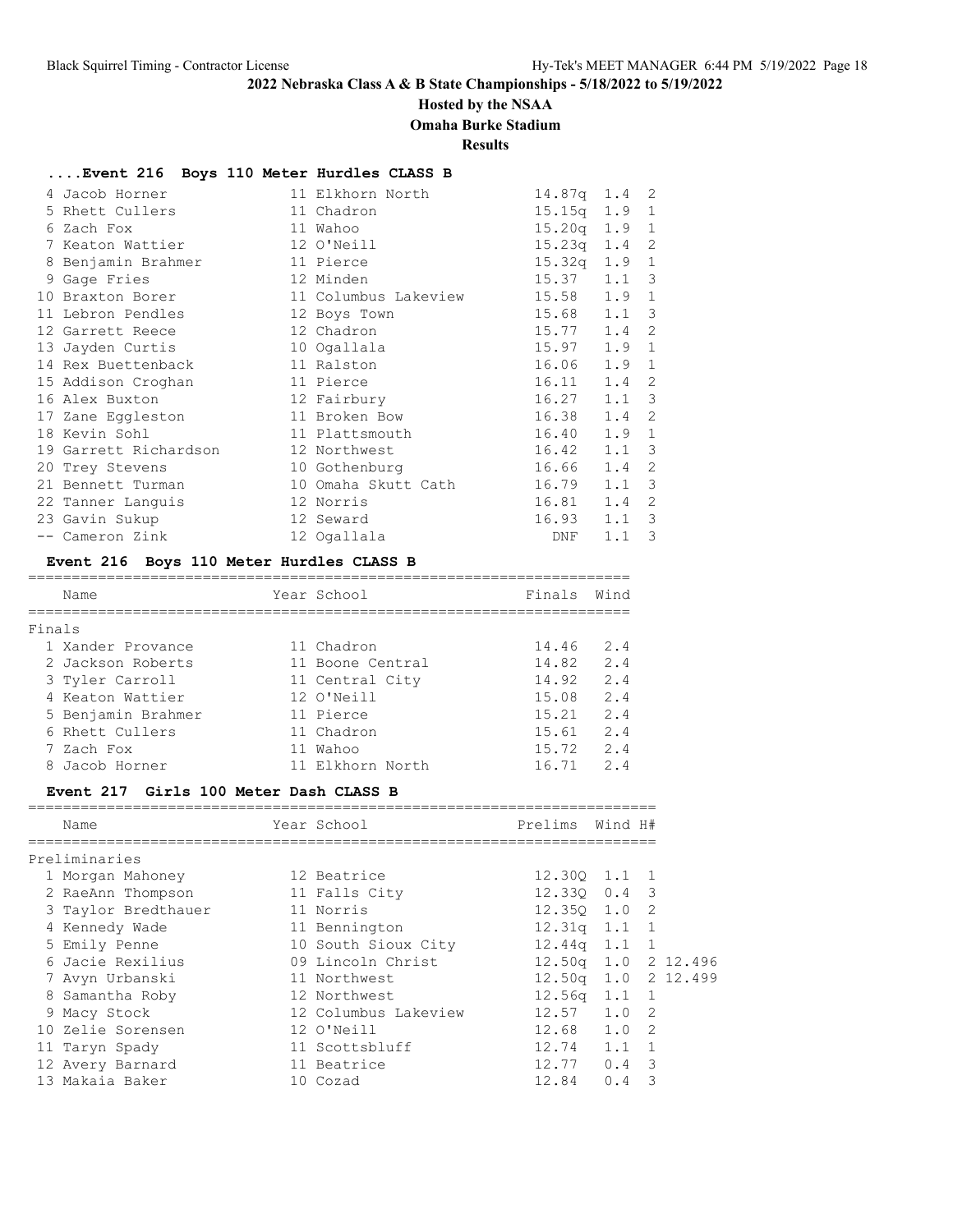# 2022 Nebraska Class A & B State Championships - 5/18/2022 to 5/19/2022

## Hosted by the NSAA

## Omaha Burke Stadium

## Results

### ....Event 216 Boys 110 Meter Hurdles CLASS B

| Place | Name | Year | School | Prelims | Wind | H# |
|---|---|---|---|---|---|---|
| 4 | Jacob Horner | 11 | Elkhorn North | 14.87q | 1.4 | 2 |
| 5 | Rhett Cullers | 11 | Chadron | 15.15q | 1.9 | 1 |
| 6 | Zach Fox | 11 | Wahoo | 15.20q | 1.9 | 1 |
| 7 | Keaton Wattier | 12 | O'Neill | 15.23q | 1.4 | 2 |
| 8 | Benjamin Brahmer | 11 | Pierce | 15.32q | 1.9 | 1 |
| 9 | Gage Fries | 12 | Minden | 15.37 | 1.1 | 3 |
| 10 | Braxton Borer | 11 | Columbus Lakeview | 15.58 | 1.9 | 1 |
| 11 | Lebron Pendles | 12 | Boys Town | 15.68 | 1.1 | 3 |
| 12 | Garrett Reece | 12 | Chadron | 15.77 | 1.4 | 2 |
| 13 | Jayden Curtis | 10 | Ogallala | 15.97 | 1.9 | 1 |
| 14 | Rex Buettenback | 11 | Ralston | 16.06 | 1.9 | 1 |
| 15 | Addison Croghan | 11 | Pierce | 16.11 | 1.4 | 2 |
| 16 | Alex Buxton | 12 | Fairbury | 16.27 | 1.1 | 3 |
| 17 | Zane Eggleston | 11 | Broken Bow | 16.38 | 1.4 | 2 |
| 18 | Kevin Sohl | 11 | Plattsmouth | 16.40 | 1.9 | 1 |
| 19 | Garrett Richardson | 12 | Northwest | 16.42 | 1.1 | 3 |
| 20 | Trey Stevens | 10 | Gothenburg | 16.66 | 1.4 | 2 |
| 21 | Bennett Turman | 10 | Omaha Skutt Cath | 16.79 | 1.1 | 3 |
| 22 | Tanner Languis | 12 | Norris | 16.81 | 1.4 | 2 |
| 23 | Gavin Sukup | 12 | Seward | 16.93 | 1.1 | 3 |
| -- | Cameron Zink | 12 | Ogallala | DNF | 1.1 | 3 |

### Event 216 Boys 110 Meter Hurdles CLASS B

Finals

| Place | Name | Year | School | Finals | Wind |
|---|---|---|---|---|---|
| 1 | Xander Provance | 11 | Chadron | 14.46 | 2.4 |
| 2 | Jackson Roberts | 11 | Boone Central | 14.82 | 2.4 |
| 3 | Tyler Carroll | 11 | Central City | 14.92 | 2.4 |
| 4 | Keaton Wattier | 12 | O'Neill | 15.08 | 2.4 |
| 5 | Benjamin Brahmer | 11 | Pierce | 15.21 | 2.4 |
| 6 | Rhett Cullers | 11 | Chadron | 15.61 | 2.4 |
| 7 | Zach Fox | 11 | Wahoo | 15.72 | 2.4 |
| 8 | Jacob Horner | 11 | Elkhorn North | 16.71 | 2.4 |

### Event 217 Girls 100 Meter Dash CLASS B

Preliminaries

| Place | Name | Year | School | Prelims | Wind | H# | |
|---|---|---|---|---|---|---|---|
| 1 | Morgan Mahoney | 12 | Beatrice | 12.30Q | 1.1 | 1 | |
| 2 | RaeAnn Thompson | 11 | Falls City | 12.33Q | 0.4 | 3 | |
| 3 | Taylor Bredthauer | 11 | Norris | 12.35Q | 1.0 | 2 | |
| 4 | Kennedy Wade | 11 | Bennington | 12.31q | 1.1 | 1 | |
| 5 | Emily Penne | 10 | South Sioux City | 12.44q | 1.1 | 1 | |
| 6 | Jacie Rexilius | 09 | Lincoln Christ | 12.50q | 1.0 | 2 | 12.496 |
| 7 | Avyn Urbanski | 11 | Northwest | 12.50q | 1.0 | 2 | 12.499 |
| 8 | Samantha Roby | 12 | Northwest | 12.56q | 1.1 | 1 | |
| 9 | Macy Stock | 12 | Columbus Lakeview | 12.57 | 1.0 | 2 | |
| 10 | Zelie Sorensen | 12 | O'Neill | 12.68 | 1.0 | 2 | |
| 11 | Taryn Spady | 11 | Scottsbluff | 12.74 | 1.1 | 1 | |
| 12 | Avery Barnard | 11 | Beatrice | 12.77 | 0.4 | 3 | |
| 13 | Makaia Baker | 10 | Cozad | 12.84 | 0.4 | 3 | |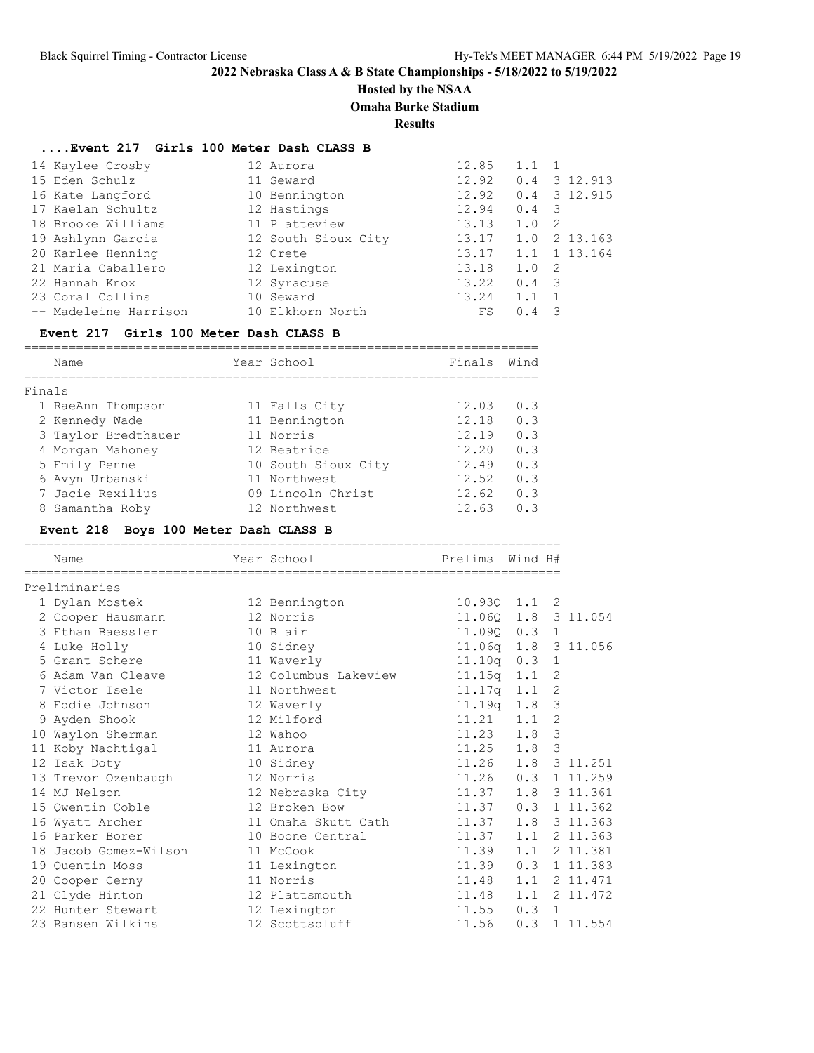# 2022 Nebraska Class A & B State Championships - 5/18/2022 to 5/19/2022

## Hosted by the NSAA

## Omaha Burke Stadium

## Results

### ....Event 217 Girls 100 Meter Dash CLASS B

| Place | Name | Year | School | Prelims | Wind | H# | |
|---|---|---|---|---|---|---|---|
| 14 | Kaylee Crosby | 12 | Aurora | 12.85 | 1.1 | 1 | |
| 15 | Eden Schulz | 11 | Seward | 12.92 | 0.4 | 3 | 12.913 |
| 16 | Kate Langford | 10 | Bennington | 12.92 | 0.4 | 3 | 12.915 |
| 17 | Kaelan Schultz | 12 | Hastings | 12.94 | 0.4 | 3 | |
| 18 | Brooke Williams | 11 | Platteview | 13.13 | 1.0 | 2 | |
| 19 | Ashlynn Garcia | 12 | South Sioux City | 13.17 | 1.0 | 2 | 13.163 |
| 20 | Karlee Henning | 12 | Crete | 13.17 | 1.1 | 1 | 13.164 |
| 21 | Maria Caballero | 12 | Lexington | 13.18 | 1.0 | 2 | |
| 22 | Hannah Knox | 12 | Syracuse | 13.22 | 0.4 | 3 | |
| 23 | Coral Collins | 10 | Seward | 13.24 | 1.1 | 1 | |
| -- | Madeleine Harrison | 10 | Elkhorn North | FS | 0.4 | 3 | |

### Event 217 Girls 100 Meter Dash CLASS B

| Place | Name | Year | School | Finals | Wind |
|---|---|---|---|---|---|
| **Finals** | | | | | |
| 1 | RaeAnn Thompson | 11 | Falls City | 12.03 | 0.3 |
| 2 | Kennedy Wade | 11 | Bennington | 12.18 | 0.3 |
| 3 | Taylor Bredthauer | 11 | Norris | 12.19 | 0.3 |
| 4 | Morgan Mahoney | 12 | Beatrice | 12.20 | 0.3 |
| 5 | Emily Penne | 10 | South Sioux City | 12.49 | 0.3 |
| 6 | Avyn Urbanski | 11 | Northwest | 12.52 | 0.3 |
| 7 | Jacie Rexilius | 09 | Lincoln Christ | 12.62 | 0.3 |
| 8 | Samantha Roby | 12 | Northwest | 12.63 | 0.3 |

### Event 218 Boys 100 Meter Dash CLASS B

| Place | Name | Year | School | Prelims | Wind | H# | |
|---|---|---|---|---|---|---|---|
| **Preliminaries** | | | | | | | |
| 1 | Dylan Mostek | 12 | Bennington | 10.93Q | 1.1 | 2 | |
| 2 | Cooper Hausmann | 12 | Norris | 11.06Q | 1.8 | 3 | 11.054 |
| 3 | Ethan Baessler | 10 | Blair | 11.09Q | 0.3 | 1 | |
| 4 | Luke Holly | 10 | Sidney | 11.06q | 1.8 | 3 | 11.056 |
| 5 | Grant Schere | 11 | Waverly | 11.10q | 0.3 | 1 | |
| 6 | Adam Van Cleave | 12 | Columbus Lakeview | 11.15q | 1.1 | 2 | |
| 7 | Victor Isele | 11 | Northwest | 11.17q | 1.1 | 2 | |
| 8 | Eddie Johnson | 12 | Waverly | 11.19q | 1.8 | 3 | |
| 9 | Ayden Shook | 12 | Milford | 11.21 | 1.1 | 2 | |
| 10 | Waylon Sherman | 12 | Wahoo | 11.23 | 1.8 | 3 | |
| 11 | Koby Nachtigal | 11 | Aurora | 11.25 | 1.8 | 3 | |
| 12 | Isak Doty | 10 | Sidney | 11.26 | 1.8 | 3 | 11.251 |
| 13 | Trevor Ozenbaugh | 12 | Norris | 11.26 | 0.3 | 1 | 11.259 |
| 14 | MJ Nelson | 12 | Nebraska City | 11.37 | 1.8 | 3 | 11.361 |
| 15 | Qwentin Coble | 12 | Broken Bow | 11.37 | 0.3 | 1 | 11.362 |
| 16 | Wyatt Archer | 11 | Omaha Skutt Cath | 11.37 | 1.8 | 3 | 11.363 |
| 16 | Parker Borer | 10 | Boone Central | 11.37 | 1.1 | 2 | 11.363 |
| 18 | Jacob Gomez-Wilson | 11 | McCook | 11.39 | 1.1 | 2 | 11.381 |
| 19 | Quentin Moss | 11 | Lexington | 11.39 | 0.3 | 1 | 11.383 |
| 20 | Cooper Cerny | 11 | Norris | 11.48 | 1.1 | 2 | 11.471 |
| 21 | Clyde Hinton | 12 | Plattsmouth | 11.48 | 1.1 | 2 | 11.472 |
| 22 | Hunter Stewart | 12 | Lexington | 11.55 | 0.3 | 1 | |
| 23 | Ransen Wilkins | 12 | Scottsbluff | 11.56 | 0.3 | 1 | 11.554 |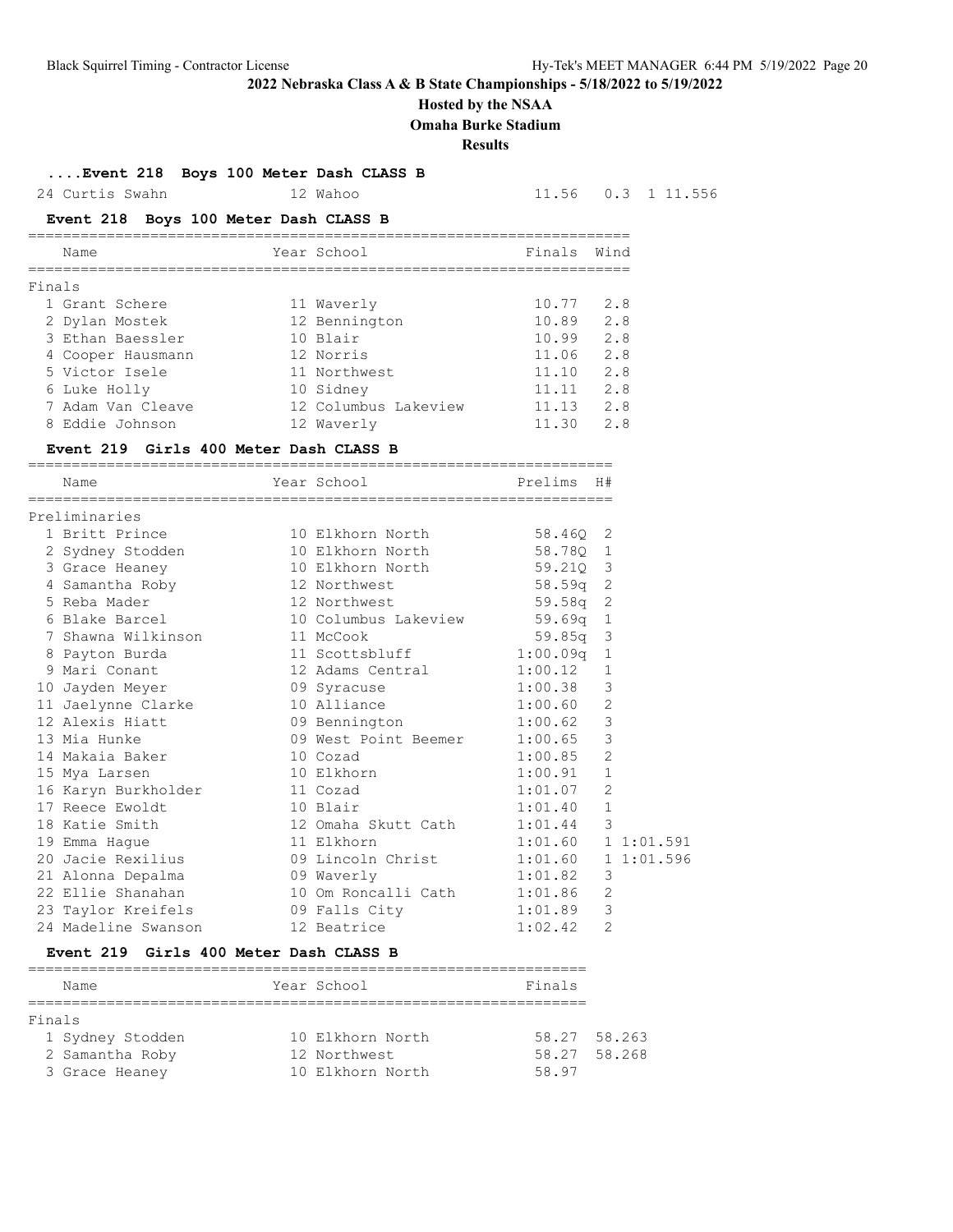**2022 Nebraska Class A & B State Championships - 5/18/2022 to 5/19/2022**

**Hosted by the NSAA**

**Omaha Burke Stadium**

**Results**

### ....Event 218 Boys 100 Meter Dash CLASS B

| Name | Year | School | Prelims | Wind | H# | |
|---|---|---|---|---|---|---|
| 24 Curtis Swahn | 12 | Wahoo | 11.56 | 0.3 | 1 | 11.556 |

### Event 218 Boys 100 Meter Dash CLASS B

**Finals**

| Name | Year | School | Finals | Wind |
|---|---|---|---|---|
| 1 Grant Schere | 11 | Waverly | 10.77 | 2.8 |
| 2 Dylan Mostek | 12 | Bennington | 10.89 | 2.8 |
| 3 Ethan Baessler | 10 | Blair | 10.99 | 2.8 |
| 4 Cooper Hausmann | 12 | Norris | 11.06 | 2.8 |
| 5 Victor Isele | 11 | Northwest | 11.10 | 2.8 |
| 6 Luke Holly | 10 | Sidney | 11.11 | 2.8 |
| 7 Adam Van Cleave | 12 | Columbus Lakeview | 11.13 | 2.8 |
| 8 Eddie Johnson | 12 | Waverly | 11.30 | 2.8 |

### Event 219 Girls 400 Meter Dash CLASS B

**Preliminaries**

| Name | Year | School | Prelims | H# | |
|---|---|---|---|---|---|
| 1 Britt Prince | 10 | Elkhorn North | 58.46Q | 2 | |
| 2 Sydney Stodden | 10 | Elkhorn North | 58.78Q | 1 | |
| 3 Grace Heaney | 10 | Elkhorn North | 59.21Q | 3 | |
| 4 Samantha Roby | 12 | Northwest | 58.59q | 2 | |
| 5 Reba Mader | 12 | Northwest | 59.58q | 2 | |
| 6 Blake Barcel | 10 | Columbus Lakeview | 59.69q | 1 | |
| 7 Shawna Wilkinson | 11 | McCook | 59.85q | 3 | |
| 8 Payton Burda | 11 | Scottsbluff | 1:00.09q | 1 | |
| 9 Mari Conant | 12 | Adams Central | 1:00.12 | 1 | |
| 10 Jayden Meyer | 09 | Syracuse | 1:00.38 | 3 | |
| 11 Jaelynne Clarke | 10 | Alliance | 1:00.60 | 2 | |
| 12 Alexis Hiatt | 09 | Bennington | 1:00.62 | 3 | |
| 13 Mia Hunke | 09 | West Point Beemer | 1:00.65 | 3 | |
| 14 Makaia Baker | 10 | Cozad | 1:00.85 | 2 | |
| 15 Mya Larsen | 10 | Elkhorn | 1:00.91 | 1 | |
| 16 Karyn Burkholder | 11 | Cozad | 1:01.07 | 2 | |
| 17 Reece Ewoldt | 10 | Blair | 1:01.40 | 1 | |
| 18 Katie Smith | 12 | Omaha Skutt Cath | 1:01.44 | 3 | |
| 19 Emma Hague | 11 | Elkhorn | 1:01.60 | 1 | 1:01.591 |
| 20 Jacie Rexilius | 09 | Lincoln Christ | 1:01.60 | 1 | 1:01.596 |
| 21 Alonna Depalma | 09 | Waverly | 1:01.82 | 3 | |
| 22 Ellie Shanahan | 10 | Om Roncalli Cath | 1:01.86 | 2 | |
| 23 Taylor Kreifels | 09 | Falls City | 1:01.89 | 3 | |
| 24 Madeline Swanson | 12 | Beatrice | 1:02.42 | 2 | |

### Event 219 Girls 400 Meter Dash CLASS B

**Finals**

| Name | Year | School | Finals | |
|---|---|---|---|---|
| 1 Sydney Stodden | 10 | Elkhorn North | 58.27 | 58.263 |
| 2 Samantha Roby | 12 | Northwest | 58.27 | 58.268 |
| 3 Grace Heaney | 10 | Elkhorn North | 58.97 | |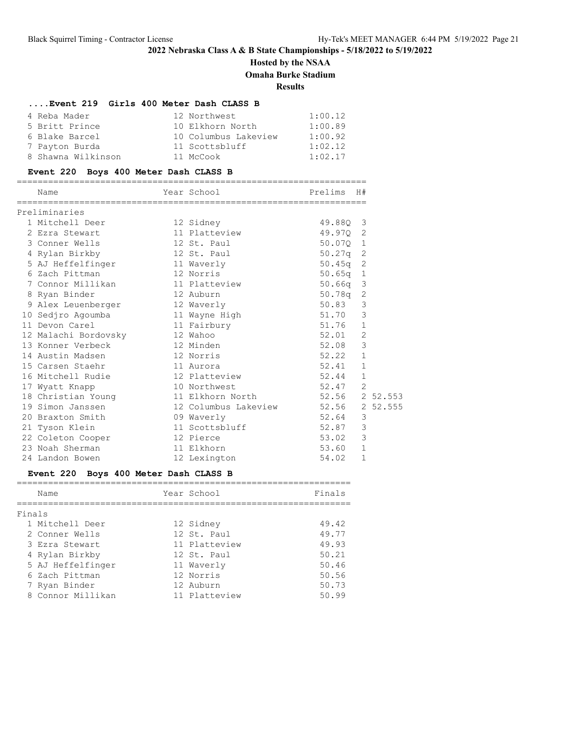# 2022 Nebraska Class A & B State Championships - 5/18/2022 to 5/19/2022

## Hosted by the NSAA

## Omaha Burke Stadium

## Results

### ....Event 219 Girls 400 Meter Dash CLASS B

| Place | Name | Year | School | Finals |
|---|---|---|---|---|
| 4 | Reba Mader | 12 | Northwest | 1:00.12 |
| 5 | Britt Prince | 10 | Elkhorn North | 1:00.89 |
| 6 | Blake Barcel | 10 | Columbus Lakeview | 1:00.92 |
| 7 | Payton Burda | 11 | Scottsbluff | 1:02.12 |
| 8 | Shawna Wilkinson | 11 | McCook | 1:02.17 |

### Event 220 Boys 400 Meter Dash CLASS B

Preliminaries

| Place | Name | Year | School | Prelims | H# | |
|---|---|---|---|---|---|---|
| 1 | Mitchell Deer | 12 | Sidney | 49.88Q | 3 | |
| 2 | Ezra Stewart | 11 | Platteview | 49.97Q | 2 | |
| 3 | Conner Wells | 12 | St. Paul | 50.07Q | 1 | |
| 4 | Rylan Birkby | 12 | St. Paul | 50.27q | 2 | |
| 5 | AJ Heffelfinger | 11 | Waverly | 50.45q | 2 | |
| 6 | Zach Pittman | 12 | Norris | 50.65q | 1 | |
| 7 | Connor Millikan | 11 | Platteview | 50.66q | 3 | |
| 8 | Ryan Binder | 12 | Auburn | 50.78q | 2 | |
| 9 | Alex Leuenberger | 12 | Waverly | 50.83 | 3 | |
| 10 | Sedjro Agoumba | 11 | Wayne High | 51.70 | 3 | |
| 11 | Devon Carel | 11 | Fairbury | 51.76 | 1 | |
| 12 | Malachi Bordovsky | 12 | Wahoo | 52.01 | 2 | |
| 13 | Konner Verbeck | 12 | Minden | 52.08 | 3 | |
| 14 | Austin Madsen | 12 | Norris | 52.22 | 1 | |
| 15 | Carsen Staehr | 11 | Aurora | 52.41 | 1 | |
| 16 | Mitchell Rudie | 12 | Platteview | 52.44 | 1 | |
| 17 | Wyatt Knapp | 10 | Northwest | 52.47 | 2 | |
| 18 | Christian Young | 11 | Elkhorn North | 52.56 | 2 | 52.553 |
| 19 | Simon Janssen | 12 | Columbus Lakeview | 52.56 | 2 | 52.555 |
| 20 | Braxton Smith | 09 | Waverly | 52.64 | 3 | |
| 21 | Tyson Klein | 11 | Scottsbluff | 52.87 | 3 | |
| 22 | Coleton Cooper | 12 | Pierce | 53.02 | 3 | |
| 23 | Noah Sherman | 11 | Elkhorn | 53.60 | 1 | |
| 24 | Landon Bowen | 12 | Lexington | 54.02 | 1 | |

### Event 220 Boys 400 Meter Dash CLASS B

Finals

| Place | Name | Year | School | Finals |
|---|---|---|---|---|
| 1 | Mitchell Deer | 12 | Sidney | 49.42 |
| 2 | Conner Wells | 12 | St. Paul | 49.77 |
| 3 | Ezra Stewart | 11 | Platteview | 49.93 |
| 4 | Rylan Birkby | 12 | St. Paul | 50.21 |
| 5 | AJ Heffelfinger | 11 | Waverly | 50.46 |
| 6 | Zach Pittman | 12 | Norris | 50.56 |
| 7 | Ryan Binder | 12 | Auburn | 50.73 |
| 8 | Connor Millikan | 11 | Platteview | 50.99 |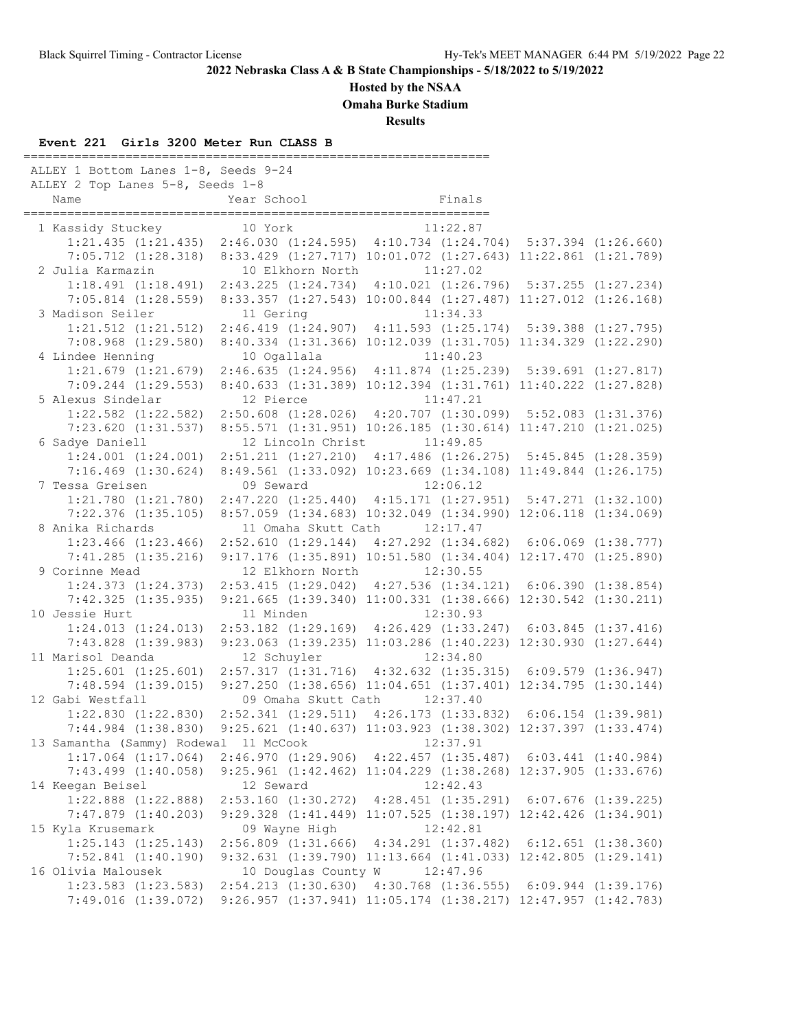## 2022 Nebraska Class A & B State Championships - 5/18/2022 to 5/19/2022

### Hosted by the NSAA

### Omaha Burke Stadium

### Results

**Event 221 Girls 3200 Meter Run CLASS B**

```
=================================================================
 ALLEY 1 Bottom Lanes 1-8, Seeds 9-24
 ALLEY 2 Top Lanes 5-8, Seeds 1-8
    Name                    Year School                  Finals
=================================================================
  1 Kassidy Stuckey         10 York                    11:22.87
      1:21.435 (1:21.435)  2:46.030 (1:24.595)  4:10.734 (1:24.704)  5:37.394 (1:26.660)
      7:05.712 (1:28.318)  8:33.429 (1:27.717) 10:01.072 (1:27.643) 11:22.861 (1:21.789)
  2 Julia Karmazin          10 Elkhorn North           11:27.02
      1:18.491 (1:18.491)  2:43.225 (1:24.734)  4:10.021 (1:26.796)  5:37.255 (1:27.234)
      7:05.814 (1:28.559)  8:33.357 (1:27.543) 10:00.844 (1:27.487) 11:27.012 (1:26.168)
  3 Madison Seiler          11 Gering                  11:34.33
      1:21.512 (1:21.512)  2:46.419 (1:24.907)  4:11.593 (1:25.174)  5:39.388 (1:27.795)
      7:08.968 (1:29.580)  8:40.334 (1:31.366) 10:12.039 (1:31.705) 11:34.329 (1:22.290)
  4 Lindee Henning          10 Ogallala                11:40.23
      1:21.679 (1:21.679)  2:46.635 (1:24.956)  4:11.874 (1:25.239)  5:39.691 (1:27.817)
      7:09.244 (1:29.553)  8:40.633 (1:31.389) 10:12.394 (1:31.761) 11:40.222 (1:27.828)
  5 Alexus Sindelar         12 Pierce                  11:47.21
      1:22.582 (1:22.582)  2:50.608 (1:28.026)  4:20.707 (1:30.099)  5:52.083 (1:31.376)
      7:23.620 (1:31.537)  8:55.571 (1:31.951) 10:26.185 (1:30.614) 11:47.210 (1:21.025)
  6 Sadye Daniell           12 Lincoln Christ          11:49.85
      1:24.001 (1:24.001)  2:51.211 (1:27.210)  4:17.486 (1:26.275)  5:45.845 (1:28.359)
      7:16.469 (1:30.624)  8:49.561 (1:33.092) 10:23.669 (1:34.108) 11:49.844 (1:26.175)
  7 Tessa Greisen           09 Seward                  12:06.12
      1:21.780 (1:21.780)  2:47.220 (1:25.440)  4:15.171 (1:27.951)  5:47.271 (1:32.100)
      7:22.376 (1:35.105)  8:57.059 (1:34.683) 10:32.049 (1:34.990) 12:06.118 (1:34.069)
  8 Anika Richards          11 Omaha Skutt Cath        12:17.47
      1:23.466 (1:23.466)  2:52.610 (1:29.144)  4:27.292 (1:34.682)  6:06.069 (1:38.777)
      7:41.285 (1:35.216)  9:17.176 (1:35.891) 10:51.580 (1:34.404) 12:17.470 (1:25.890)
  9 Corinne Mead            12 Elkhorn North           12:30.55
      1:24.373 (1:24.373)  2:53.415 (1:29.042)  4:27.536 (1:34.121)  6:06.390 (1:38.854)
      7:42.325 (1:35.935)  9:21.665 (1:39.340) 11:00.331 (1:38.666) 12:30.542 (1:30.211)
 10 Jessie Hurt             11 Minden                  12:30.93
      1:24.013 (1:24.013)  2:53.182 (1:29.169)  4:26.429 (1:33.247)  6:03.845 (1:37.416)
      7:43.828 (1:39.983)  9:23.063 (1:39.235) 11:03.286 (1:40.223) 12:30.930 (1:27.644)
 11 Marisol Deanda          12 Schuyler                12:34.80
      1:25.601 (1:25.601)  2:57.317 (1:31.716)  4:32.632 (1:35.315)  6:09.579 (1:36.947)
      7:48.594 (1:39.015)  9:27.250 (1:38.656) 11:04.651 (1:37.401) 12:34.795 (1:30.144)
 12 Gabi Westfall           09 Omaha Skutt Cath        12:37.40
      1:22.830 (1:22.830)  2:52.341 (1:29.511)  4:26.173 (1:33.832)  6:06.154 (1:39.981)
      7:44.984 (1:38.830)  9:25.621 (1:40.637) 11:03.923 (1:38.302) 12:37.397 (1:33.474)
 13 Samantha (Sammy) Rodewal 11 McCook                 12:37.91
      1:17.064 (1:17.064)  2:46.970 (1:29.906)  4:22.457 (1:35.487)  6:03.441 (1:40.984)
      7:43.499 (1:40.058)  9:25.961 (1:42.462) 11:04.229 (1:38.268) 12:37.905 (1:33.676)
 14 Keegan Beisel           12 Seward                  12:42.43
      1:22.888 (1:22.888)  2:53.160 (1:30.272)  4:28.451 (1:35.291)  6:07.676 (1:39.225)
      7:47.879 (1:40.203)  9:29.328 (1:41.449) 11:07.525 (1:38.197) 12:42.426 (1:34.901)
 15 Kyla Krusemark          09 Wayne High              12:42.81
      1:25.143 (1:25.143)  2:56.809 (1:31.666)  4:34.291 (1:37.482)  6:12.651 (1:38.360)
      7:52.841 (1:40.190)  9:32.631 (1:39.790) 11:13.664 (1:41.033) 12:42.805 (1:29.141)
 16 Olivia Malousek         10 Douglas County W        12:47.96
      1:23.583 (1:23.583)  2:54.213 (1:30.630)  4:30.768 (1:36.555)  6:09.944 (1:39.176)
      7:49.016 (1:39.072)  9:26.957 (1:37.941) 11:05.174 (1:38.217) 12:47.957 (1:42.783)
```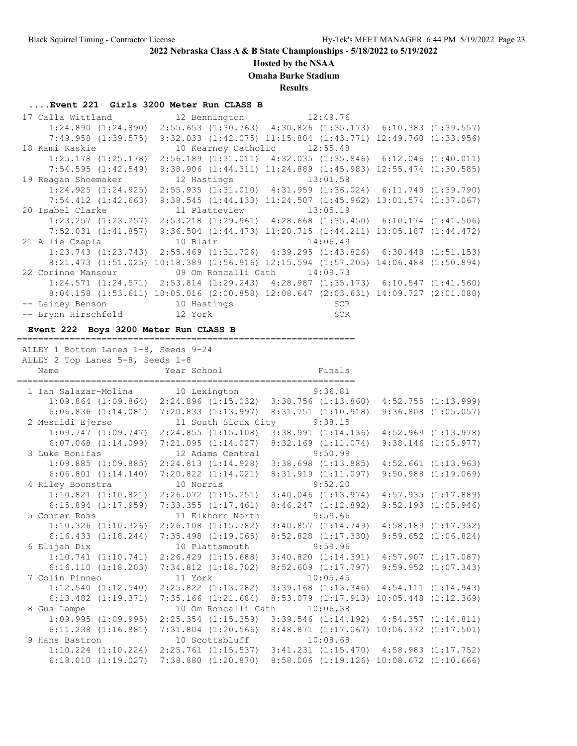**2022 Nebraska Class A & B State Championships - 5/18/2022 to 5/19/2022**

**Hosted by the NSAA**

**Omaha Burke Stadium**

**Results**

### ....Event 221 Girls 3200 Meter Run CLASS B

```
 17 Calla Wittland            12 Bennington           12:49.76  
      1:24.890 (1:24.890)  2:55.653 (1:30.763)  4:30.826 (1:35.173)  6:10.383 (1:39.557)
      7:49.958 (1:39.575)  9:32.033 (1:42.075) 11:15.804 (1:43.771) 12:49.760 (1:33.956)
 18 Kami Kaskie               10 Kearney Catholic     12:55.48  
      1:25.178 (1:25.178)  2:56.189 (1:31.011)  4:32.035 (1:35.846)  6:12.046 (1:40.011)
      7:54.595 (1:42.549)  9:38.906 (1:44.311) 11:24.889 (1:45.983) 12:55.474 (1:30.585)
 19 Reagan Shoemaker          12 Hastings             13:01.58  
      1:24.925 (1:24.925)  2:55.935 (1:31.010)  4:31.959 (1:36.024)  6:11.749 (1:39.790)
      7:54.412 (1:42.663)  9:38.545 (1:44.133) 11:24.507 (1:45.962) 13:01.574 (1:37.067)
 20 Isabel Clarke             11 Platteview           13:05.19  
      1:23.257 (1:23.257)  2:53.218 (1:29.961)  4:28.668 (1:35.450)  6:10.174 (1:41.506)
      7:52.031 (1:41.857)  9:36.504 (1:44.473) 11:20.715 (1:44.211) 13:05.187 (1:44.472)
 21 Allie Czapla              10 Blair                14:06.49  
      1:23.743 (1:23.743)  2:55.469 (1:31.726)  4:39.295 (1:43.826)  6:30.448 (1:51.153)
      8:21.473 (1:51.025) 10:18.389 (1:56.916) 12:15.594 (1:57.205) 14:06.488 (1:50.894)
 22 Corinne Mansour           09 Om Roncalli Cath     14:09.73  
      1:24.571 (1:24.571)  2:53.814 (1:29.243)  4:28.987 (1:35.173)  6:10.547 (1:41.560)
      8:04.158 (1:53.611) 10:05.016 (2:00.858) 12:08.647 (2:03.631) 14:09.727 (2:01.080)
 -- Lainey Benson             10 Hastings                  SCR  
 -- Brynn Hirschfeld          12 York                      SCR  
```

### Event 222 Boys 3200 Meter Run CLASS B

```
================================================================
 ALLEY 1 Bottom Lanes 1-8, Seeds 9-24
 ALLEY 2 Top Lanes 5-8, Seeds 1-8
    Name                    Year School                 Finals  
================================================================
  1 Ian Salazar-Molina        10 Lexington             9:36.81  
      1:09.864 (1:09.864)  2:24.896 (1:15.032)  3:38.756 (1:13.860)  4:52.755 (1:13.999)
      6:06.836 (1:14.081)  7:20.833 (1:13.997)  8:31.751 (1:10.918)  9:36.808 (1:05.057)
  2 Mesuidi Ejerso            11 South Sioux City      9:38.15  
      1:09.747 (1:09.747)  2:24.855 (1:15.108)  3:38.991 (1:14.136)  4:52.969 (1:13.978)
      6:07.068 (1:14.099)  7:21.095 (1:14.027)  8:32.169 (1:11.074)  9:38.146 (1:05.977)
  3 Luke Bonifas              12 Adams Central         9:50.99  
      1:09.885 (1:09.885)  2:24.813 (1:14.928)  3:38.698 (1:13.885)  4:52.661 (1:13.963)
      6:06.801 (1:14.140)  7:20.822 (1:14.021)  8:31.919 (1:11.097)  9:50.988 (1:19.069)
  4 Riley Boonstra            10 Norris                9:52.20  
      1:10.821 (1:10.821)  2:26.072 (1:15.251)  3:40.046 (1:13.974)  4:57.935 (1:17.889)
      6:15.894 (1:17.959)  7:33.355 (1:17.461)  8:46.247 (1:12.892)  9:52.193 (1:05.946)
  5 Conner Ross               11 Elkhorn North         9:59.66  
      1:10.326 (1:10.326)  2:26.108 (1:15.782)  3:40.857 (1:14.749)  4:58.189 (1:17.332)
      6:16.433 (1:18.244)  7:35.498 (1:19.065)  8:52.828 (1:17.330)  9:59.652 (1:06.824)
  6 Elijah Dix                10 Plattsmouth           9:59.96  
      1:10.741 (1:10.741)  2:26.429 (1:15.688)  3:40.820 (1:14.391)  4:57.907 (1:17.087)
      6:16.110 (1:18.203)  7:34.812 (1:18.702)  8:52.609 (1:17.797)  9:59.952 (1:07.343)
  7 Colin Pinneo              11 York                 10:05.45  
      1:12.540 (1:12.540)  2:25.822 (1:13.282)  3:39.168 (1:13.346)  4:54.111 (1:14.943)
      6:13.482 (1:19.371)  7:35.166 (1:21.684)  8:53.079 (1:17.913) 10:05.448 (1:12.369)
  8 Gus Lampe                 10 Om Roncalli Cath     10:06.38  
      1:09.995 (1:09.995)  2:25.354 (1:15.359)  3:39.546 (1:14.192)  4:54.357 (1:14.811)
      6:11.238 (1:16.881)  7:31.804 (1:20.566)  8:48.871 (1:17.067) 10:06.372 (1:17.501)
  9 Hans Bastron              10 Scottsbluff          10:08.68  
      1:10.224 (1:10.224)  2:25.761 (1:15.537)  3:41.231 (1:15.470)  4:58.983 (1:17.752)
      6:18.010 (1:19.027)  7:38.880 (1:20.870)  8:58.006 (1:19.126) 10:08.672 (1:10.666)
```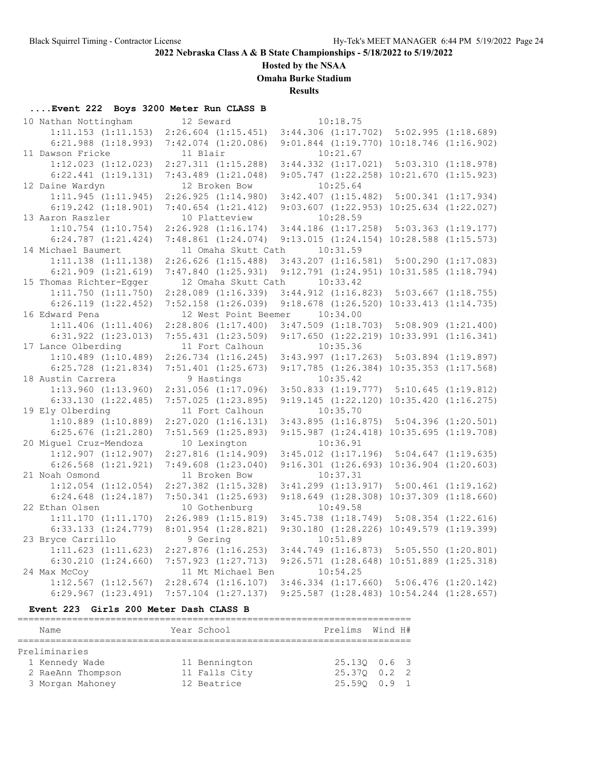2022 Nebraska Class A & B State Championships - 5/18/2022 to 5/19/2022

Hosted by the NSAA

Omaha Burke Stadium

Results

### ....Event 222 Boys 3200 Meter Run CLASS B

```
 10 Nathan Nottingham         12 Seward                  10:18.75
      1:11.153 (1:11.153)  2:26.604 (1:15.451)  3:44.306 (1:17.702)  5:02.995 (1:18.689)
      6:21.988 (1:18.993)  7:42.074 (1:20.086)  9:01.844 (1:19.770) 10:18.746 (1:16.902)
 11 Dawson Fricke             11 Blair                   10:21.67
      1:12.023 (1:12.023)  2:27.311 (1:15.288)  3:44.332 (1:17.021)  5:03.310 (1:18.978)
      6:22.441 (1:19.131)  7:43.489 (1:21.048)  9:05.747 (1:22.258) 10:21.670 (1:15.923)
 12 Daine Wardyn              12 Broken Bow              10:25.64
      1:11.945 (1:11.945)  2:26.925 (1:14.980)  3:42.407 (1:15.482)  5:00.341 (1:17.934)
      6:19.242 (1:18.901)  7:40.654 (1:21.412)  9:03.607 (1:22.953) 10:25.634 (1:22.027)
 13 Aaron Raszler             10 Platteview              10:28.59
      1:10.754 (1:10.754)  2:26.928 (1:16.174)  3:44.186 (1:17.258)  5:03.363 (1:19.177)
      6:24.787 (1:21.424)  7:48.861 (1:24.074)  9:13.015 (1:24.154) 10:28.588 (1:15.573)
 14 Michael Baumert           11 Omaha Skutt Cath        10:31.59
      1:11.138 (1:11.138)  2:26.626 (1:15.488)  3:43.207 (1:16.581)  5:00.290 (1:17.083)
      6:21.909 (1:21.619)  7:47.840 (1:25.931)  9:12.791 (1:24.951) 10:31.585 (1:18.794)
 15 Thomas Richter-Egger      12 Omaha Skutt Cath        10:33.42
      1:11.750 (1:11.750)  2:28.089 (1:16.339)  3:44.912 (1:16.823)  5:03.667 (1:18.755)
      6:26.119 (1:22.452)  7:52.158 (1:26.039)  9:18.678 (1:26.520) 10:33.413 (1:14.735)
 16 Edward Pena               12 West Point Beemer       10:34.00
      1:11.406 (1:11.406)  2:28.806 (1:17.400)  3:47.509 (1:18.703)  5:08.909 (1:21.400)
      6:31.922 (1:23.013)  7:55.431 (1:23.509)  9:17.650 (1:22.219) 10:33.991 (1:16.341)
 17 Lance Olberding           11 Fort Calhoun            10:35.36
      1:10.489 (1:10.489)  2:26.734 (1:16.245)  3:43.997 (1:17.263)  5:03.894 (1:19.897)
      6:25.728 (1:21.834)  7:51.401 (1:25.673)  9:17.785 (1:26.384) 10:35.353 (1:17.568)
 18 Austin Carrera             9 Hastings                10:35.42
      1:13.960 (1:13.960)  2:31.056 (1:17.096)  3:50.833 (1:19.777)  5:10.645 (1:19.812)
      6:33.130 (1:22.485)  7:57.025 (1:23.895)  9:19.145 (1:22.120) 10:35.420 (1:16.275)
 19 Ely Olberding             11 Fort Calhoun            10:35.70
      1:10.889 (1:10.889)  2:27.020 (1:16.131)  3:43.895 (1:16.875)  5:04.396 (1:20.501)
      6:25.676 (1:21.280)  7:51.569 (1:25.893)  9:15.987 (1:24.418) 10:35.695 (1:19.708)
 20 Miguel Cruz-Mendoza       10 Lexington               10:36.91
      1:12.907 (1:12.907)  2:27.816 (1:14.909)  3:45.012 (1:17.196)  5:04.647 (1:19.635)
      6:26.568 (1:21.921)  7:49.608 (1:23.040)  9:16.301 (1:26.693) 10:36.904 (1:20.603)
 21 Noah Osmond               11 Broken Bow              10:37.31
      1:12.054 (1:12.054)  2:27.382 (1:15.328)  3:41.299 (1:13.917)  5:00.461 (1:19.162)
      6:24.648 (1:24.187)  7:50.341 (1:25.693)  9:18.649 (1:28.308) 10:37.309 (1:18.660)
 22 Ethan Olsen               10 Gothenburg              10:49.58
      1:11.170 (1:11.170)  2:26.989 (1:15.819)  3:45.738 (1:18.749)  5:08.354 (1:22.616)
      6:33.133 (1:24.779)  8:01.954 (1:28.821)  9:30.180 (1:28.226) 10:49.579 (1:19.399)
 23 Bryce Carrillo             9 Gering                  10:51.89
      1:11.623 (1:11.623)  2:27.876 (1:16.253)  3:44.749 (1:16.873)  5:05.550 (1:20.801)
      6:30.210 (1:24.660)  7:57.923 (1:27.713)  9:26.571 (1:28.648) 10:51.889 (1:25.318)
 24 Max McCoy                 11 Mt Michael Ben          10:54.25
      1:12.567 (1:12.567)  2:28.674 (1:16.107)  3:46.334 (1:17.660)  5:06.476 (1:20.142)
      6:29.967 (1:23.491)  7:57.104 (1:27.137)  9:25.587 (1:28.483) 10:54.244 (1:28.657)
```

### Event 223 Girls 200 Meter Dash CLASS B

| Name | Year | School | Prelims | Wind | H# |
|---|---|---|---|---|---|
| **Preliminaries** | | | | | |
| 1 Kennedy Wade | 11 | Bennington | 25.13Q | 0.6 | 3 |
| 2 RaeAnn Thompson | 11 | Falls City | 25.37Q | 0.2 | 2 |
| 3 Morgan Mahoney | 12 | Beatrice | 25.59Q | 0.9 | 1 |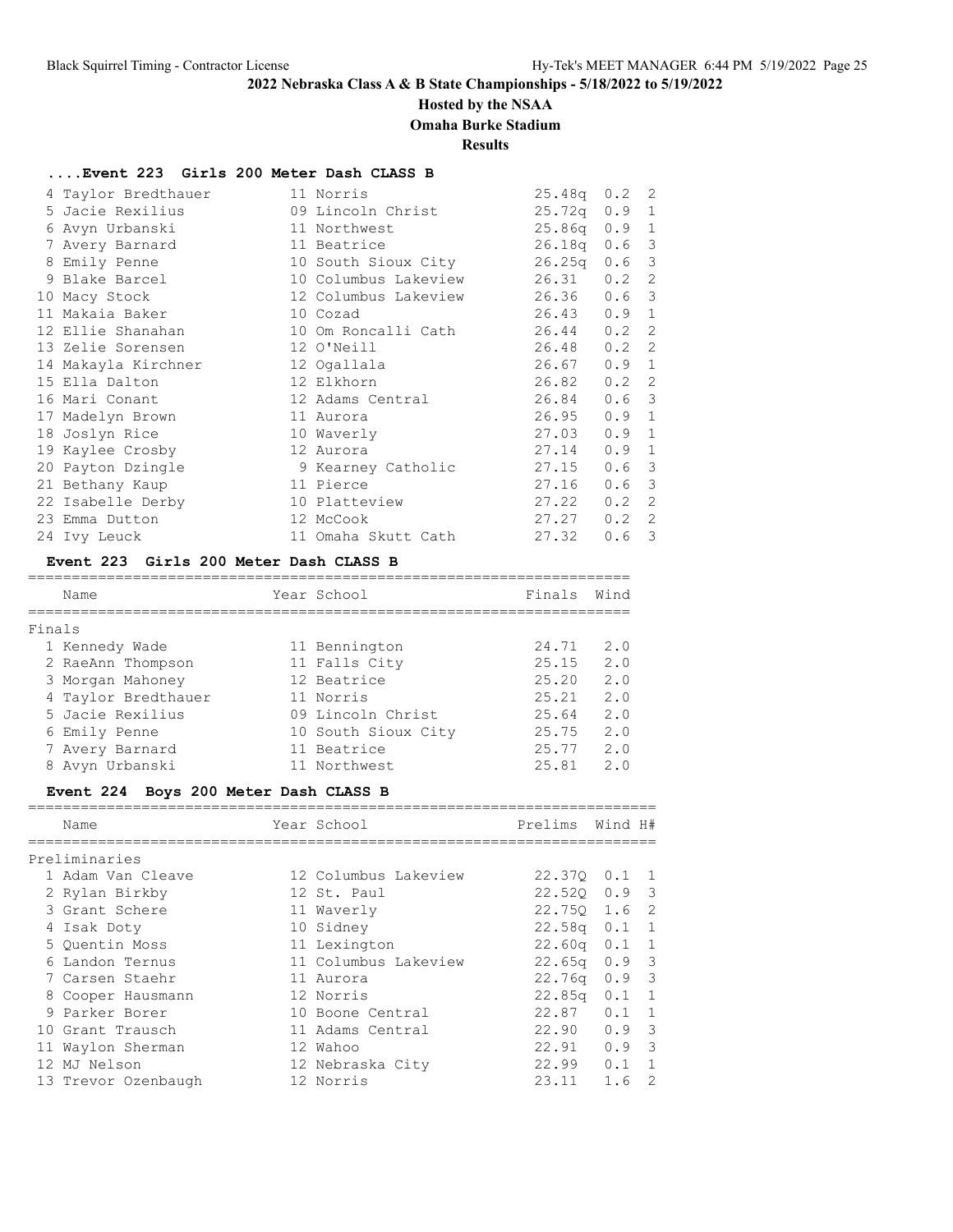## 2022 Nebraska Class A & B State Championships - 5/18/2022 to 5/19/2022

### Hosted by the NSAA

### Omaha Burke Stadium

### Results

#### ....Event 223 Girls 200 Meter Dash CLASS B

| Place | Name | Year | School | Prelims | Wind | H# |
|---|---|---|---|---|---|---|
| 4 | Taylor Bredthauer | 11 | Norris | 25.48q | 0.2 | 2 |
| 5 | Jacie Rexilius | 09 | Lincoln Christ | 25.72q | 0.9 | 1 |
| 6 | Avyn Urbanski | 11 | Northwest | 25.86q | 0.9 | 1 |
| 7 | Avery Barnard | 11 | Beatrice | 26.18q | 0.6 | 3 |
| 8 | Emily Penne | 10 | South Sioux City | 26.25q | 0.6 | 3 |
| 9 | Blake Barcel | 10 | Columbus Lakeview | 26.31 | 0.2 | 2 |
| 10 | Macy Stock | 12 | Columbus Lakeview | 26.36 | 0.6 | 3 |
| 11 | Makaia Baker | 10 | Cozad | 26.43 | 0.9 | 1 |
| 12 | Ellie Shanahan | 10 | Om Roncalli Cath | 26.44 | 0.2 | 2 |
| 13 | Zelie Sorensen | 12 | O'Neill | 26.48 | 0.2 | 2 |
| 14 | Makayla Kirchner | 12 | Ogallala | 26.67 | 0.9 | 1 |
| 15 | Ella Dalton | 12 | Elkhorn | 26.82 | 0.2 | 2 |
| 16 | Mari Conant | 12 | Adams Central | 26.84 | 0.6 | 3 |
| 17 | Madelyn Brown | 11 | Aurora | 26.95 | 0.9 | 1 |
| 18 | Joslyn Rice | 10 | Waverly | 27.03 | 0.9 | 1 |
| 19 | Kaylee Crosby | 12 | Aurora | 27.14 | 0.9 | 1 |
| 20 | Payton Dzingle | 9 | Kearney Catholic | 27.15 | 0.6 | 3 |
| 21 | Bethany Kaup | 11 | Pierce | 27.16 | 0.6 | 3 |
| 22 | Isabelle Derby | 10 | Platteview | 27.22 | 0.2 | 2 |
| 23 | Emma Dutton | 12 | McCook | 27.27 | 0.2 | 2 |
| 24 | Ivy Leuck | 11 | Omaha Skutt Cath | 27.32 | 0.6 | 3 |

#### Event 223 Girls 200 Meter Dash CLASS B

**Finals**

| Place | Name | Year | School | Finals | Wind |
|---|---|---|---|---|---|
| 1 | Kennedy Wade | 11 | Bennington | 24.71 | 2.0 |
| 2 | RaeAnn Thompson | 11 | Falls City | 25.15 | 2.0 |
| 3 | Morgan Mahoney | 12 | Beatrice | 25.20 | 2.0 |
| 4 | Taylor Bredthauer | 11 | Norris | 25.21 | 2.0 |
| 5 | Jacie Rexilius | 09 | Lincoln Christ | 25.64 | 2.0 |
| 6 | Emily Penne | 10 | South Sioux City | 25.75 | 2.0 |
| 7 | Avery Barnard | 11 | Beatrice | 25.77 | 2.0 |
| 8 | Avyn Urbanski | 11 | Northwest | 25.81 | 2.0 |

#### Event 224 Boys 200 Meter Dash CLASS B

**Preliminaries**

| Place | Name | Year | School | Prelims | Wind | H# |
|---|---|---|---|---|---|---|
| 1 | Adam Van Cleave | 12 | Columbus Lakeview | 22.37Q | 0.1 | 1 |
| 2 | Rylan Birkby | 12 | St. Paul | 22.52Q | 0.9 | 3 |
| 3 | Grant Schere | 11 | Waverly | 22.75Q | 1.6 | 2 |
| 4 | Isak Doty | 10 | Sidney | 22.58q | 0.1 | 1 |
| 5 | Quentin Moss | 11 | Lexington | 22.60q | 0.1 | 1 |
| 6 | Landon Ternus | 11 | Columbus Lakeview | 22.65q | 0.9 | 3 |
| 7 | Carsen Staehr | 11 | Aurora | 22.76q | 0.9 | 3 |
| 8 | Cooper Hausmann | 12 | Norris | 22.85q | 0.1 | 1 |
| 9 | Parker Borer | 10 | Boone Central | 22.87 | 0.1 | 1 |
| 10 | Grant Trausch | 11 | Adams Central | 22.90 | 0.9 | 3 |
| 11 | Waylon Sherman | 12 | Wahoo | 22.91 | 0.9 | 3 |
| 12 | MJ Nelson | 12 | Nebraska City | 22.99 | 0.1 | 1 |
| 13 | Trevor Ozenbaugh | 12 | Norris | 23.11 | 1.6 | 2 |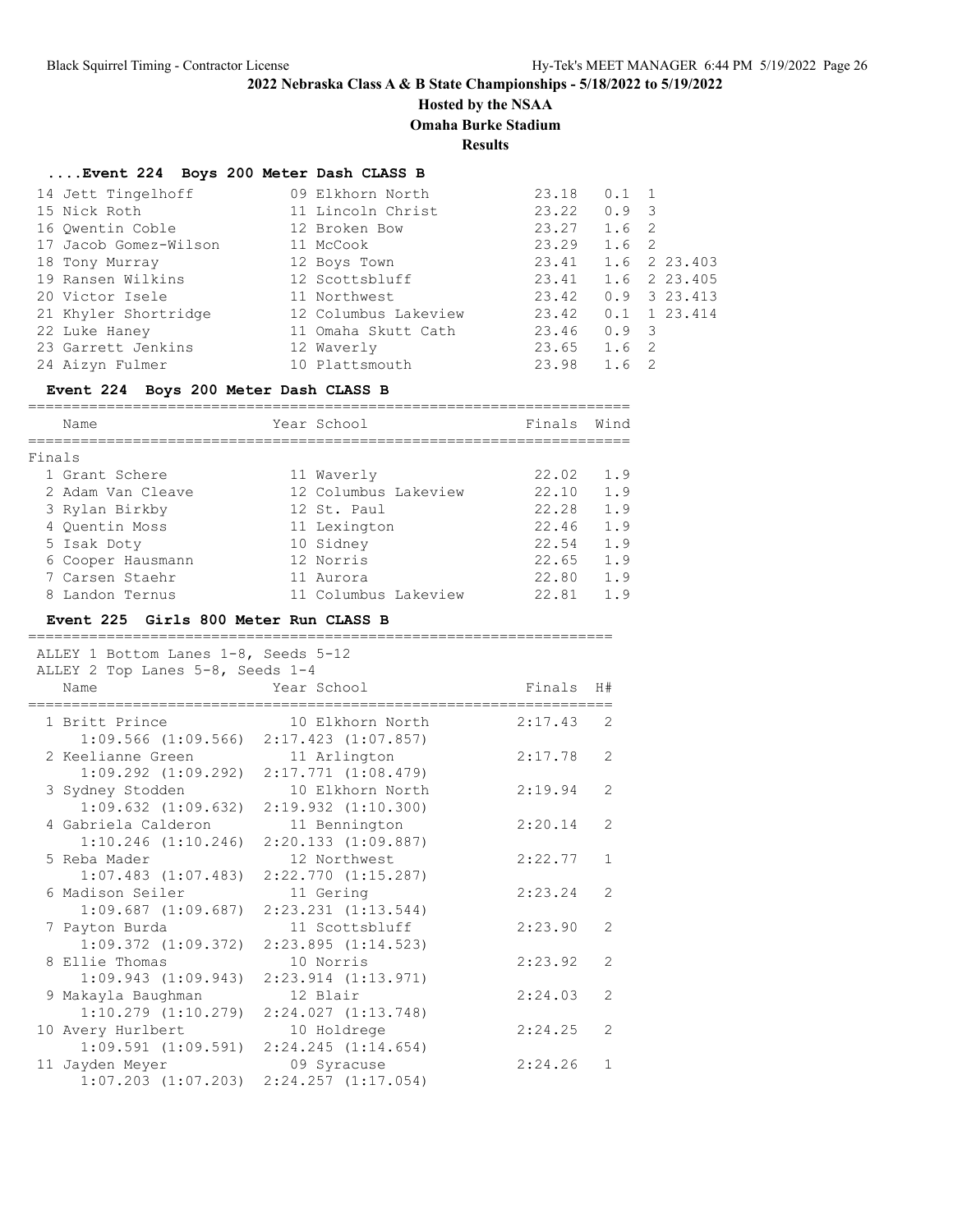## 2022 Nebraska Class A & B State Championships - 5/18/2022 to 5/19/2022

**Hosted by the NSAA**

**Omaha Burke Stadium**

**Results**

### ....Event 224 Boys 200 Meter Dash CLASS B

| Place | Name | Year | School | Finals | Wind | H# | |
|---|---|---|---|---|---|---|---|
| 14 | Jett Tingelhoff | 09 | Elkhorn North | 23.18 | 0.1 | 1 | |
| 15 | Nick Roth | 11 | Lincoln Christ | 23.22 | 0.9 | 3 | |
| 16 | Qwentin Coble | 12 | Broken Bow | 23.27 | 1.6 | 2 | |
| 17 | Jacob Gomez-Wilson | 11 | McCook | 23.29 | 1.6 | 2 | |
| 18 | Tony Murray | 12 | Boys Town | 23.41 | 1.6 | 2 | 23.403 |
| 19 | Ransen Wilkins | 12 | Scottsbluff | 23.41 | 1.6 | 2 | 23.405 |
| 20 | Victor Isele | 11 | Northwest | 23.42 | 0.9 | 3 | 23.413 |
| 21 | Khyler Shortridge | 12 | Columbus Lakeview | 23.42 | 0.1 | 1 | 23.414 |
| 22 | Luke Haney | 11 | Omaha Skutt Cath | 23.46 | 0.9 | 3 | |
| 23 | Garrett Jenkins | 12 | Waverly | 23.65 | 1.6 | 2 | |
| 24 | Aizyn Fulmer | 10 | Plattsmouth | 23.98 | 1.6 | 2 | |

### Event 224 Boys 200 Meter Dash CLASS B

Finals

| Place | Name | Year | School | Finals | Wind |
|---|---|---|---|---|---|
| 1 | Grant Schere | 11 | Waverly | 22.02 | 1.9 |
| 2 | Adam Van Cleave | 12 | Columbus Lakeview | 22.10 | 1.9 |
| 3 | Rylan Birkby | 12 | St. Paul | 22.28 | 1.9 |
| 4 | Quentin Moss | 11 | Lexington | 22.46 | 1.9 |
| 5 | Isak Doty | 10 | Sidney | 22.54 | 1.9 |
| 6 | Cooper Hausmann | 12 | Norris | 22.65 | 1.9 |
| 7 | Carsen Staehr | 11 | Aurora | 22.80 | 1.9 |
| 8 | Landon Ternus | 11 | Columbus Lakeview | 22.81 | 1.9 |

### Event 225 Girls 800 Meter Run CLASS B

ALLEY 1 Bottom Lanes 1-8, Seeds 5-12
ALLEY 2 Top Lanes 5-8, Seeds 1-4

| Place | Name | Year | School | Finals | H# | Splits |
|---|---|---|---|---|---|---|
| 1 | Britt Prince | 10 | Elkhorn North | 2:17.43 | 2 | 1:09.566 (1:09.566) 2:17.423 (1:07.857) |
| 2 | Keelianne Green | 11 | Arlington | 2:17.78 | 2 | 1:09.292 (1:09.292) 2:17.771 (1:08.479) |
| 3 | Sydney Stodden | 10 | Elkhorn North | 2:19.94 | 2 | 1:09.632 (1:09.632) 2:19.932 (1:10.300) |
| 4 | Gabriela Calderon | 11 | Bennington | 2:20.14 | 2 | 1:10.246 (1:10.246) 2:20.133 (1:09.887) |
| 5 | Reba Mader | 12 | Northwest | 2:22.77 | 1 | 1:07.483 (1:07.483) 2:22.770 (1:15.287) |
| 6 | Madison Seiler | 11 | Gering | 2:23.24 | 2 | 1:09.687 (1:09.687) 2:23.231 (1:13.544) |
| 7 | Payton Burda | 11 | Scottsbluff | 2:23.90 | 2 | 1:09.372 (1:09.372) 2:23.895 (1:14.523) |
| 8 | Ellie Thomas | 10 | Norris | 2:23.92 | 2 | 1:09.943 (1:09.943) 2:23.914 (1:13.971) |
| 9 | Makayla Baughman | 12 | Blair | 2:24.03 | 2 | 1:10.279 (1:10.279) 2:24.027 (1:13.748) |
| 10 | Avery Hurlbert | 10 | Holdrege | 2:24.25 | 2 | 1:09.591 (1:09.591) 2:24.245 (1:14.654) |
| 11 | Jayden Meyer | 09 | Syracuse | 2:24.26 | 1 | 1:07.203 (1:07.203) 2:24.257 (1:17.054) |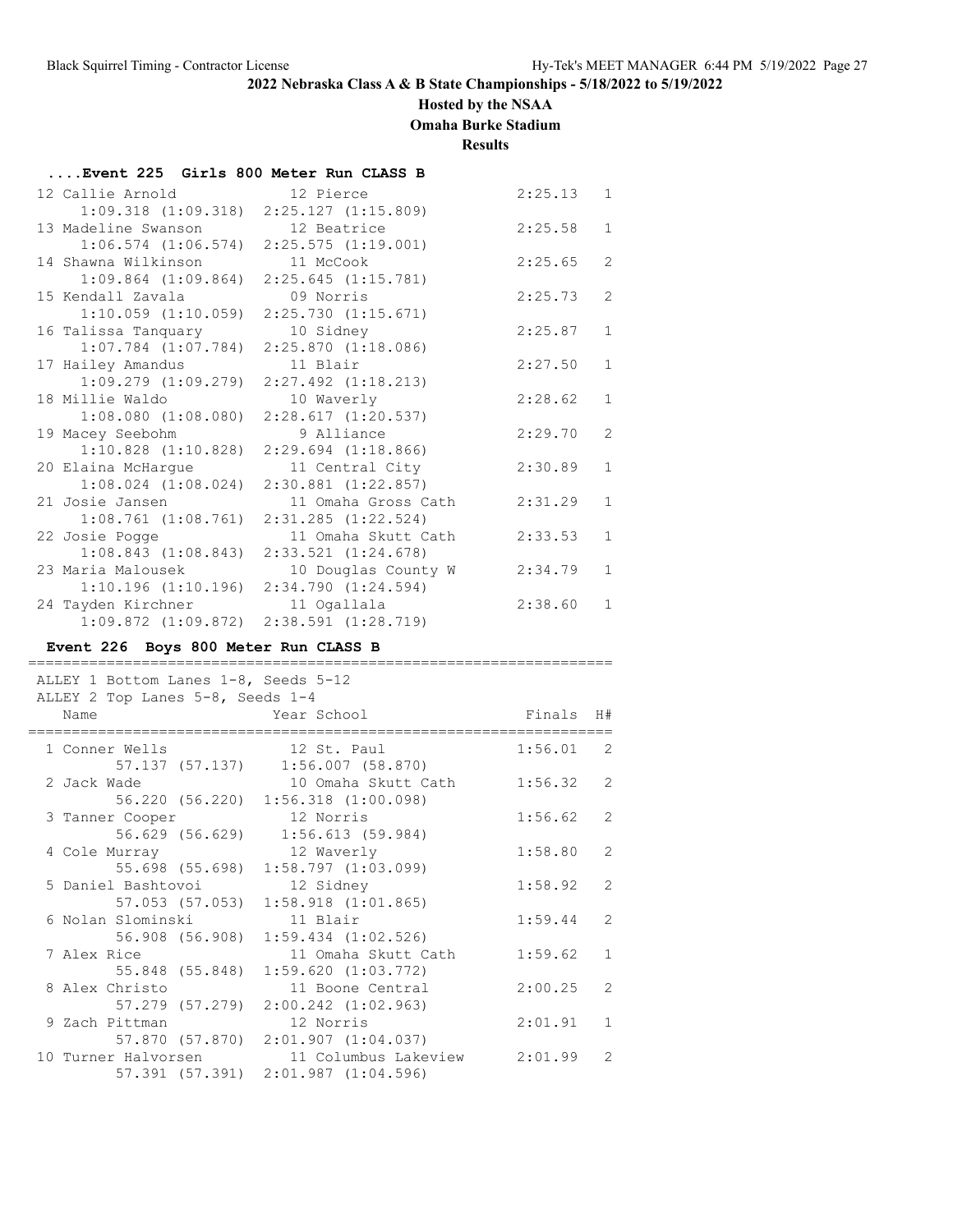**2022 Nebraska Class A & B State Championships - 5/18/2022 to 5/19/2022**

**Hosted by the NSAA**

**Omaha Burke Stadium**

**Results**

### ....Event 225 Girls 800 Meter Run CLASS B

| Place | Name | Year | School | Finals | H# |
|---|---|---|---|---|---|
| 12 | Callie Arnold | 12 | Pierce | 2:25.13 | 1 |
| | 1:09.318 (1:09.318) 2:25.127 (1:15.809) | | | | |
| 13 | Madeline Swanson | 12 | Beatrice | 2:25.58 | 1 |
| | 1:06.574 (1:06.574) 2:25.575 (1:19.001) | | | | |
| 14 | Shawna Wilkinson | 11 | McCook | 2:25.65 | 2 |
| | 1:09.864 (1:09.864) 2:25.645 (1:15.781) | | | | |
| 15 | Kendall Zavala | 09 | Norris | 2:25.73 | 2 |
| | 1:10.059 (1:10.059) 2:25.730 (1:15.671) | | | | |
| 16 | Talissa Tanquary | 10 | Sidney | 2:25.87 | 1 |
| | 1:07.784 (1:07.784) 2:25.870 (1:18.086) | | | | |
| 17 | Hailey Amandus | 11 | Blair | 2:27.50 | 1 |
| | 1:09.279 (1:09.279) 2:27.492 (1:18.213) | | | | |
| 18 | Millie Waldo | 10 | Waverly | 2:28.62 | 1 |
| | 1:08.080 (1:08.080) 2:28.617 (1:20.537) | | | | |
| 19 | Macey Seebohm | 9 | Alliance | 2:29.70 | 2 |
| | 1:10.828 (1:10.828) 2:29.694 (1:18.866) | | | | |
| 20 | Elaina McHargue | 11 | Central City | 2:30.89 | 1 |
| | 1:08.024 (1:08.024) 2:30.881 (1:22.857) | | | | |
| 21 | Josie Jansen | 11 | Omaha Gross Cath | 2:31.29 | 1 |
| | 1:08.761 (1:08.761) 2:31.285 (1:22.524) | | | | |
| 22 | Josie Pogge | 11 | Omaha Skutt Cath | 2:33.53 | 1 |
| | 1:08.843 (1:08.843) 2:33.521 (1:24.678) | | | | |
| 23 | Maria Malousek | 10 | Douglas County W | 2:34.79 | 1 |
| | 1:10.196 (1:10.196) 2:34.790 (1:24.594) | | | | |
| 24 | Tayden Kirchner | 11 | Ogallala | 2:38.60 | 1 |
| | 1:09.872 (1:09.872) 2:38.591 (1:28.719) | | | | |

### Event 226 Boys 800 Meter Run CLASS B

ALLEY 1 Bottom Lanes 1-8, Seeds 5-12
ALLEY 2 Top Lanes 5-8, Seeds 1-4

| Place | Name | Year | School | Finals | H# |
|---|---|---|---|---|---|
| 1 | Conner Wells | 12 | St. Paul | 1:56.01 | 2 |
| | 57.137 (57.137) 1:56.007 (58.870) | | | | |
| 2 | Jack Wade | 10 | Omaha Skutt Cath | 1:56.32 | 2 |
| | 56.220 (56.220) 1:56.318 (1:00.098) | | | | |
| 3 | Tanner Cooper | 12 | Norris | 1:56.62 | 2 |
| | 56.629 (56.629) 1:56.613 (59.984) | | | | |
| 4 | Cole Murray | 12 | Waverly | 1:58.80 | 2 |
| | 55.698 (55.698) 1:58.797 (1:03.099) | | | | |
| 5 | Daniel Bashtovoi | 12 | Sidney | 1:58.92 | 2 |
| | 57.053 (57.053) 1:58.918 (1:01.865) | | | | |
| 6 | Nolan Slominski | 11 | Blair | 1:59.44 | 2 |
| | 56.908 (56.908) 1:59.434 (1:02.526) | | | | |
| 7 | Alex Rice | 11 | Omaha Skutt Cath | 1:59.62 | 1 |
| | 55.848 (55.848) 1:59.620 (1:03.772) | | | | |
| 8 | Alex Christo | 11 | Boone Central | 2:00.25 | 2 |
| | 57.279 (57.279) 2:00.242 (1:02.963) | | | | |
| 9 | Zach Pittman | 12 | Norris | 2:01.91 | 1 |
| | 57.870 (57.870) 2:01.907 (1:04.037) | | | | |
| 10 | Turner Halvorsen | 11 | Columbus Lakeview | 2:01.99 | 2 |
| | 57.391 (57.391) 2:01.987 (1:04.596) | | | | |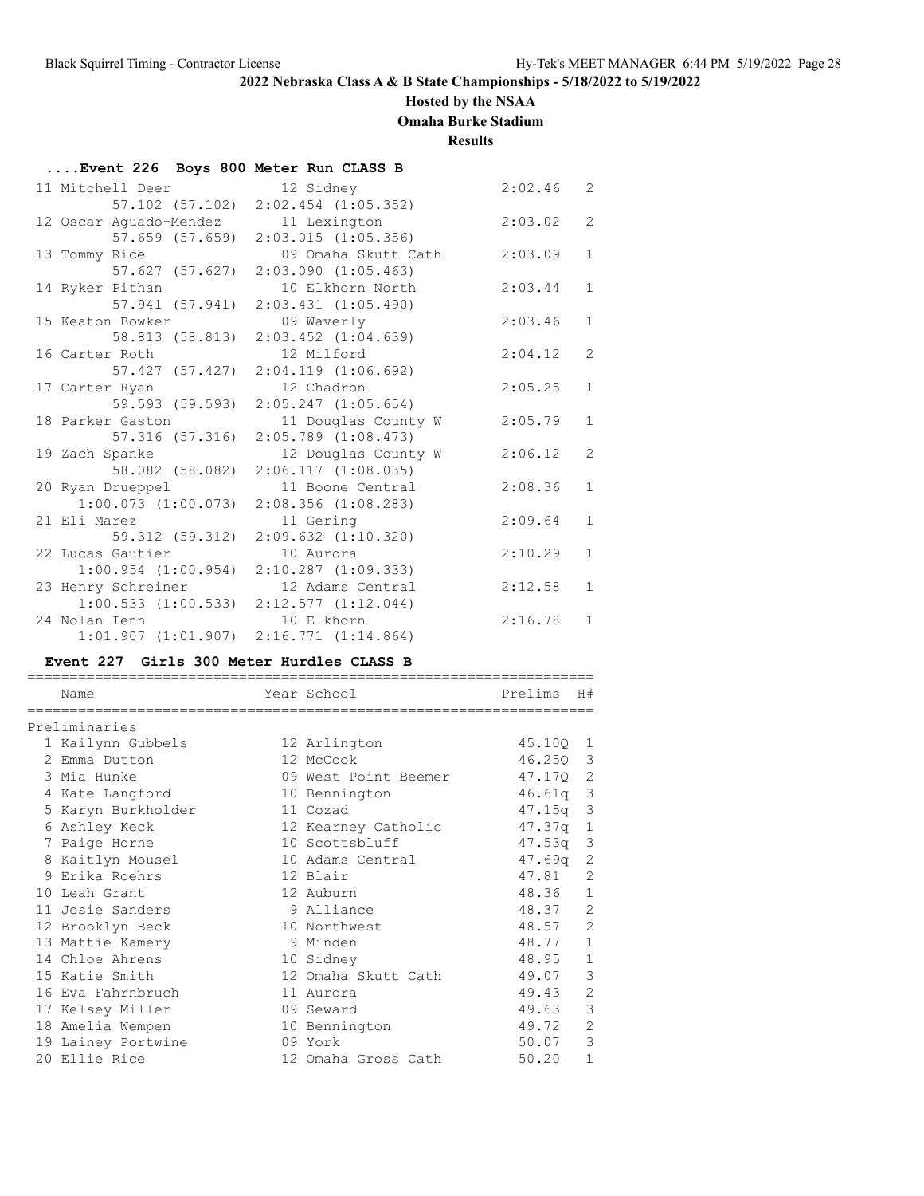**2022 Nebraska Class A & B State Championships - 5/18/2022 to 5/19/2022**

**Hosted by the NSAA**

**Omaha Burke Stadium**

**Results**

### ....Event 226 Boys 800 Meter Run CLASS B

| Place | Name | Year | School | Finals | H# |
|---|---|---|---|---|---|
| 11 | Mitchell Deer | 12 | Sidney | 2:02.46 | 2 |
| | 57.102 (57.102) 2:02.454 (1:05.352) | | | | |
| 12 | Oscar Aguado-Mendez | 11 | Lexington | 2:03.02 | 2 |
| | 57.659 (57.659) 2:03.015 (1:05.356) | | | | |
| 13 | Tommy Rice | 09 | Omaha Skutt Cath | 2:03.09 | 1 |
| | 57.627 (57.627) 2:03.090 (1:05.463) | | | | |
| 14 | Ryker Pithan | 10 | Elkhorn North | 2:03.44 | 1 |
| | 57.941 (57.941) 2:03.431 (1:05.490) | | | | |
| 15 | Keaton Bowker | 09 | Waverly | 2:03.46 | 1 |
| | 58.813 (58.813) 2:03.452 (1:04.639) | | | | |
| 16 | Carter Roth | 12 | Milford | 2:04.12 | 2 |
| | 57.427 (57.427) 2:04.119 (1:06.692) | | | | |
| 17 | Carter Ryan | 12 | Chadron | 2:05.25 | 1 |
| | 59.593 (59.593) 2:05.247 (1:05.654) | | | | |
| 18 | Parker Gaston | 11 | Douglas County W | 2:05.79 | 1 |
| | 57.316 (57.316) 2:05.789 (1:08.473) | | | | |
| 19 | Zach Spanke | 12 | Douglas County W | 2:06.12 | 2 |
| | 58.082 (58.082) 2:06.117 (1:08.035) | | | | |
| 20 | Ryan Drueppel | 11 | Boone Central | 2:08.36 | 1 |
| | 1:00.073 (1:00.073) 2:08.356 (1:08.283) | | | | |
| 21 | Eli Marez | 11 | Gering | 2:09.64 | 1 |
| | 59.312 (59.312) 2:09.632 (1:10.320) | | | | |
| 22 | Lucas Gautier | 10 | Aurora | 2:10.29 | 1 |
| | 1:00.954 (1:00.954) 2:10.287 (1:09.333) | | | | |
| 23 | Henry Schreiner | 12 | Adams Central | 2:12.58 | 1 |
| | 1:00.533 (1:00.533) 2:12.577 (1:12.044) | | | | |
| 24 | Nolan Ienn | 10 | Elkhorn | 2:16.78 | 1 |
| | 1:01.907 (1:01.907) 2:16.771 (1:14.864) | | | | |

### Event 227 Girls 300 Meter Hurdles CLASS B

| Place | Name | Year | School | Prelims | H# |
|---|---|---|---|---|---|
| **Preliminaries** | | | | | |
| 1 | Kailynn Gubbels | 12 | Arlington | 45.10Q | 1 |
| 2 | Emma Dutton | 12 | McCook | 46.25Q | 3 |
| 3 | Mia Hunke | 09 | West Point Beemer | 47.17Q | 2 |
| 4 | Kate Langford | 10 | Bennington | 46.61q | 3 |
| 5 | Karyn Burkholder | 11 | Cozad | 47.15q | 3 |
| 6 | Ashley Keck | 12 | Kearney Catholic | 47.37q | 1 |
| 7 | Paige Horne | 10 | Scottsbluff | 47.53q | 3 |
| 8 | Kaitlyn Mousel | 10 | Adams Central | 47.69q | 2 |
| 9 | Erika Roehrs | 12 | Blair | 47.81 | 2 |
| 10 | Leah Grant | 12 | Auburn | 48.36 | 1 |
| 11 | Josie Sanders | 9 | Alliance | 48.37 | 2 |
| 12 | Brooklyn Beck | 10 | Northwest | 48.57 | 2 |
| 13 | Mattie Kamery | 9 | Minden | 48.77 | 1 |
| 14 | Chloe Ahrens | 10 | Sidney | 48.95 | 1 |
| 15 | Katie Smith | 12 | Omaha Skutt Cath | 49.07 | 3 |
| 16 | Eva Fahrnbruch | 11 | Aurora | 49.43 | 2 |
| 17 | Kelsey Miller | 09 | Seward | 49.63 | 3 |
| 18 | Amelia Wempen | 10 | Bennington | 49.72 | 2 |
| 19 | Lainey Portwine | 09 | York | 50.07 | 3 |
| 20 | Ellie Rice | 12 | Omaha Gross Cath | 50.20 | 1 |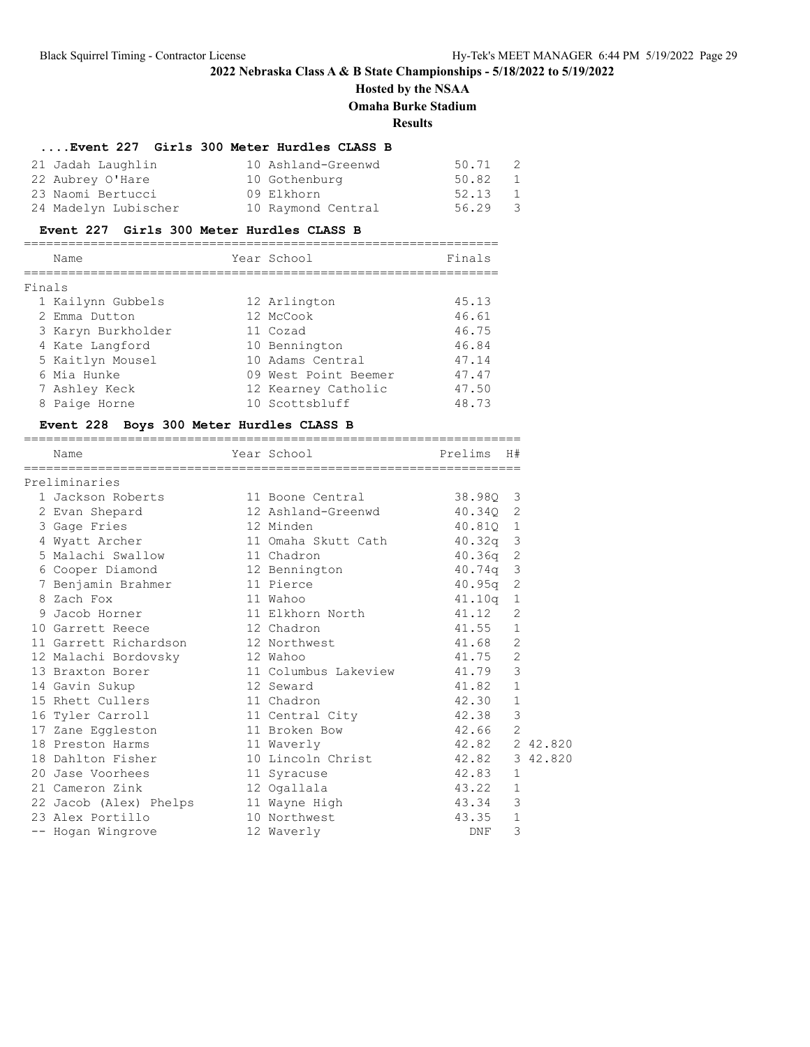**2022 Nebraska Class A & B State Championships - 5/18/2022 to 5/19/2022**

**Hosted by the NSAA**

**Omaha Burke Stadium**

**Results**

### ....Event 227 Girls 300 Meter Hurdles CLASS B

| Place | Name | Year | School | Prelims | H# |
|---|---|---|---|---|---|
| 21 | Jadah Laughlin | 10 | Ashland-Greenwd | 50.71 | 2 |
| 22 | Aubrey O'Hare | 10 | Gothenburg | 50.82 | 1 |
| 23 | Naomi Bertucci | 09 | Elkhorn | 52.13 | 1 |
| 24 | Madelyn Lubischer | 10 | Raymond Central | 56.29 | 3 |

### Event 227 Girls 300 Meter Hurdles CLASS B

**Finals**

| Place | Name | Year | School | Finals |
|---|---|---|---|---|
| 1 | Kailynn Gubbels | 12 | Arlington | 45.13 |
| 2 | Emma Dutton | 12 | McCook | 46.61 |
| 3 | Karyn Burkholder | 11 | Cozad | 46.75 |
| 4 | Kate Langford | 10 | Bennington | 46.84 |
| 5 | Kaitlyn Mousel | 10 | Adams Central | 47.14 |
| 6 | Mia Hunke | 09 | West Point Beemer | 47.47 |
| 7 | Ashley Keck | 12 | Kearney Catholic | 47.50 |
| 8 | Paige Horne | 10 | Scottsbluff | 48.73 |

### Event 228 Boys 300 Meter Hurdles CLASS B

**Preliminaries**

| Place | Name | Year | School | Prelims | H# | |
|---|---|---|---|---|---|---|
| 1 | Jackson Roberts | 11 | Boone Central | 38.98Q | 3 | |
| 2 | Evan Shepard | 12 | Ashland-Greenwd | 40.34Q | 2 | |
| 3 | Gage Fries | 12 | Minden | 40.81Q | 1 | |
| 4 | Wyatt Archer | 11 | Omaha Skutt Cath | 40.32q | 3 | |
| 5 | Malachi Swallow | 11 | Chadron | 40.36q | 2 | |
| 6 | Cooper Diamond | 12 | Bennington | 40.74q | 3 | |
| 7 | Benjamin Brahmer | 11 | Pierce | 40.95q | 2 | |
| 8 | Zach Fox | 11 | Wahoo | 41.10q | 1 | |
| 9 | Jacob Horner | 11 | Elkhorn North | 41.12 | 2 | |
| 10 | Garrett Reece | 12 | Chadron | 41.55 | 1 | |
| 11 | Garrett Richardson | 12 | Northwest | 41.68 | 2 | |
| 12 | Malachi Bordovsky | 12 | Wahoo | 41.75 | 2 | |
| 13 | Braxton Borer | 11 | Columbus Lakeview | 41.79 | 3 | |
| 14 | Gavin Sukup | 12 | Seward | 41.82 | 1 | |
| 15 | Rhett Cullers | 11 | Chadron | 42.30 | 1 | |
| 16 | Tyler Carroll | 11 | Central City | 42.38 | 3 | |
| 17 | Zane Eggleston | 11 | Broken Bow | 42.66 | 2 | |
| 18 | Preston Harms | 11 | Waverly | 42.82 | 2 | 42.820 |
| 18 | Dahlton Fisher | 10 | Lincoln Christ | 42.82 | 3 | 42.820 |
| 20 | Jase Voorhees | 11 | Syracuse | 42.83 | 1 | |
| 21 | Cameron Zink | 12 | Ogallala | 43.22 | 1 | |
| 22 | Jacob (Alex) Phelps | 11 | Wayne High | 43.34 | 3 | |
| 23 | Alex Portillo | 10 | Northwest | 43.35 | 1 | |
| -- | Hogan Wingrove | 12 | Waverly | DNF | 3 | |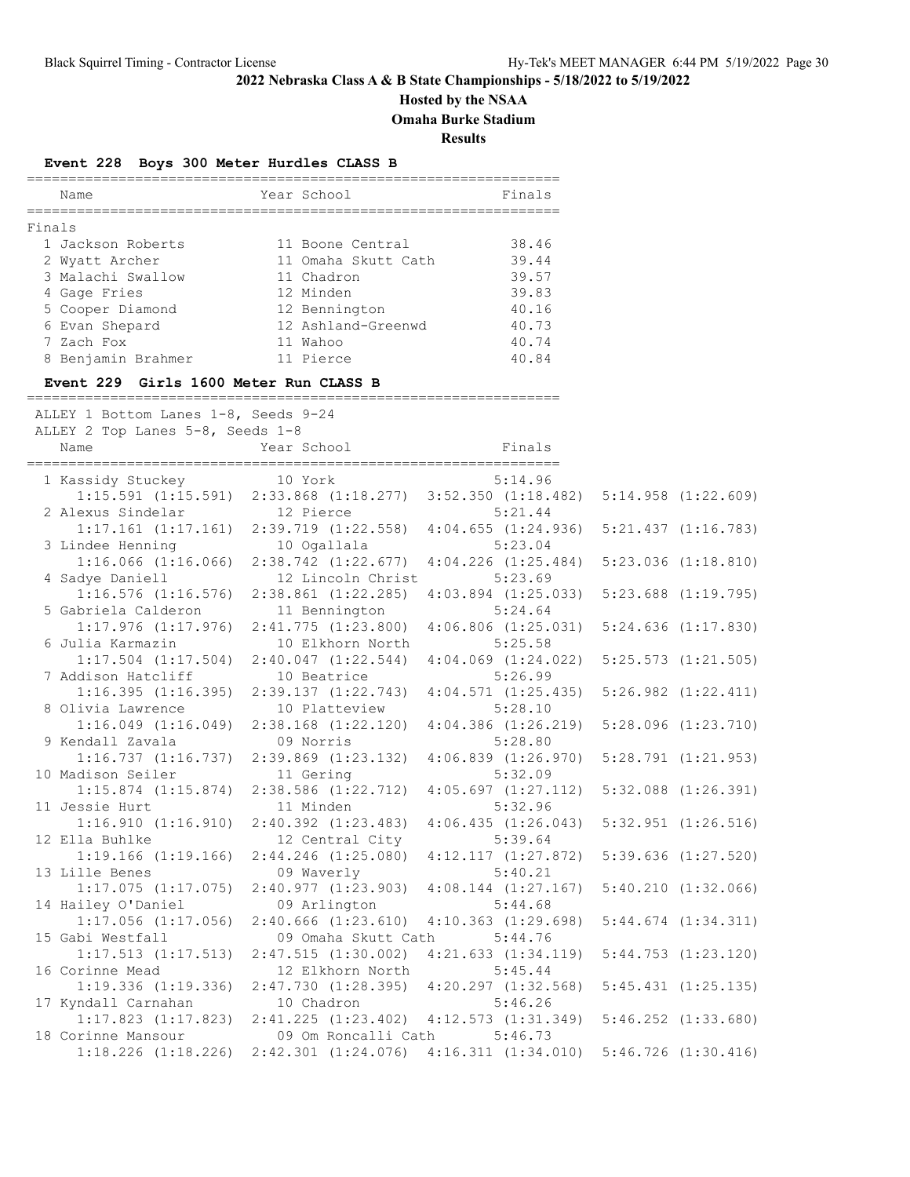## 2022 Nebraska Class A & B State Championships - 5/18/2022 to 5/19/2022

**Hosted by the NSAA**

**Omaha Burke Stadium**

**Results**

### Event 228 Boys 300 Meter Hurdles CLASS B

**Finals**

| Place | Name | Year | School | Finals |
|---|---|---|---|---|
| 1 | Jackson Roberts | 11 | Boone Central | 38.46 |
| 2 | Wyatt Archer | 11 | Omaha Skutt Cath | 39.44 |
| 3 | Malachi Swallow | 11 | Chadron | 39.57 |
| 4 | Gage Fries | 12 | Minden | 39.83 |
| 5 | Cooper Diamond | 12 | Bennington | 40.16 |
| 6 | Evan Shepard | 12 | Ashland-Greenwd | 40.73 |
| 7 | Zach Fox | 11 | Wahoo | 40.74 |
| 8 | Benjamin Brahmer | 11 | Pierce | 40.84 |

### Event 229 Girls 1600 Meter Run CLASS B

ALLEY 1 Bottom Lanes 1-8, Seeds 9-24
ALLEY 2 Top Lanes 5-8, Seeds 1-8

| Place | Name | Year | School | Finals | Split 1 | Split 2 | Split 3 | Split 4 |
|---|---|---|---|---|---|---|---|---|
| 1 | Kassidy Stuckey | 10 | York | 5:14.96 | 1:15.591 (1:15.591) | 2:33.868 (1:18.277) | 3:52.350 (1:18.482) | 5:14.958 (1:22.609) |
| 2 | Alexus Sindelar | 12 | Pierce | 5:21.44 | 1:17.161 (1:17.161) | 2:39.719 (1:22.558) | 4:04.655 (1:24.936) | 5:21.437 (1:16.783) |
| 3 | Lindee Henning | 10 | Ogallala | 5:23.04 | 1:16.066 (1:16.066) | 2:38.742 (1:22.677) | 4:04.226 (1:25.484) | 5:23.036 (1:18.810) |
| 4 | Sadye Daniell | 12 | Lincoln Christ | 5:23.69 | 1:16.576 (1:16.576) | 2:38.861 (1:22.285) | 4:03.894 (1:25.033) | 5:23.688 (1:19.795) |
| 5 | Gabriela Calderon | 11 | Bennington | 5:24.64 | 1:17.976 (1:17.976) | 2:41.775 (1:23.800) | 4:06.806 (1:25.031) | 5:24.636 (1:17.830) |
| 6 | Julia Karmazin | 10 | Elkhorn North | 5:25.58 | 1:17.504 (1:17.504) | 2:40.047 (1:22.544) | 4:04.069 (1:24.022) | 5:25.573 (1:21.505) |
| 7 | Addison Hatcliff | 10 | Beatrice | 5:26.99 | 1:16.395 (1:16.395) | 2:39.137 (1:22.743) | 4:04.571 (1:25.435) | 5:26.982 (1:22.411) |
| 8 | Olivia Lawrence | 10 | Platteview | 5:28.10 | 1:16.049 (1:16.049) | 2:38.168 (1:22.120) | 4:04.386 (1:26.219) | 5:28.096 (1:23.710) |
| 9 | Kendall Zavala | 09 | Norris | 5:28.80 | 1:16.737 (1:16.737) | 2:39.869 (1:23.132) | 4:06.839 (1:26.970) | 5:28.791 (1:21.953) |
| 10 | Madison Seiler | 11 | Gering | 5:32.09 | 1:15.874 (1:15.874) | 2:38.586 (1:22.712) | 4:05.697 (1:27.112) | 5:32.088 (1:26.391) |
| 11 | Jessie Hurt | 11 | Minden | 5:32.96 | 1:16.910 (1:16.910) | 2:40.392 (1:23.483) | 4:06.435 (1:26.043) | 5:32.951 (1:26.516) |
| 12 | Ella Buhlke | 12 | Central City | 5:39.64 | 1:19.166 (1:19.166) | 2:44.246 (1:25.080) | 4:12.117 (1:27.872) | 5:39.636 (1:27.520) |
| 13 | Lille Benes | 09 | Waverly | 5:40.21 | 1:17.075 (1:17.075) | 2:40.977 (1:23.903) | 4:08.144 (1:27.167) | 5:40.210 (1:32.066) |
| 14 | Hailey O'Daniel | 09 | Arlington | 5:44.68 | 1:17.056 (1:17.056) | 2:40.666 (1:23.610) | 4:10.363 (1:29.698) | 5:44.674 (1:34.311) |
| 15 | Gabi Westfall | 09 | Omaha Skutt Cath | 5:44.76 | 1:17.513 (1:17.513) | 2:47.515 (1:30.002) | 4:21.633 (1:34.119) | 5:44.753 (1:23.120) |
| 16 | Corinne Mead | 12 | Elkhorn North | 5:45.44 | 1:19.336 (1:19.336) | 2:47.730 (1:28.395) | 4:20.297 (1:32.568) | 5:45.431 (1:25.135) |
| 17 | Kyndall Carnahan | 10 | Chadron | 5:46.26 | 1:17.823 (1:17.823) | 2:41.225 (1:23.402) | 4:12.573 (1:31.349) | 5:46.252 (1:33.680) |
| 18 | Corinne Mansour | 09 | Om Roncalli Cath | 5:46.73 | 1:18.226 (1:18.226) | 2:42.301 (1:24.076) | 4:16.311 (1:34.010) | 5:46.726 (1:30.416) |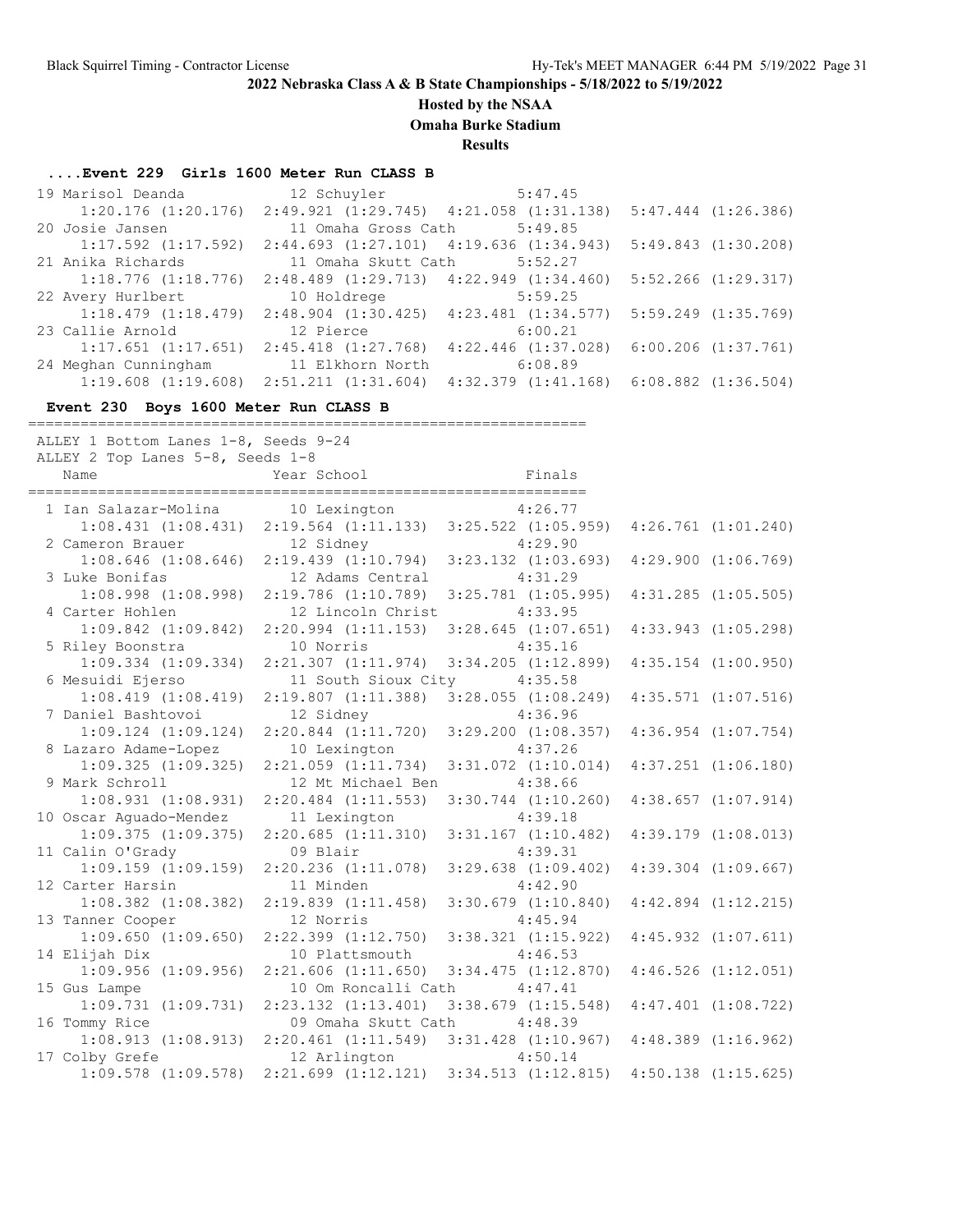## 2022 Nebraska Class A & B State Championships - 5/18/2022 to 5/19/2022

**Hosted by the NSAA**

**Omaha Burke Stadium**

**Results**

### ....Event 229 Girls 1600 Meter Run CLASS B

| Place | Name | Year | School | Finals |
|---|---|---|---|---|
| 19 | Marisol Deanda | 12 | Schuyler | 5:47.45 |
| | 1:20.176 (1:20.176) | 2:49.921 (1:29.745) | 4:21.058 (1:31.138) | 5:47.444 (1:26.386) |
| 20 | Josie Jansen | 11 | Omaha Gross Cath | 5:49.85 |
| | 1:17.592 (1:17.592) | 2:44.693 (1:27.101) | 4:19.636 (1:34.943) | 5:49.843 (1:30.208) |
| 21 | Anika Richards | 11 | Omaha Skutt Cath | 5:52.27 |
| | 1:18.776 (1:18.776) | 2:48.489 (1:29.713) | 4:22.949 (1:34.460) | 5:52.266 (1:29.317) |
| 22 | Avery Hurlbert | 10 | Holdrege | 5:59.25 |
| | 1:18.479 (1:18.479) | 2:48.904 (1:30.425) | 4:23.481 (1:34.577) | 5:59.249 (1:35.769) |
| 23 | Callie Arnold | 12 | Pierce | 6:00.21 |
| | 1:17.651 (1:17.651) | 2:45.418 (1:27.768) | 4:22.446 (1:37.028) | 6:00.206 (1:37.761) |
| 24 | Meghan Cunningham | 11 | Elkhorn North | 6:08.89 |
| | 1:19.608 (1:19.608) | 2:51.211 (1:31.604) | 4:32.379 (1:41.168) | 6:08.882 (1:36.504) |

### Event 230 Boys 1600 Meter Run CLASS B

ALLEY 1 Bottom Lanes 1-8, Seeds 9-24
ALLEY 2 Top Lanes 5-8, Seeds 1-8

| Place | Name | Year | School | Finals |
|---|---|---|---|---|
| 1 | Ian Salazar-Molina | 10 | Lexington | 4:26.77 |
| | 1:08.431 (1:08.431) | 2:19.564 (1:11.133) | 3:25.522 (1:05.959) | 4:26.761 (1:01.240) |
| 2 | Cameron Brauer | 12 | Sidney | 4:29.90 |
| | 1:08.646 (1:08.646) | 2:19.439 (1:10.794) | 3:23.132 (1:03.693) | 4:29.900 (1:06.769) |
| 3 | Luke Bonifas | 12 | Adams Central | 4:31.29 |
| | 1:08.998 (1:08.998) | 2:19.786 (1:10.789) | 3:25.781 (1:05.995) | 4:31.285 (1:05.505) |
| 4 | Carter Hohlen | 12 | Lincoln Christ | 4:33.95 |
| | 1:09.842 (1:09.842) | 2:20.994 (1:11.153) | 3:28.645 (1:07.651) | 4:33.943 (1:05.298) |
| 5 | Riley Boonstra | 10 | Norris | 4:35.16 |
| | 1:09.334 (1:09.334) | 2:21.307 (1:11.974) | 3:34.205 (1:12.899) | 4:35.154 (1:00.950) |
| 6 | Mesuidi Ejerso | 11 | South Sioux City | 4:35.58 |
| | 1:08.419 (1:08.419) | 2:19.807 (1:11.388) | 3:28.055 (1:08.249) | 4:35.571 (1:07.516) |
| 7 | Daniel Bashtovoi | 12 | Sidney | 4:36.96 |
| | 1:09.124 (1:09.124) | 2:20.844 (1:11.720) | 3:29.200 (1:08.357) | 4:36.954 (1:07.754) |
| 8 | Lazaro Adame-Lopez | 10 | Lexington | 4:37.26 |
| | 1:09.325 (1:09.325) | 2:21.059 (1:11.734) | 3:31.072 (1:10.014) | 4:37.251 (1:06.180) |
| 9 | Mark Schroll | 12 | Mt Michael Ben | 4:38.66 |
| | 1:08.931 (1:08.931) | 2:20.484 (1:11.553) | 3:30.744 (1:10.260) | 4:38.657 (1:07.914) |
| 10 | Oscar Aguado-Mendez | 11 | Lexington | 4:39.18 |
| | 1:09.375 (1:09.375) | 2:20.685 (1:11.310) | 3:31.167 (1:10.482) | 4:39.179 (1:08.013) |
| 11 | Calin O'Grady | 09 | Blair | 4:39.31 |
| | 1:09.159 (1:09.159) | 2:20.236 (1:11.078) | 3:29.638 (1:09.402) | 4:39.304 (1:09.667) |
| 12 | Carter Harsin | 11 | Minden | 4:42.90 |
| | 1:08.382 (1:08.382) | 2:19.839 (1:11.458) | 3:30.679 (1:10.840) | 4:42.894 (1:12.215) |
| 13 | Tanner Cooper | 12 | Norris | 4:45.94 |
| | 1:09.650 (1:09.650) | 2:22.399 (1:12.750) | 3:38.321 (1:15.922) | 4:45.932 (1:07.611) |
| 14 | Elijah Dix | 10 | Plattsmouth | 4:46.53 |
| | 1:09.956 (1:09.956) | 2:21.606 (1:11.650) | 3:34.475 (1:12.870) | 4:46.526 (1:12.051) |
| 15 | Gus Lampe | 10 | Om Roncalli Cath | 4:47.41 |
| | 1:09.731 (1:09.731) | 2:23.132 (1:13.401) | 3:38.679 (1:15.548) | 4:47.401 (1:08.722) |
| 16 | Tommy Rice | 09 | Omaha Skutt Cath | 4:48.39 |
| | 1:08.913 (1:08.913) | 2:20.461 (1:11.549) | 3:31.428 (1:10.967) | 4:48.389 (1:16.962) |
| 17 | Colby Grefe | 12 | Arlington | 4:50.14 |
| | 1:09.578 (1:09.578) | 2:21.699 (1:12.121) | 3:34.513 (1:12.815) | 4:50.138 (1:15.625) |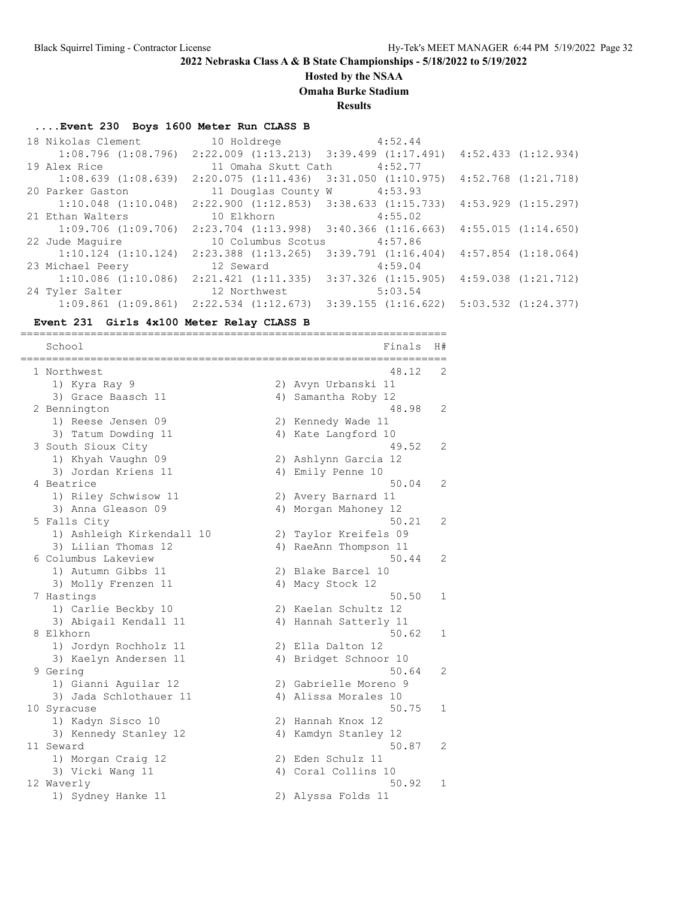## 2022 Nebraska Class A & B State Championships - 5/18/2022 to 5/19/2022

**Hosted by the NSAA**

**Omaha Burke Stadium**

**Results**

### ....Event 230 Boys 1600 Meter Run CLASS B

| Place | Name | Year | School | Finals | Split 1 | Split 2 | Split 3 | Split 4 |
|---|---|---|---|---|---|---|---|---|
| 18 | Nikolas Clement | 10 | Holdrege | 4:52.44 | 1:08.796 (1:08.796) | 2:22.009 (1:13.213) | 3:39.499 (1:17.491) | 4:52.433 (1:12.934) |
| 19 | Alex Rice | 11 | Omaha Skutt Cath | 4:52.77 | 1:08.639 (1:08.639) | 2:20.075 (1:11.436) | 3:31.050 (1:10.975) | 4:52.768 (1:21.718) |
| 20 | Parker Gaston | 11 | Douglas County W | 4:53.93 | 1:10.048 (1:10.048) | 2:22.900 (1:12.853) | 3:38.633 (1:15.733) | 4:53.929 (1:15.297) |
| 21 | Ethan Walters | 10 | Elkhorn | 4:55.02 | 1:09.706 (1:09.706) | 2:23.704 (1:13.998) | 3:40.366 (1:16.663) | 4:55.015 (1:14.650) |
| 22 | Jude Maguire | 10 | Columbus Scotus | 4:57.86 | 1:10.124 (1:10.124) | 2:23.388 (1:13.265) | 3:39.791 (1:16.404) | 4:57.854 (1:18.064) |
| 23 | Michael Peery | 12 | Seward | 4:59.04 | 1:10.086 (1:10.086) | 2:21.421 (1:11.335) | 3:37.326 (1:15.905) | 4:59.038 (1:21.712) |
| 24 | Tyler Salter | 12 | Northwest | 5:03.54 | 1:09.861 (1:09.861) | 2:22.534 (1:12.673) | 3:39.155 (1:16.622) | 5:03.532 (1:24.377) |

### Event 231 Girls 4x100 Meter Relay CLASS B

| Place | School | Finals | H# | Runners |
|---|---|---|---|---|
| 1 | Northwest | 48.12 | 2 | 1) Kyra Ray 9; 2) Avyn Urbanski 11; 3) Grace Baasch 11; 4) Samantha Roby 12 |
| 2 | Bennington | 48.98 | 2 | 1) Reese Jensen 09; 2) Kennedy Wade 11; 3) Tatum Dowding 11; 4) Kate Langford 10 |
| 3 | South Sioux City | 49.52 | 2 | 1) Khyah Vaughn 09; 2) Ashlynn Garcia 12; 3) Jordan Kriens 11; 4) Emily Penne 10 |
| 4 | Beatrice | 50.04 | 2 | 1) Riley Schwisow 11; 2) Avery Barnard 11; 3) Anna Gleason 09; 4) Morgan Mahoney 12 |
| 5 | Falls City | 50.21 | 2 | 1) Ashleigh Kirkendall 10; 2) Taylor Kreifels 09; 3) Lilian Thomas 12; 4) RaeAnn Thompson 11 |
| 6 | Columbus Lakeview | 50.44 | 2 | 1) Autumn Gibbs 11; 2) Blake Barcel 10; 3) Molly Frenzen 11; 4) Macy Stock 12 |
| 7 | Hastings | 50.50 | 1 | 1) Carlie Beckby 10; 2) Kaelan Schultz 12; 3) Abigail Kendall 11; 4) Hannah Satterly 11 |
| 8 | Elkhorn | 50.62 | 1 | 1) Jordyn Rochholz 11; 2) Ella Dalton 12; 3) Kaelyn Andersen 11; 4) Bridget Schnoor 10 |
| 9 | Gering | 50.64 | 2 | 1) Gianni Aguilar 12; 2) Gabrielle Moreno 9; 3) Jada Schlothauer 11; 4) Alissa Morales 10 |
| 10 | Syracuse | 50.75 | 1 | 1) Kadyn Sisco 10; 2) Hannah Knox 12; 3) Kennedy Stanley 12; 4) Kamdyn Stanley 12 |
| 11 | Seward | 50.87 | 2 | 1) Morgan Craig 12; 2) Eden Schulz 11; 3) Vicki Wang 11; 4) Coral Collins 10 |
| 12 | Waverly | 50.92 | 1 | 1) Sydney Hanke 11; 2) Alyssa Folds 11 |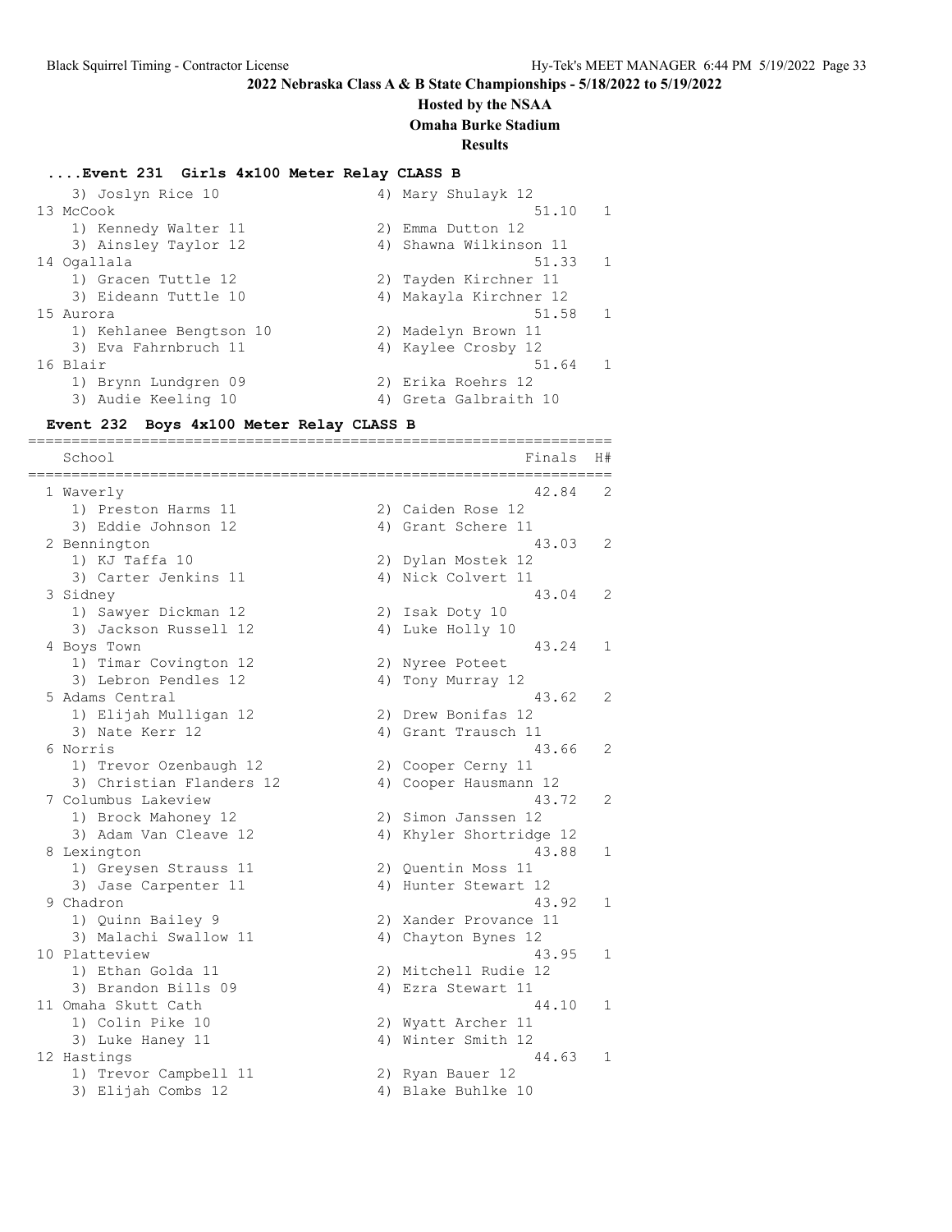## 2022 Nebraska Class A & B State Championships - 5/18/2022 to 5/19/2022

**Hosted by the NSAA**

**Omaha Burke Stadium**

**Results**

### ....Event 231 Girls 4x100 Meter Relay CLASS B

```
    3) Joslyn Rice 10                   4) Mary Shulayk 12
 13 McCook                                            51.10   1
    1) Kennedy Walter 11                2) Emma Dutton 12
    3) Ainsley Taylor 12                4) Shawna Wilkinson 11
 14 Ogallala                                          51.33   1
    1) Gracen Tuttle 12                 2) Tayden Kirchner 11
    3) Eideann Tuttle 10                4) Makayla Kirchner 12
 15 Aurora                                            51.58   1
    1) Kehlanee Bengtson 10             2) Madelyn Brown 11
    3) Eva Fahrnbruch 11                4) Kaylee Crosby 12
 16 Blair                                             51.64   1
    1) Brynn Lundgren 09                2) Erika Roehrs 12
    3) Audie Keeling 10                 4) Greta Galbraith 10
```

### Event 232 Boys 4x100 Meter Relay CLASS B

```
===================================================================
    School                                            Finals  H#
===================================================================
  1 Waverly                                           42.84   2
    1) Preston Harms 11                 2) Caiden Rose 12
    3) Eddie Johnson 12                 4) Grant Schere 11
  2 Bennington                                        43.03   2
    1) KJ Taffa 10                      2) Dylan Mostek 12
    3) Carter Jenkins 11                4) Nick Colvert 11
  3 Sidney                                            43.04   2
    1) Sawyer Dickman 12                2) Isak Doty 10
    3) Jackson Russell 12               4) Luke Holly 10
  4 Boys Town                                         43.24   1
    1) Timar Covington 12               2) Nyree Poteet
    3) Lebron Pendles 12                4) Tony Murray 12
  5 Adams Central                                     43.62   2
    1) Elijah Mulligan 12               2) Drew Bonifas 12
    3) Nate Kerr 12                     4) Grant Trausch 11
  6 Norris                                            43.66   2
    1) Trevor Ozenbaugh 12              2) Cooper Cerny 11
    3) Christian Flanders 12            4) Cooper Hausmann 12
  7 Columbus Lakeview                                 43.72   2
    1) Brock Mahoney 12                 2) Simon Janssen 12
    3) Adam Van Cleave 12               4) Khyler Shortridge 12
  8 Lexington                                         43.88   1
    1) Greysen Strauss 11               2) Quentin Moss 11
    3) Jase Carpenter 11                4) Hunter Stewart 12
  9 Chadron                                           43.92   1
    1) Quinn Bailey 9                   2) Xander Provance 11
    3) Malachi Swallow 11               4) Chayton Bynes 12
 10 Platteview                                        43.95   1
    1) Ethan Golda 11                   2) Mitchell Rudie 12
    3) Brandon Bills 09                 4) Ezra Stewart 11
 11 Omaha Skutt Cath                                  44.10   1
    1) Colin Pike 10                    2) Wyatt Archer 11
    3) Luke Haney 11                    4) Winter Smith 12
 12 Hastings                                          44.63   1
    1) Trevor Campbell 11               2) Ryan Bauer 12
    3) Elijah Combs 12                  4) Blake Buhlke 10
```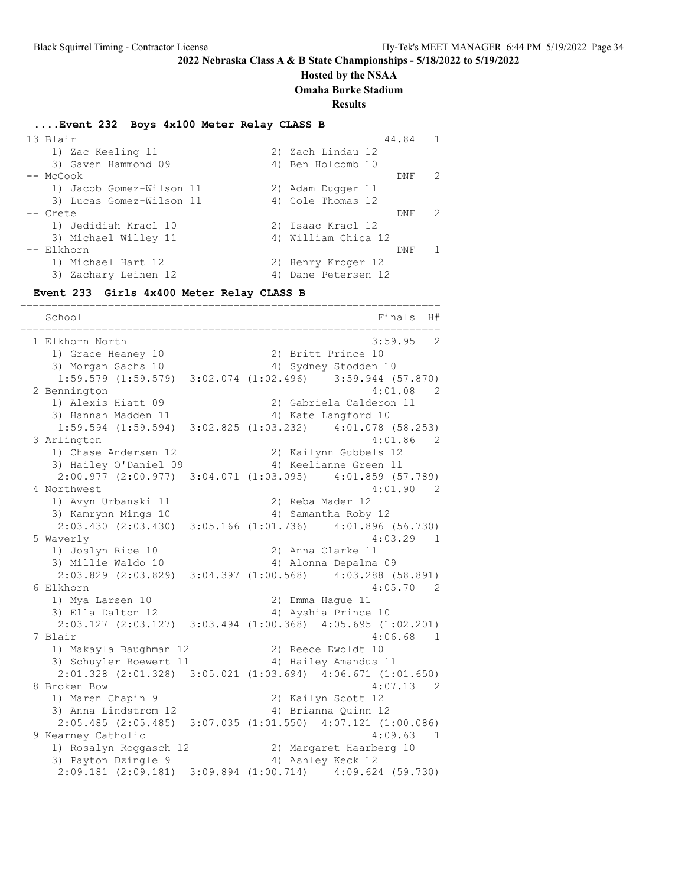## 2022 Nebraska Class A & B State Championships - 5/18/2022 to 5/19/2022

### Hosted by the NSAA
### Omaha Burke Stadium
### Results

#### ....Event 232 Boys 4x100 Meter Relay CLASS B

| Place | School | Finals | H# |
|---|---|---|---|
| 13 | Blair | 44.84 | 1 |
| | 1) Zac Keeling 11; 2) Zach Lindau 12; 3) Gaven Hammond 09; 4) Ben Holcomb 10 | | |
| -- | McCook | DNF | 2 |
| | 1) Jacob Gomez-Wilson 11; 2) Adam Dugger 11; 3) Lucas Gomez-Wilson 11; 4) Cole Thomas 12 | | |
| -- | Crete | DNF | 2 |
| | 1) Jedidiah Kracl 10; 2) Isaac Kracl 12; 3) Michael Willey 11; 4) William Chica 12 | | |
| -- | Elkhorn | DNF | 1 |
| | 1) Michael Hart 12; 2) Henry Kroger 12; 3) Zachary Leinen 12; 4) Dane Petersen 12 | | |

#### Event 233 Girls 4x400 Meter Relay CLASS B

| Place | School | Finals | H# |
|---|---|---|---|
| 1 | Elkhorn North | 3:59.95 | 2 |
| | 1) Grace Heaney 10; 2) Britt Prince 10; 3) Morgan Sachs 10; 4) Sydney Stodden 10 | | |
| | 1:59.579 (1:59.579) 3:02.074 (1:02.496) 3:59.944 (57.870) | | |
| 2 | Bennington | 4:01.08 | 2 |
| | 1) Alexis Hiatt 09; 2) Gabriela Calderon 11; 3) Hannah Madden 11; 4) Kate Langford 10 | | |
| | 1:59.594 (1:59.594) 3:02.825 (1:03.232) 4:01.078 (58.253) | | |
| 3 | Arlington | 4:01.86 | 2 |
| | 1) Chase Andersen 12; 2) Kailynn Gubbels 12; 3) Hailey O'Daniel 09; 4) Keelianne Green 11 | | |
| | 2:00.977 (2:00.977) 3:04.071 (1:03.095) 4:01.859 (57.789) | | |
| 4 | Northwest | 4:01.90 | 2 |
| | 1) Avyn Urbanski 11; 2) Reba Mader 12; 3) Kamrynn Mings 10; 4) Samantha Roby 12 | | |
| | 2:03.430 (2:03.430) 3:05.166 (1:01.736) 4:01.896 (56.730) | | |
| 5 | Waverly | 4:03.29 | 1 |
| | 1) Joslyn Rice 10; 2) Anna Clarke 11; 3) Millie Waldo 10; 4) Alonna Depalma 09 | | |
| | 2:03.829 (2:03.829) 3:04.397 (1:00.568) 4:03.288 (58.891) | | |
| 6 | Elkhorn | 4:05.70 | 2 |
| | 1) Mya Larsen 10; 2) Emma Hague 11; 3) Ella Dalton 12; 4) Ayshia Prince 10 | | |
| | 2:03.127 (2:03.127) 3:03.494 (1:00.368) 4:05.695 (1:02.201) | | |
| 7 | Blair | 4:06.68 | 1 |
| | 1) Makayla Baughman 12; 2) Reece Ewoldt 10; 3) Schuyler Roewert 11; 4) Hailey Amandus 11 | | |
| | 2:01.328 (2:01.328) 3:05.021 (1:03.694) 4:06.671 (1:01.650) | | |
| 8 | Broken Bow | 4:07.13 | 2 |
| | 1) Maren Chapin 9; 2) Kailyn Scott 12; 3) Anna Lindstrom 12; 4) Brianna Quinn 12 | | |
| | 2:05.485 (2:05.485) 3:07.035 (1:01.550) 4:07.121 (1:00.086) | | |
| 9 | Kearney Catholic | 4:09.63 | 1 |
| | 1) Rosalyn Roggasch 12; 2) Margaret Haarberg 10; 3) Payton Dzingle 9; 4) Ashley Keck 12 | | |
| | 2:09.181 (2:09.181) 3:09.894 (1:00.714) 4:09.624 (59.730) | | |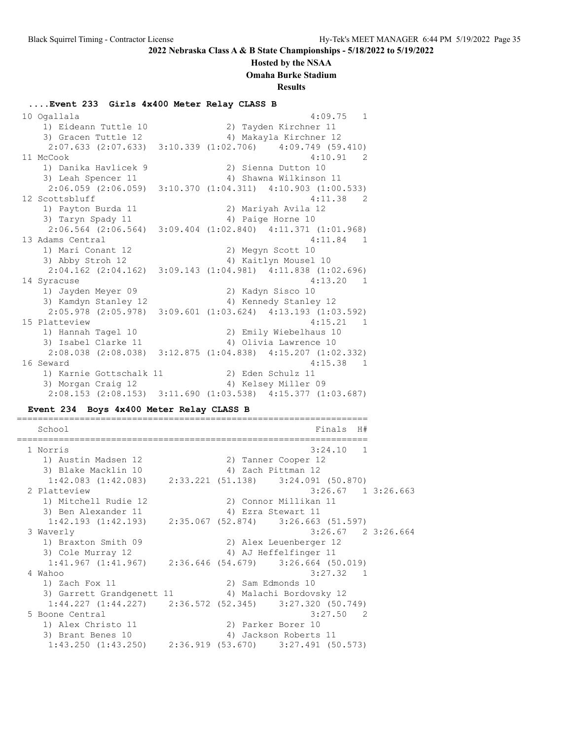## 2022 Nebraska Class A & B State Championships - 5/18/2022 to 5/19/2022

**Hosted by the NSAA**
**Omaha Burke Stadium**
**Results**

### ....Event 233 Girls 4x400 Meter Relay CLASS B

```
 10 Ogallala                                              4:09.75   1 
    1) Eideann Tuttle 10              2) Tayden Kirchner 11             
    3) Gracen Tuttle 12               4) Makayla Kirchner 12            
     2:07.633 (2:07.633)  3:10.339 (1:02.706)   4:09.749 (59.410)
 11 McCook                                                4:10.91   2 
    1) Danika Havlicek 9              2) Sienna Dutton 10               
    3) Leah Spencer 11                4) Shawna Wilkinson 11            
     2:06.059 (2:06.059)  3:10.370 (1:04.311)  4:10.903 (1:00.533)
 12 Scottsbluff                                           4:11.38   2 
    1) Payton Burda 11                2) Mariyah Avila 12               
    3) Taryn Spady 11                 4) Paige Horne 10                 
     2:06.564 (2:06.564)  3:09.404 (1:02.840)  4:11.371 (1:01.968)
 13 Adams Central                                         4:11.84   1 
    1) Mari Conant 12                 2) Megyn Scott 10                 
    3) Abby Stroh 12                  4) Kaitlyn Mousel 10              
     2:04.162 (2:04.162)  3:09.143 (1:04.981)  4:11.838 (1:02.696)
 14 Syracuse                                              4:13.20   1 
    1) Jayden Meyer 09                2) Kadyn Sisco 10                 
    3) Kamdyn Stanley 12              4) Kennedy Stanley 12             
     2:05.978 (2:05.978)  3:09.601 (1:03.624)  4:13.193 (1:03.592)
 15 Platteview                                            4:15.21   1 
    1) Hannah Tagel 10                2) Emily Wiebelhaus 10            
    3) Isabel Clarke 11               4) Olivia Lawrence 10             
     2:08.038 (2:08.038)  3:12.875 (1:04.838)  4:15.207 (1:02.332)
 16 Seward                                                4:15.38   1 
    1) Karnie Gottschalk 11           2) Eden Schulz 11                 
    3) Morgan Craig 12                4) Kelsey Miller 09               
     2:08.153 (2:08.153)  3:11.690 (1:03.538)  4:15.377 (1:03.687)
```

### Event 234 Boys 4x400 Meter Relay CLASS B

```
===================================================================
    School                                               Finals  H# 
===================================================================
  1 Norris                                                3:24.10   1 
    1) Austin Madsen 12               2) Tanner Cooper 12               
    3) Blake Macklin 10               4) Zach Pittman 12                
     1:42.083 (1:42.083)    2:33.221 (51.138)    3:24.091 (50.870)
  2 Platteview                                            3:26.67   1 3:26.663 
    1) Mitchell Rudie 12              2) Connor Millikan 11             
    3) Ben Alexander 11               4) Ezra Stewart 11                
     1:42.193 (1:42.193)    2:35.067 (52.874)    3:26.663 (51.597)
  3 Waverly                                               3:26.67   2 3:26.664 
    1) Braxton Smith 09               2) Alex Leuenberger 12            
    3) Cole Murray 12                 4) AJ Heffelfinger 11             
     1:41.967 (1:41.967)    2:36.646 (54.679)    3:26.664 (50.019)
  4 Wahoo                                                 3:27.32   1 
    1) Zach Fox 11                    2) Sam Edmonds 10                 
    3) Garrett Grandgenett 11         4) Malachi Bordovsky 12           
     1:44.227 (1:44.227)    2:36.572 (52.345)    3:27.320 (50.749)
  5 Boone Central                                         3:27.50   2 
    1) Alex Christo 11                2) Parker Borer 10                
    3) Brant Benes 10                 4) Jackson Roberts 11             
     1:43.250 (1:43.250)    2:36.919 (53.670)    3:27.491 (50.573)
```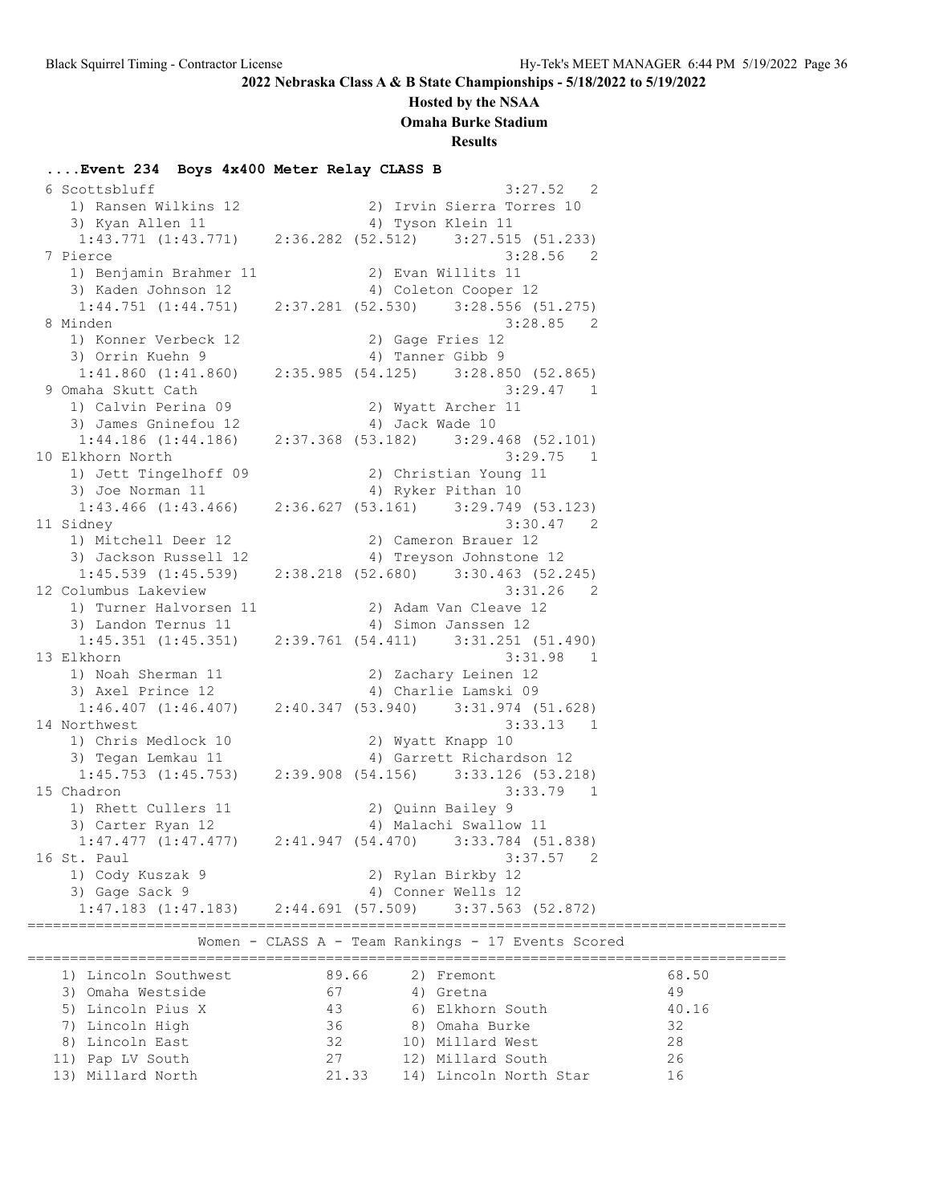**2022 Nebraska Class A & B State Championships - 5/18/2022 to 5/19/2022**

**Hosted by the NSAA**

**Omaha Burke Stadium**

**Results**

### ....Event 234 Boys 4x400 Meter Relay CLASS B

```
  6 Scottsbluff                                          3:27.52   2
     1) Ransen Wilkins 12               2) Irvin Sierra Torres 10
     3) Kyan Allen 11                   4) Tyson Klein 11
      1:43.771 (1:43.771)    2:36.282 (52.512)    3:27.515 (51.233)
  7 Pierce                                               3:28.56   2
     1) Benjamin Brahmer 11             2) Evan Willits 11
     3) Kaden Johnson 12                4) Coleton Cooper 12
      1:44.751 (1:44.751)    2:37.281 (52.530)    3:28.556 (51.275)
  8 Minden                                               3:28.85   2
     1) Konner Verbeck 12               2) Gage Fries 12
     3) Orrin Kuehn 9                   4) Tanner Gibb 9
      1:41.860 (1:41.860)    2:35.985 (54.125)    3:28.850 (52.865)
  9 Omaha Skutt Cath                                     3:29.47   1
     1) Calvin Perina 09                2) Wyatt Archer 11
     3) James Gninefou 12               4) Jack Wade 10
      1:44.186 (1:44.186)    2:37.368 (53.182)    3:29.468 (52.101)
 10 Elkhorn North                                        3:29.75   1
     1) Jett Tingelhoff 09              2) Christian Young 11
     3) Joe Norman 11                   4) Ryker Pithan 10
      1:43.466 (1:43.466)    2:36.627 (53.161)    3:29.749 (53.123)
 11 Sidney                                               3:30.47   2
     1) Mitchell Deer 12                2) Cameron Brauer 12
     3) Jackson Russell 12              4) Treyson Johnstone 12
      1:45.539 (1:45.539)    2:38.218 (52.680)    3:30.463 (52.245)
 12 Columbus Lakeview                                    3:31.26   2
     1) Turner Halvorsen 11             2) Adam Van Cleave 12
     3) Landon Ternus 11                4) Simon Janssen 12
      1:45.351 (1:45.351)    2:39.761 (54.411)    3:31.251 (51.490)
 13 Elkhorn                                              3:31.98   1
     1) Noah Sherman 11                 2) Zachary Leinen 12
     3) Axel Prince 12                  4) Charlie Lamski 09
      1:46.407 (1:46.407)    2:40.347 (53.940)    3:31.974 (51.628)
 14 Northwest                                            3:33.13   1
     1) Chris Medlock 10                2) Wyatt Knapp 10
     3) Tegan Lemkau 11                 4) Garrett Richardson 12
      1:45.753 (1:45.753)    2:39.908 (54.156)    3:33.126 (53.218)
 15 Chadron                                              3:33.79   1
     1) Rhett Cullers 11                2) Quinn Bailey 9
     3) Carter Ryan 12                  4) Malachi Swallow 11
      1:47.477 (1:47.477)    2:41.947 (54.470)    3:33.784 (51.838)
 16 St. Paul                                             3:37.57   2
     1) Cody Kuszak 9                   2) Rylan Birkby 12
     3) Gage Sack 9                     4) Conner Wells 12
      1:47.183 (1:47.183)    2:44.691 (57.509)    3:37.563 (52.872)
```

### Women - CLASS A - Team Rankings - 17 Events Scored

| Place | Team | Points | Place | Team | Points |
|---|---|---|---|---|---|
| 1) | Lincoln Southwest | 89.66 | 2) | Fremont | 68.50 |
| 3) | Omaha Westside | 67 | 4) | Gretna | 49 |
| 5) | Lincoln Pius X | 43 | 6) | Elkhorn South | 40.16 |
| 7) | Lincoln High | 36 | 8) | Omaha Burke | 32 |
| 8) | Lincoln East | 32 | 10) | Millard West | 28 |
| 11) | Pap LV South | 27 | 12) | Millard South | 26 |
| 13) | Millard North | 21.33 | 14) | Lincoln North Star | 16 |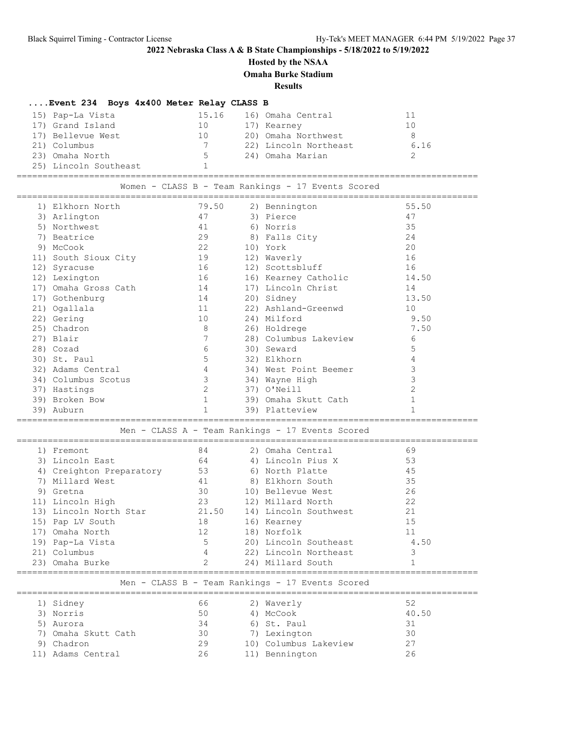# 2022 Nebraska Class A & B State Championships - 5/18/2022 to 5/19/2022

## Hosted by the NSAA

## Omaha Burke Stadium

## Results

### ....Event 234 Boys 4x400 Meter Relay CLASS B

| Place | Team | Points | Place | Team | Points |
|---|---|---|---|---|---|
| 15) | Pap-La Vista | 15.16 | 16) | Omaha Central | 11 |
| 17) | Grand Island | 10 | 17) | Kearney | 10 |
| 17) | Bellevue West | 10 | 20) | Omaha Northwest | 8 |
| 21) | Columbus | 7 | 22) | Lincoln Northeast | 6.16 |
| 23) | Omaha North | 5 | 24) | Omaha Marian | 2 |
| 25) | Lincoln Southeast | 1 | | | |

### Women - CLASS B - Team Rankings - 17 Events Scored

| Place | Team | Points | Place | Team | Points |
|---|---|---|---|---|---|
| 1) | Elkhorn North | 79.50 | 2) | Bennington | 55.50 |
| 3) | Arlington | 47 | 3) | Pierce | 47 |
| 5) | Northwest | 41 | 6) | Norris | 35 |
| 7) | Beatrice | 29 | 8) | Falls City | 24 |
| 9) | McCook | 22 | 10) | York | 20 |
| 11) | South Sioux City | 19 | 12) | Waverly | 16 |
| 12) | Syracuse | 16 | 12) | Scottsbluff | 16 |
| 12) | Lexington | 16 | 16) | Kearney Catholic | 14.50 |
| 17) | Omaha Gross Cath | 14 | 17) | Lincoln Christ | 14 |
| 17) | Gothenburg | 14 | 20) | Sidney | 13.50 |
| 21) | Ogallala | 11 | 22) | Ashland-Greenwd | 10 |
| 22) | Gering | 10 | 24) | Milford | 9.50 |
| 25) | Chadron | 8 | 26) | Holdrege | 7.50 |
| 27) | Blair | 7 | 28) | Columbus Lakeview | 6 |
| 28) | Cozad | 6 | 30) | Seward | 5 |
| 30) | St. Paul | 5 | 32) | Elkhorn | 4 |
| 32) | Adams Central | 4 | 34) | West Point Beemer | 3 |
| 34) | Columbus Scotus | 3 | 34) | Wayne High | 3 |
| 37) | Hastings | 2 | 37) | O'Neill | 2 |
| 39) | Broken Bow | 1 | 39) | Omaha Skutt Cath | 1 |
| 39) | Auburn | 1 | 39) | Platteview | 1 |

### Men - CLASS A - Team Rankings - 17 Events Scored

| Place | Team | Points | Place | Team | Points |
|---|---|---|---|---|---|
| 1) | Fremont | 84 | 2) | Omaha Central | 69 |
| 3) | Lincoln East | 64 | 4) | Lincoln Pius X | 53 |
| 4) | Creighton Preparatory | 53 | 6) | North Platte | 45 |
| 7) | Millard West | 41 | 8) | Elkhorn South | 35 |
| 9) | Gretna | 30 | 10) | Bellevue West | 26 |
| 11) | Lincoln High | 23 | 12) | Millard North | 22 |
| 13) | Lincoln North Star | 21.50 | 14) | Lincoln Southwest | 21 |
| 15) | Pap LV South | 18 | 16) | Kearney | 15 |
| 17) | Omaha North | 12 | 18) | Norfolk | 11 |
| 19) | Pap-La Vista | 5 | 20) | Lincoln Southeast | 4.50 |
| 21) | Columbus | 4 | 22) | Lincoln Northeast | 3 |
| 23) | Omaha Burke | 2 | 24) | Millard South | 1 |

### Men - CLASS B - Team Rankings - 17 Events Scored

| Place | Team | Points | Place | Team | Points |
|---|---|---|---|---|---|
| 1) | Sidney | 66 | 2) | Waverly | 52 |
| 3) | Norris | 50 | 4) | McCook | 40.50 |
| 5) | Aurora | 34 | 6) | St. Paul | 31 |
| 7) | Omaha Skutt Cath | 30 | 7) | Lexington | 30 |
| 9) | Chadron | 29 | 10) | Columbus Lakeview | 27 |
| 11) | Adams Central | 26 | 11) | Bennington | 26 |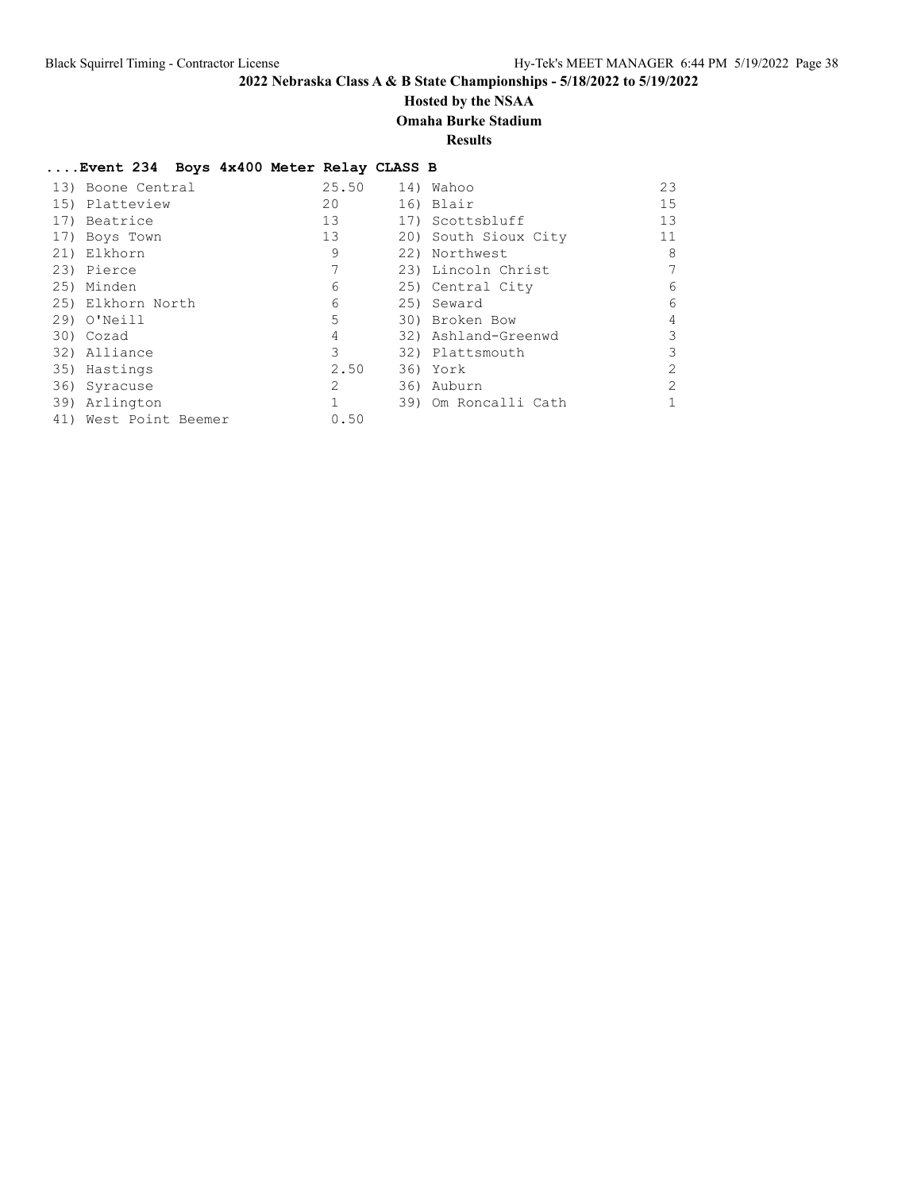**2022 Nebraska Class A & B State Championships - 5/18/2022 to 5/19/2022**

**Hosted by the NSAA**

**Omaha Burke Stadium**

**Results**

### ....Event 234 Boys 4x400 Meter Relay CLASS B

| | | | | | |
|---|---|---|---|---|---|
| 13) | Boone Central | 25.50 | 14) | Wahoo | 23 |
| 15) | Platteview | 20 | 16) | Blair | 15 |
| 17) | Beatrice | 13 | 17) | Scottsbluff | 13 |
| 17) | Boys Town | 13 | 20) | South Sioux City | 11 |
| 21) | Elkhorn | 9 | 22) | Northwest | 8 |
| 23) | Pierce | 7 | 23) | Lincoln Christ | 7 |
| 25) | Minden | 6 | 25) | Central City | 6 |
| 25) | Elkhorn North | 6 | 25) | Seward | 6 |
| 29) | O'Neill | 5 | 30) | Broken Bow | 4 |
| 30) | Cozad | 4 | 32) | Ashland-Greenwd | 3 |
| 32) | Alliance | 3 | 32) | Plattsmouth | 3 |
| 35) | Hastings | 2.50 | 36) | York | 2 |
| 36) | Syracuse | 2 | 36) | Auburn | 2 |
| 39) | Arlington | 1 | 39) | Om Roncalli Cath | 1 |
| 41) | West Point Beemer | 0.50 | | | |